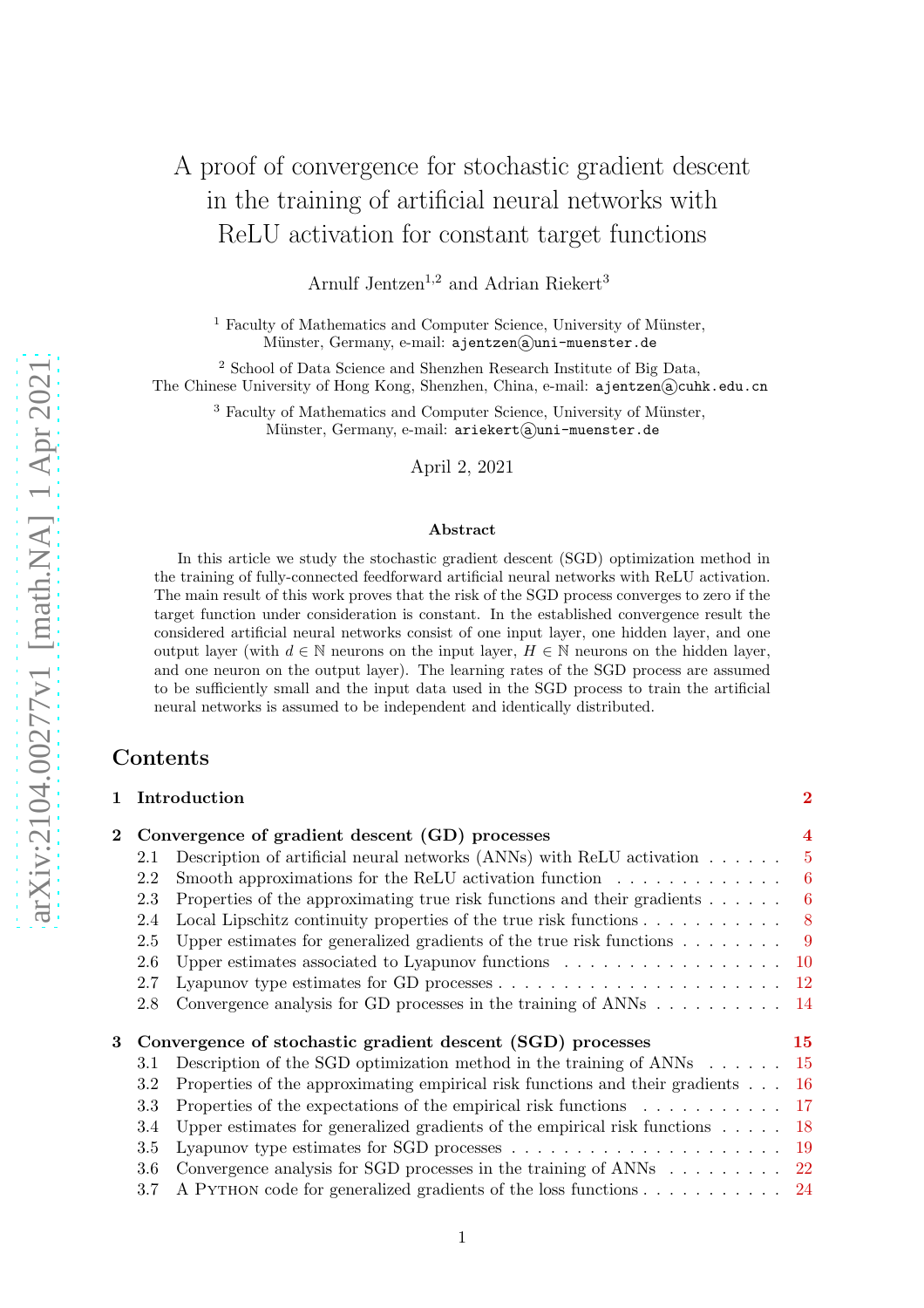# A proof of convergence for stochastic gradient descent in the training of artificial neural networks with ReLU activation for constant target functions

Arnulf Jentzen[1,2] and Adrian Riekert[3]

[1] Faculty of Mathematics and Computer Science, University of Münster, Münster, Germany, e-mail: ajentzen@uni-muenster.de

[2] School of Data Science and Shenzhen Research Institute of Big Data, The Chinese University of Hong Kong, Shenzhen, China, e-mail: ajentzen@cuhk.edu.cn

[3] Faculty of Mathematics and Computer Science, University of Münster, Münster, Germany, e-mail: ariekert@uni-muenster.de

April 2, 2021

### Abstract

In this article we study the stochastic gradient descent (SGD) optimization method in the training of fully-connected feedforward artificial neural networks with ReLU activation. The main result of this work proves that the risk of the SGD process converges to zero if the target function under consideration is constant. In the established convergence result the considered artificial neural networks consist of one input layer, one hidden layer, and one output layer (with $d \in \mathbb{N}$ neurons on the input layer, $H \in \mathbb{N}$ neurons on the hidden layer, and one neuron on the output layer). The learning rates of the SGD process are assumed to be sufficiently small and the input data used in the SGD process to train the artificial neural networks is assumed to be independent and identically distributed.

## Contents

**1 Introduction** — 2

**2 Convergence of gradient descent (GD) processes** — 4

- 2.1 Description of artificial neural networks (ANNs) with ReLU activation — 5
- 2.2 Smooth approximations for the ReLU activation function — 6
- 2.3 Properties of the approximating true risk functions and their gradients — 6
- 2.4 Local Lipschitz continuity properties of the true risk functions — 8
- 2.5 Upper estimates for generalized gradients of the true risk functions — 9
- 2.6 Upper estimates associated to Lyapunov functions — 10
- 2.7 Lyapunov type estimates for GD processes — 12
- 2.8 Convergence analysis for GD processes in the training of ANNs — 14

**3 Convergence of stochastic gradient descent (SGD) processes** — 15

- 3.1 Description of the SGD optimization method in the training of ANNs — 15
- 3.2 Properties of the approximating empirical risk functions and their gradients — 16
- 3.3 Properties of the expectations of the empirical risk functions — 17
- 3.4 Upper estimates for generalized gradients of the empirical risk functions — 18
- 3.5 Lyapunov type estimates for SGD processes — 19
- 3.6 Convergence analysis for SGD processes in the training of ANNs — 22
- 3.7 A Python code for generalized gradients of the loss functions — 24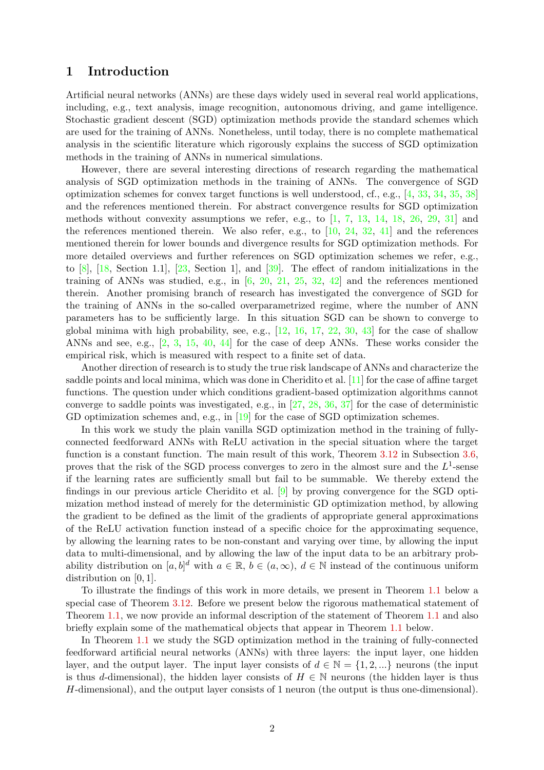# 1 Introduction

Artificial neural networks (ANNs) are these days widely used in several real world applications, including, e.g., text analysis, image recognition, autonomous driving, and game intelligence. Stochastic gradient descent (SGD) optimization methods provide the standard schemes which are used for the training of ANNs. Nonetheless, until today, there is no complete mathematical analysis in the scientific literature which rigorously explains the success of SGD optimization methods in the training of ANNs in numerical simulations.

However, there are several interesting directions of research regarding the mathematical analysis of SGD optimization methods in the training of ANNs. The convergence of SGD optimization schemes for convex target functions is well understood, cf., e.g., [4, 33, 34, 35, 38] and the references mentioned therein. For abstract convergence results for SGD optimization methods without convexity assumptions we refer, e.g., to [1, 7, 13, 14, 18, 26, 29, 31] and the references mentioned therein. We also refer, e.g., to [10, 24, 32, 41] and the references mentioned therein for lower bounds and divergence results for SGD optimization methods. For more detailed overviews and further references on SGD optimization schemes we refer, e.g., to [8], [18, Section 1.1], [23, Section 1], and [39]. The effect of random initializations in the training of ANNs was studied, e.g., in [6, 20, 21, 25, 32, 42] and the references mentioned therein. Another promising branch of research has investigated the convergence of SGD for the training of ANNs in the so-called overparametrized regime, where the number of ANN parameters has to be sufficiently large. In this situation SGD can be shown to converge to global minima with high probability, see, e.g., [12, 16, 17, 22, 30, 43] for the case of shallow ANNs and see, e.g., [2, 3, 15, 40, 44] for the case of deep ANNs. These works consider the empirical risk, which is measured with respect to a finite set of data.

Another direction of research is to study the true risk landscape of ANNs and characterize the saddle points and local minima, which was done in Cheridito et al. [11] for the case of affine target functions. The question under which conditions gradient-based optimization algorithms cannot converge to saddle points was investigated, e.g., in [27, 28, 36, 37] for the case of deterministic GD optimization schemes and, e.g., in [19] for the case of SGD optimization schemes.

In this work we study the plain vanilla SGD optimization method in the training of fully-connected feedforward ANNs with ReLU activation in the special situation where the target function is a constant function. The main result of this work, Theorem 3.12 in Subsection 3.6, proves that the risk of the SGD process converges to zero in the almost sure and the $L^1$-sense if the learning rates are sufficiently small but fail to be summable. We thereby extend the findings in our previous article Cheridito et al. [9] by proving convergence for the SGD optimization method instead of merely for the deterministic GD optimization method, by allowing the gradient to be defined as the limit of the gradients of appropriate general approximations of the ReLU activation function instead of a specific choice for the approximating sequence, by allowing the learning rates to be non-constant and varying over time, by allowing the input data to multi-dimensional, and by allowing the law of the input data to be an arbitrary probability distribution on $[a, b]^d$ with $a \in \mathbb{R}$, $b \in (a, \infty)$, $d \in \mathbb{N}$ instead of the continuous uniform distribution on $[0, 1]$.

To illustrate the findings of this work in more details, we present in Theorem 1.1 below a special case of Theorem 3.12. Before we present below the rigorous mathematical statement of Theorem 1.1, we now provide an informal description of the statement of Theorem 1.1 and also briefly explain some of the mathematical objects that appear in Theorem 1.1 below.

In Theorem 1.1 we study the SGD optimization method in the training of fully-connected feedforward artificial neural networks (ANNs) with three layers: the input layer, one hidden layer, and the output layer. The input layer consists of $d \in \mathbb{N} = \{1, 2, ...\}$ neurons (the input is thus $d$-dimensional), the hidden layer consists of $H \in \mathbb{N}$ neurons (the hidden layer is thus $H$-dimensional), and the output layer consists of 1 neuron (the output is thus one-dimensional).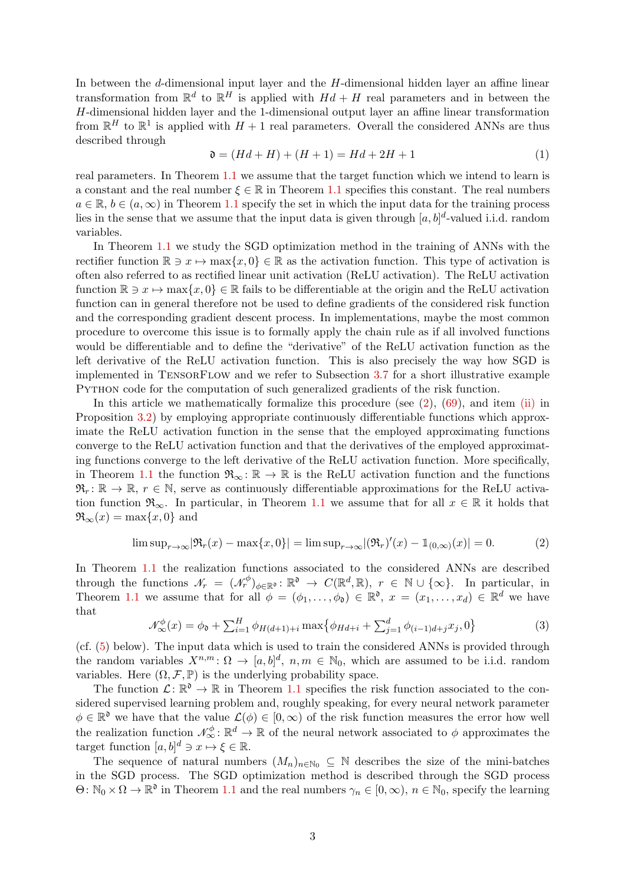In between the $d$-dimensional input layer and the $H$-dimensional hidden layer an affine linear transformation from $\mathbb{R}^d$ to $\mathbb{R}^H$ is applied with $Hd + H$ real parameters and in between the $H$-dimensional hidden layer and the 1-dimensional output layer an affine linear transformation from $\mathbb{R}^H$ to $\mathbb{R}^1$ is applied with $H + 1$ real parameters. Overall the considered ANNs are thus described through

$$\mathfrak{d} = (Hd + H) + (H + 1) = Hd + 2H + 1 \tag{1}$$

real parameters. In Theorem 1.1 we assume that the target function which we intend to learn is a constant and the real number $\xi \in \mathbb{R}$ in Theorem 1.1 specifies this constant. The real numbers $a \in \mathbb{R}$, $b \in (a, \infty)$ in Theorem 1.1 specify the set in which the input data for the training process lies in the sense that we assume that the input data is given through $[a, b]^d$-valued i.i.d. random variables.

In Theorem 1.1 we study the SGD optimization method in the training of ANNs with the rectifier function $\mathbb{R} \ni x \mapsto \max\{x, 0\} \in \mathbb{R}$ as the activation function. This type of activation is often also referred to as rectified linear unit activation (ReLU activation). The ReLU activation function $\mathbb{R} \ni x \mapsto \max\{x, 0\} \in \mathbb{R}$ fails to be differentiable at the origin and the ReLU activation function can in general therefore not be used to define gradients of the considered risk function and the corresponding gradient descent process. In implementations, maybe the most common procedure to overcome this issue is to formally apply the chain rule as if all involved functions would be differentiable and to define the "derivative" of the ReLU activation function as the left derivative of the ReLU activation function. This is also precisely the way how SGD is implemented in TensorFlow and we refer to Subsection 3.7 for a short illustrative example Python code for the computation of such generalized gradients of the risk function.

In this article we mathematically formalize this procedure (see (2), (69), and item (ii) in Proposition 3.2) by employing appropriate continuously differentiable functions which approximate the ReLU activation function in the sense that the employed approximating functions converge to the ReLU activation function and that the derivatives of the employed approximating functions converge to the left derivative of the ReLU activation function. More specifically, in Theorem 1.1 the function $\mathfrak{R}_\infty \colon \mathbb{R} \to \mathbb{R}$ is the ReLU activation function and the functions $\mathfrak{R}_r \colon \mathbb{R} \to \mathbb{R}$, $r \in \mathbb{N}$, serve as continuously differentiable approximations for the ReLU activation function $\mathfrak{R}_\infty$. In particular, in Theorem 1.1 we assume that for all $x \in \mathbb{R}$ it holds that $\mathfrak{R}_\infty(x) = \max\{x, 0\}$ and

$$\limsup_{r \to \infty} |\mathfrak{R}_r(x) - \max\{x, 0\}| = \limsup_{r \to \infty} |(\mathfrak{R}_r)'(x) - \mathbb{1}_{(0,\infty)}(x)| = 0. \tag{2}$$

In Theorem 1.1 the realization functions associated to the considered ANNs are described through the functions $\mathscr{N}_r = (\mathscr{N}_r^\phi)_{\phi \in \mathbb{R}^\mathfrak{d}} \colon \mathbb{R}^\mathfrak{d} \to C(\mathbb{R}^d, \mathbb{R})$, $r \in \mathbb{N} \cup \{\infty\}$. In particular, in Theorem 1.1 we assume that for all $\phi = (\phi_1, \ldots, \phi_\mathfrak{d}) \in \mathbb{R}^\mathfrak{d}$, $x = (x_1, \ldots, x_d) \in \mathbb{R}^d$ we have that

$$\mathscr{N}_\infty^\phi(x) = \phi_\mathfrak{d} + \textstyle\sum_{i=1}^H \phi_{H(d+1)+i} \max\{\phi_{Hd+i} + \sum_{j=1}^d \phi_{(i-1)d+j} x_j, 0\} \tag{3}$$

(cf. (5) below). The input data which is used to train the considered ANNs is provided through the random variables $X^{n,m} \colon \Omega \to [a, b]^d$, $n, m \in \mathbb{N}_0$, which are assumed to be i.i.d. random variables. Here $(\Omega, \mathcal{F}, \mathbb{P})$ is the underlying probability space.

The function $\mathcal{L} \colon \mathbb{R}^\mathfrak{d} \to \mathbb{R}$ in Theorem 1.1 specifies the risk function associated to the considered supervised learning problem and, roughly speaking, for every neural network parameter $\phi \in \mathbb{R}^\mathfrak{d}$ we have that the value $\mathcal{L}(\phi) \in [0, \infty)$ of the risk function measures the error how well the realization function $\mathscr{N}_\infty^\phi \colon \mathbb{R}^d \to \mathbb{R}$ of the neural network associated to $\phi$ approximates the target function $[a, b]^d \ni x \mapsto \xi \in \mathbb{R}$.

The sequence of natural numbers $(M_n)_{n \in \mathbb{N}_0} \subseteq \mathbb{N}$ describes the size of the mini-batches in the SGD process. The SGD optimization method is described through the SGD process $\Theta \colon \mathbb{N}_0 \times \Omega \to \mathbb{R}^\mathfrak{d}$ in Theorem 1.1 and the real numbers $\gamma_n \in [0, \infty)$, $n \in \mathbb{N}_0$, specify the learning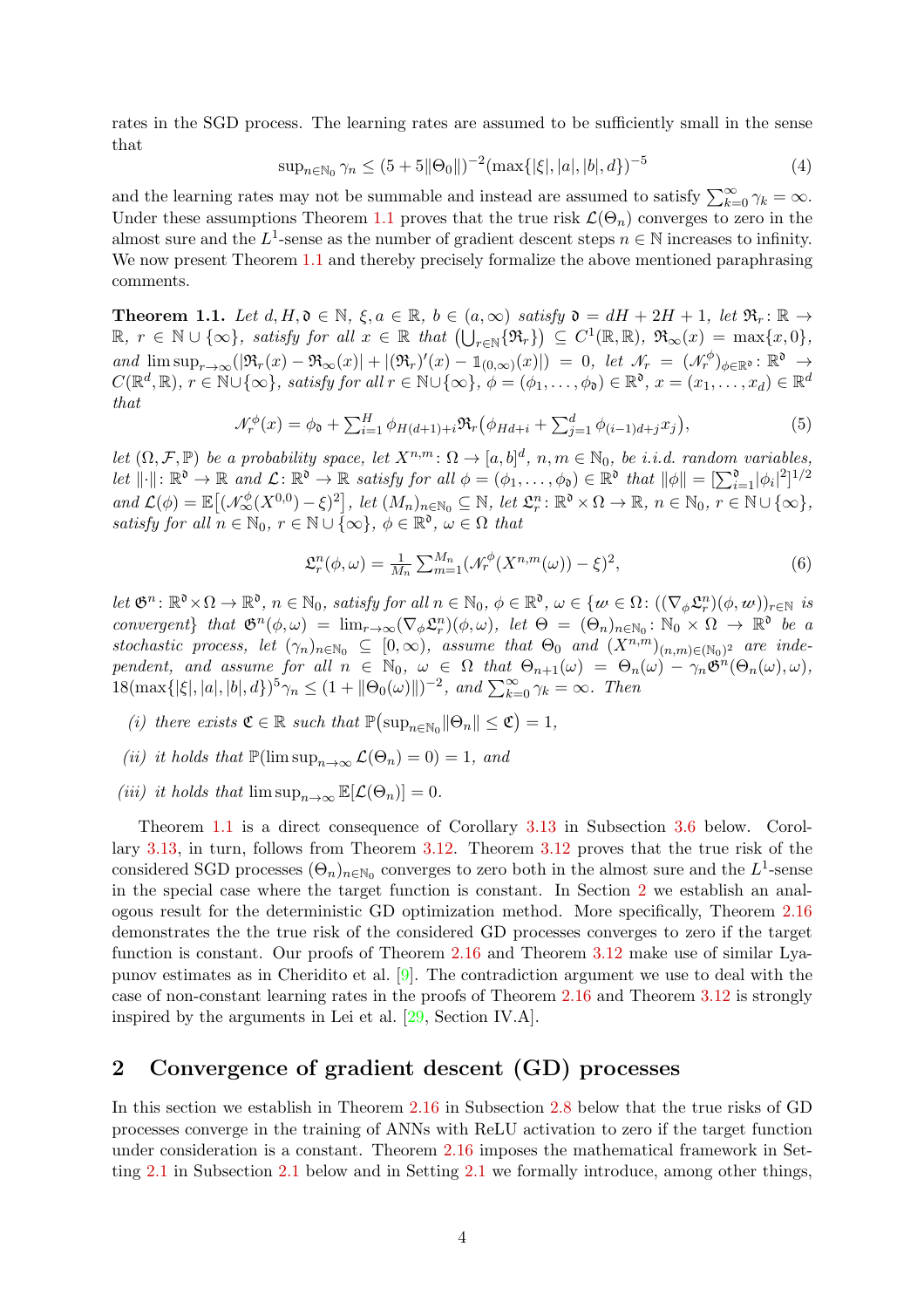rates in the SGD process. The learning rates are assumed to be sufficiently small in the sense that

$$\sup_{n\in\mathbb{N}_0} \gamma_n \leq (5 + 5\|\Theta_0\|)^{-2}(\max\{|\xi|, |a|, |b|, d\})^{-5} \tag{4}$$

and the learning rates may not be summable and instead are assumed to satisfy $\sum_{k=0}^{\infty} \gamma_k = \infty$. Under these assumptions Theorem 1.1 proves that the true risk $\mathcal{L}(\Theta_n)$ converges to zero in the almost sure and the $L^1$-sense as the number of gradient descent steps $n \in \mathbb{N}$ increases to infinity. We now present Theorem 1.1 and thereby precisely formalize the above mentioned paraphrasing comments.

**Theorem 1.1.** *Let $d, H, \mathfrak{d} \in \mathbb{N}$, $\xi, a \in \mathbb{R}$, $b \in (a, \infty)$ satisfy $\mathfrak{d} = dH + 2H + 1$, let $\mathfrak{R}_r : \mathbb{R} \to \mathbb{R}$, $r \in \mathbb{N} \cup \{\infty\}$, satisfy for all $x \in \mathbb{R}$ that $\big(\bigcup_{r\in\mathbb{N}}\{\mathfrak{R}_r\}\big) \subseteq C^1(\mathbb{R}, \mathbb{R})$, $\mathfrak{R}_\infty(x) = \max\{x, 0\}$, and $\limsup_{r\to\infty}(|\mathfrak{R}_r(x) - \mathfrak{R}_\infty(x)| + |(\mathfrak{R}_r)'(x) - \mathbb{1}_{(0,\infty)}(x)|) = 0$, let $\mathscr{N}_r = (\mathscr{N}_r^\phi)_{\phi\in\mathbb{R}^\mathfrak{d}} : \mathbb{R}^\mathfrak{d} \to C(\mathbb{R}^d, \mathbb{R})$, $r \in \mathbb{N}\cup\{\infty\}$, satisfy for all $r \in \mathbb{N}\cup\{\infty\}$, $\phi = (\phi_1, \ldots, \phi_\mathfrak{d}) \in \mathbb{R}^\mathfrak{d}$, $x = (x_1, \ldots, x_d) \in \mathbb{R}^d$ that*

$$\mathscr{N}_r^\phi(x) = \phi_\mathfrak{d} + \textstyle\sum_{i=1}^{H} \phi_{H(d+1)+i}\mathfrak{R}_r\big(\phi_{Hd+i} + \sum_{j=1}^{d} \phi_{(i-1)d+j}x_j\big), \tag{5}$$

*let $(\Omega, \mathcal{F}, \mathbb{P})$ be a probability space, let $X^{n,m} : \Omega \to [a, b]^d$, $n, m \in \mathbb{N}_0$, be i.i.d. random variables, let $\|\cdot\| : \mathbb{R}^\mathfrak{d} \to \mathbb{R}$ and $\mathcal{L} : \mathbb{R}^\mathfrak{d} \to \mathbb{R}$ satisfy for all $\phi = (\phi_1, \ldots, \phi_\mathfrak{d}) \in \mathbb{R}^\mathfrak{d}$ that $\|\phi\| = [\sum_{i=1}^{\mathfrak{d}}|\phi_i|^2]^{1/2}$ and $\mathcal{L}(\phi) = \mathbb{E}\big[(\mathscr{N}_\infty^\phi(X^{0,0}) - \xi)^2\big]$, let $(M_n)_{n\in\mathbb{N}_0} \subseteq \mathbb{N}$, let $\mathfrak{L}_r^n : \mathbb{R}^\mathfrak{d} \times \Omega \to \mathbb{R}$, $n \in \mathbb{N}_0$, $r \in \mathbb{N}\cup\{\infty\}$, satisfy for all $n \in \mathbb{N}_0$, $r \in \mathbb{N}\cup\{\infty\}$, $\phi \in \mathbb{R}^\mathfrak{d}$, $\omega \in \Omega$ that*

$$\mathfrak{L}_r^n(\phi, \omega) = \tfrac{1}{M_n}\textstyle\sum_{m=1}^{M_n}(\mathscr{N}_r^\phi(X^{n,m}(\omega)) - \xi)^2, \tag{6}$$

*let $\mathfrak{G}^n : \mathbb{R}^\mathfrak{d}\times\Omega \to \mathbb{R}^\mathfrak{d}$, $n \in \mathbb{N}_0$, satisfy for all $n \in \mathbb{N}_0$, $\phi \in \mathbb{R}^\mathfrak{d}$, $\omega \in \{w \in \Omega : ((\nabla_\phi\mathfrak{L}_r^n)(\phi, w))_{r\in\mathbb{N}}$ is convergent$\}$ that $\mathfrak{G}^n(\phi, \omega) = \lim_{r\to\infty}(\nabla_\phi\mathfrak{L}_r^n)(\phi, \omega)$, let $\Theta = (\Theta_n)_{n\in\mathbb{N}_0} : \mathbb{N}_0 \times \Omega \to \mathbb{R}^\mathfrak{d}$ be a stochastic process, let $(\gamma_n)_{n\in\mathbb{N}_0} \subseteq [0, \infty)$, assume that $\Theta_0$ and $(X^{n,m})_{(n,m)\in(\mathbb{N}_0)^2}$ are independent, and assume for all $n \in \mathbb{N}_0$, $\omega \in \Omega$ that $\Theta_{n+1}(\omega) = \Theta_n(\omega) - \gamma_n\mathfrak{G}^n(\Theta_n(\omega), \omega)$, $18(\max\{|\xi|, |a|, |b|, d\})^5\gamma_n \leq (1 + \|\Theta_0(\omega)\|)^{-2}$, and $\sum_{k=0}^{\infty}\gamma_k = \infty$. Then*

*(i) there exists $\mathfrak{C} \in \mathbb{R}$ such that $\mathbb{P}\big(\sup_{n\in\mathbb{N}_0}\|\Theta_n\| \leq \mathfrak{C}\big) = 1$,*

*(ii) it holds that $\mathbb{P}(\limsup_{n\to\infty}\mathcal{L}(\Theta_n) = 0) = 1$, and*

*(iii) it holds that $\limsup_{n\to\infty}\mathbb{E}[\mathcal{L}(\Theta_n)] = 0$.*

Theorem 1.1 is a direct consequence of Corollary 3.13 in Subsection 3.6 below. Corollary 3.13, in turn, follows from Theorem 3.12. Theorem 3.12 proves that the true risk of the considered SGD processes $(\Theta_n)_{n\in\mathbb{N}_0}$ converges to zero both in the almost sure and the $L^1$-sense in the special case where the target function is constant. In Section 2 we establish an analogous result for the deterministic GD optimization method. More specifically, Theorem 2.16 demonstrates the the true risk of the considered GD processes converges to zero if the target function is constant. Our proofs of Theorem 2.16 and Theorem 3.12 make use of similar Lyapunov estimates as in Cheridito et al. [9]. The contradiction argument we use to deal with the case of non-constant learning rates in the proofs of Theorem 2.16 and Theorem 3.12 is strongly inspired by the arguments in Lei et al. [29, Section IV.A].

## 2 Convergence of gradient descent (GD) processes

In this section we establish in Theorem 2.16 in Subsection 2.8 below that the true risks of GD processes converge in the training of ANNs with ReLU activation to zero if the target function under consideration is a constant. Theorem 2.16 imposes the mathematical framework in Setting 2.1 in Subsection 2.1 below and in Setting 2.1 we formally introduce, among other things,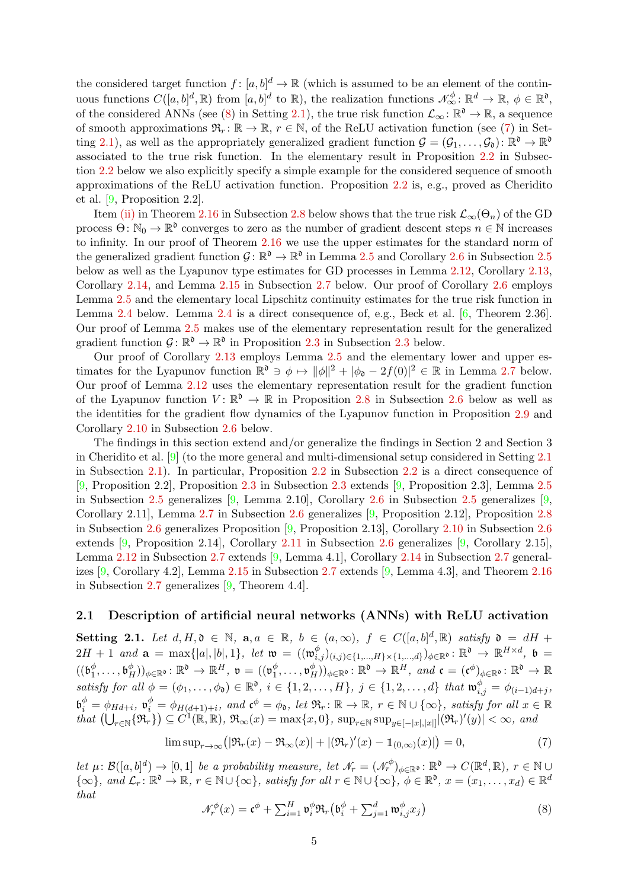the considered target function $f \colon [a,b]^d \to \mathbb{R}$ (which is assumed to be an element of the continuous functions $C([a,b]^d, \mathbb{R})$ from $[a,b]^d$ to $\mathbb{R}$), the realization functions $\mathscr{N}^{\phi}_{\infty} \colon \mathbb{R}^d \to \mathbb{R}$, $\phi \in \mathbb{R}^{\mathfrak{d}}$, of the considered ANNs (see (8) in Setting 2.1), the true risk function $\mathcal{L}_{\infty} \colon \mathbb{R}^{\mathfrak{d}} \to \mathbb{R}$, a sequence of smooth approximations $\mathfrak{R}_r \colon \mathbb{R} \to \mathbb{R}$, $r \in \mathbb{N}$, of the ReLU activation function (see (7) in Setting 2.1), as well as the appropriately generalized gradient function $\mathcal{G} = (\mathcal{G}_1, \ldots, \mathcal{G}_{\mathfrak{d}}) \colon \mathbb{R}^{\mathfrak{d}} \to \mathbb{R}^{\mathfrak{d}}$ associated to the true risk function. In the elementary result in Proposition 2.2 in Subsection 2.2 below we also explicitly specify a simple example for the considered sequence of smooth approximations of the ReLU activation function. Proposition 2.2 is, e.g., proved as Cheridito et al. [9, Proposition 2.2].

Item (ii) in Theorem 2.16 in Subsection 2.8 below shows that the true risk $\mathcal{L}_{\infty}(\Theta_n)$ of the GD process $\Theta \colon \mathbb{N}_0 \to \mathbb{R}^{\mathfrak{d}}$ converges to zero as the number of gradient descent steps $n \in \mathbb{N}$ increases to infinity. In our proof of Theorem 2.16 we use the upper estimates for the standard norm of the generalized gradient function $\mathcal{G} \colon \mathbb{R}^{\mathfrak{d}} \to \mathbb{R}^{\mathfrak{d}}$ in Lemma 2.5 and Corollary 2.6 in Subsection 2.5 below as well as the Lyapunov type estimates for GD processes in Lemma 2.12, Corollary 2.13, Corollary 2.14, and Lemma 2.15 in Subsection 2.7 below. Our proof of Corollary 2.6 employs Lemma 2.5 and the elementary local Lipschitz continuity estimates for the true risk function in Lemma 2.4 below. Lemma 2.4 is a direct consequence of, e.g., Beck et al. [6, Theorem 2.36]. Our proof of Lemma 2.5 makes use of the elementary representation result for the generalized gradient function $\mathcal{G} \colon \mathbb{R}^{\mathfrak{d}} \to \mathbb{R}^{\mathfrak{d}}$ in Proposition 2.3 in Subsection 2.3 below.

Our proof of Corollary 2.13 employs Lemma 2.5 and the elementary lower and upper estimates for the Lyapunov function $\mathbb{R}^{\mathfrak{d}} \ni \phi \mapsto \|\phi\|^2 + |\phi_{\mathfrak{d}} - 2f(0)|^2 \in \mathbb{R}$ in Lemma 2.7 below. Our proof of Lemma 2.12 uses the elementary representation result for the gradient function of the Lyapunov function $V \colon \mathbb{R}^{\mathfrak{d}} \to \mathbb{R}$ in Proposition 2.8 in Subsection 2.6 below as well as the identities for the gradient flow dynamics of the Lyapunov function in Proposition 2.9 and Corollary 2.10 in Subsection 2.6 below.

The findings in this section extend and/or generalize the findings in Section 2 and Section 3 in Cheridito et al. [9] (to the more general and multi-dimensional setup considered in Setting 2.1 in Subsection 2.1). In particular, Proposition 2.2 in Subsection 2.2 is a direct consequence of [9, Proposition 2.2], Proposition 2.3 in Subsection 2.3 extends [9, Proposition 2.3], Lemma 2.5 in Subsection 2.5 generalizes [9, Lemma 2.10], Corollary 2.6 in Subsection 2.5 generalizes [9, Corollary 2.11], Lemma 2.7 in Subsection 2.6 generalizes [9, Proposition 2.12], Proposition 2.8 in Subsection 2.6 generalizes Proposition [9, Proposition 2.13], Corollary 2.10 in Subsection 2.6 extends [9, Proposition 2.14], Corollary 2.11 in Subsection 2.6 generalizes [9, Corollary 2.15], Lemma 2.12 in Subsection 2.7 extends [9, Lemma 4.1], Corollary 2.14 in Subsection 2.7 generalizes [9, Corollary 4.2], Lemma 2.15 in Subsection 2.7 extends [9, Lemma 4.3], and Theorem 2.16 in Subsection 2.7 generalizes [9, Theorem 4.4].

## 2.1 Description of artificial neural networks (ANNs) with ReLU activation

**Setting 2.1.** *Let $d, H, \mathfrak{d} \in \mathbb{N}$, $\mathbf{a}, a \in \mathbb{R}$, $b \in (a, \infty)$, $f \in C([a,b]^d, \mathbb{R})$ satisfy $\mathfrak{d} = dH + 2H + 1$ and $\mathbf{a} = \max\{|a|, |b|, 1\}$, let $\mathfrak{w} = ((\mathfrak{w}^{\phi}_{i,j})_{(i,j) \in \{1,\ldots,H\} \times \{1,\ldots,d\}})_{\phi \in \mathbb{R}^{\mathfrak{d}}} \colon \mathbb{R}^{\mathfrak{d}} \to \mathbb{R}^{H \times d}$, $\mathfrak{b} = ((\mathfrak{b}^{\phi}_1, \ldots, \mathfrak{b}^{\phi}_H))_{\phi \in \mathbb{R}^{\mathfrak{d}}} \colon \mathbb{R}^{\mathfrak{d}} \to \mathbb{R}^H$, $\mathfrak{v} = ((\mathfrak{v}^{\phi}_1, \ldots, \mathfrak{v}^{\phi}_H))_{\phi \in \mathbb{R}^{\mathfrak{d}}} \colon \mathbb{R}^{\mathfrak{d}} \to \mathbb{R}^H$, and $\mathfrak{c} = (\mathfrak{c}^{\phi})_{\phi \in \mathbb{R}^{\mathfrak{d}}} \colon \mathbb{R}^{\mathfrak{d}} \to \mathbb{R}$ satisfy for all $\phi = (\phi_1, \ldots, \phi_{\mathfrak{d}}) \in \mathbb{R}^{\mathfrak{d}}$, $i \in \{1, 2, \ldots, H\}$, $j \in \{1, 2, \ldots, d\}$ that $\mathfrak{w}^{\phi}_{i,j} = \phi_{(i-1)d+j}$, $\mathfrak{b}^{\phi}_i = \phi_{Hd+i}$, $\mathfrak{v}^{\phi}_i = \phi_{H(d+1)+i}$, and $\mathfrak{c}^{\phi} = \phi_{\mathfrak{d}}$, let $\mathfrak{R}_r \colon \mathbb{R} \to \mathbb{R}$, $r \in \mathbb{N} \cup \{\infty\}$, satisfy for all $x \in \mathbb{R}$ that $\left(\bigcup_{r \in \mathbb{N}} \{\mathfrak{R}_r\}\right) \subseteq C^1(\mathbb{R}, \mathbb{R})$, $\mathfrak{R}_{\infty}(x) = \max\{x, 0\}$, $\sup_{r \in \mathbb{N}} \sup_{y \in [-|x|, |x|]} |(\mathfrak{R}_r)'(y)| < \infty$, and*

$$\limsup_{r \to \infty} \left( |\mathfrak{R}_r(x) - \mathfrak{R}_{\infty}(x)| + |(\mathfrak{R}_r)'(x) - \mathbb{1}_{(0,\infty)}(x)| \right) = 0, \tag{7}$$

*let $\mu \colon \mathcal{B}([a,b]^d) \to [0,1]$ be a probability measure, let $\mathscr{N}_r = (\mathscr{N}^{\phi}_r)_{\phi \in \mathbb{R}^{\mathfrak{d}}} \colon \mathbb{R}^{\mathfrak{d}} \to C(\mathbb{R}^d, \mathbb{R})$, $r \in \mathbb{N} \cup \{\infty\}$, and $\mathcal{L}_r \colon \mathbb{R}^{\mathfrak{d}} \to \mathbb{R}$, $r \in \mathbb{N} \cup \{\infty\}$, satisfy for all $r \in \mathbb{N} \cup \{\infty\}$, $\phi \in \mathbb{R}^{\mathfrak{d}}$, $x = (x_1, \ldots, x_d) \in \mathbb{R}^d$ that*

$$\mathscr{N}^{\phi}_r(x) = \mathfrak{c}^{\phi} + \textstyle\sum_{i=1}^{H} \mathfrak{v}^{\phi}_i \mathfrak{R}_r\left(\mathfrak{b}^{\phi}_i + \sum_{j=1}^{d} \mathfrak{w}^{\phi}_{i,j} x_j\right) \tag{8}$$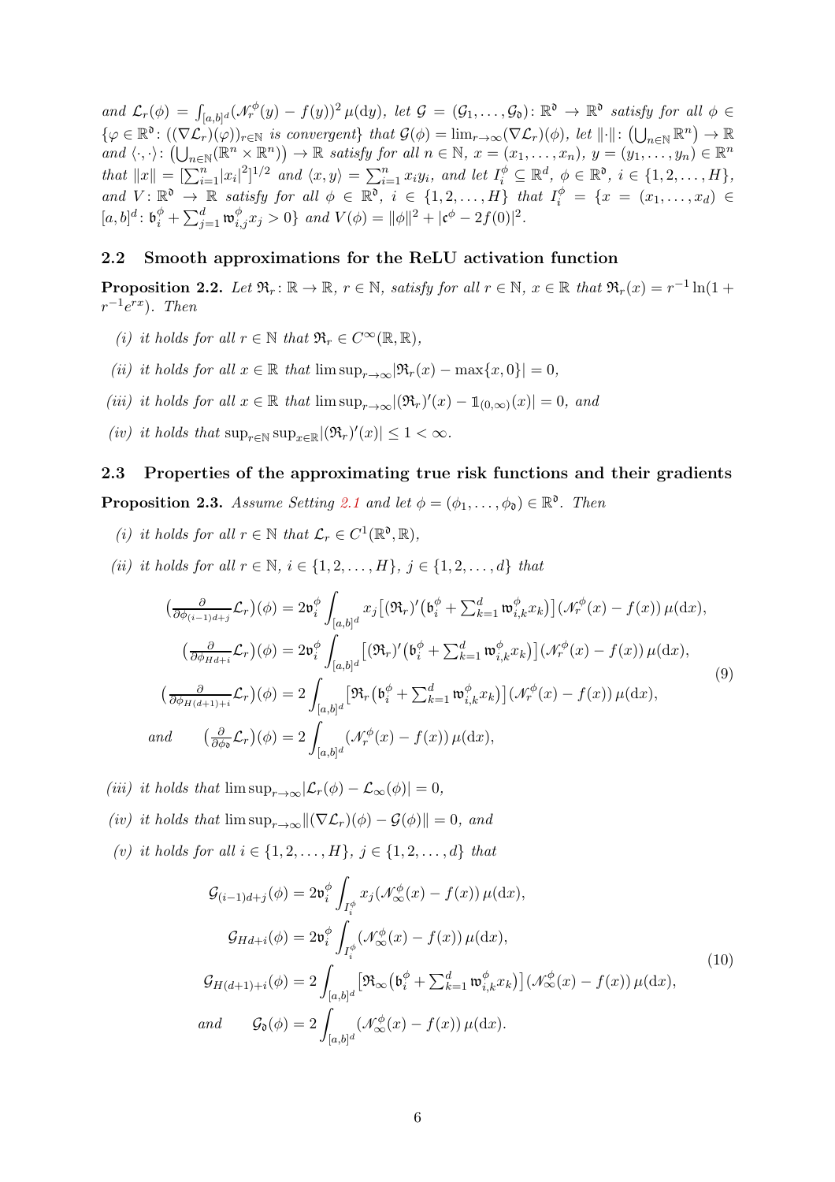and $\mathcal{L}_r(\phi) = \int_{[a,b]^d} (\mathscr{N}_r^{\phi}(y) - f(y))^2 \, \mu(\mathrm{d}y)$, let $\mathcal{G} = (\mathcal{G}_1, \ldots, \mathcal{G}_{\mathfrak{d}}) \colon \mathbb{R}^{\mathfrak{d}} \to \mathbb{R}^{\mathfrak{d}}$ satisfy for all $\phi \in \{\varphi \in \mathbb{R}^{\mathfrak{d}} \colon ((\nabla \mathcal{L}_r)(\varphi))_{r \in \mathbb{N}}$ *is convergent*$\}$ that $\mathcal{G}(\phi) = \lim_{r \to \infty} (\nabla \mathcal{L}_r)(\phi)$, let $\|\cdot\| \colon \left(\bigcup_{n \in \mathbb{N}} \mathbb{R}^n\right) \to \mathbb{R}$ and $\langle \cdot, \cdot \rangle \colon \left(\bigcup_{n \in \mathbb{N}} (\mathbb{R}^n \times \mathbb{R}^n)\right) \to \mathbb{R}$ satisfy for all $n \in \mathbb{N}$, $x = (x_1, \ldots, x_n)$, $y = (y_1, \ldots, y_n) \in \mathbb{R}^n$ that $\|x\| = [\sum_{i=1}^n |x_i|^2]^{1/2}$ and $\langle x, y \rangle = \sum_{i=1}^n x_i y_i$, and let $I_i^{\phi} \subseteq \mathbb{R}^d$, $\phi \in \mathbb{R}^{\mathfrak{d}}$, $i \in \{1, 2, \ldots, H\}$, and $V \colon \mathbb{R}^{\mathfrak{d}} \to \mathbb{R}$ satisfy for all $\phi \in \mathbb{R}^{\mathfrak{d}}$, $i \in \{1, 2, \ldots, H\}$ that $I_i^{\phi} = \{x = (x_1, \ldots, x_d) \in [a,b]^d \colon \mathfrak{b}_i^{\phi} + \sum_{j=1}^d \mathfrak{w}_{i,j}^{\phi} x_j > 0\}$ and $V(\phi) = \|\phi\|^2 + |\mathfrak{c}^{\phi} - 2f(0)|^2$.

## 2.2 Smooth approximations for the ReLU activation function

**Proposition 2.2.** *Let $\mathfrak{R}_r \colon \mathbb{R} \to \mathbb{R}$, $r \in \mathbb{N}$, satisfy for all $r \in \mathbb{N}$, $x \in \mathbb{R}$ that $\mathfrak{R}_r(x) = r^{-1} \ln(1 + r^{-1} e^{rx})$. Then*

*(i) it holds for all $r \in \mathbb{N}$ that $\mathfrak{R}_r \in C^{\infty}(\mathbb{R}, \mathbb{R})$,*

*(ii) it holds for all $x \in \mathbb{R}$ that $\limsup_{r \to \infty} |\mathfrak{R}_r(x) - \max\{x, 0\}| = 0$,*

*(iii) it holds for all $x \in \mathbb{R}$ that $\limsup_{r \to \infty} |(\mathfrak{R}_r)'(x) - \mathbb{1}_{(0,\infty)}(x)| = 0$, and*

*(iv) it holds that $\sup_{r \in \mathbb{N}} \sup_{x \in \mathbb{R}} |(\mathfrak{R}_r)'(x)| \leq 1 < \infty$.*

## 2.3 Properties of the approximating true risk functions and their gradients

**Proposition 2.3.** *Assume Setting 2.1 and let $\phi = (\phi_1, \ldots, \phi_{\mathfrak{d}}) \in \mathbb{R}^{\mathfrak{d}}$. Then*

*(i) it holds for all $r \in \mathbb{N}$ that $\mathcal{L}_r \in C^1(\mathbb{R}^{\mathfrak{d}}, \mathbb{R})$,*

*(ii) it holds for all $r \in \mathbb{N}$, $i \in \{1, 2, \ldots, H\}$, $j \in \{1, 2, \ldots, d\}$ that*

$$
\begin{aligned}
\left(\tfrac{\partial}{\partial \phi_{(i-1)d+j}} \mathcal{L}_r\right)(\phi) &= 2\mathfrak{v}_i^{\phi} \int_{[a,b]^d} x_j \left[(\mathfrak{R}_r)'\left(\mathfrak{b}_i^{\phi} + \textstyle\sum_{k=1}^d \mathfrak{w}_{i,k}^{\phi} x_k\right)\right] (\mathscr{N}_r^{\phi}(x) - f(x)) \, \mu(\mathrm{d}x), \\
\left(\tfrac{\partial}{\partial \phi_{Hd+i}} \mathcal{L}_r\right)(\phi) &= 2\mathfrak{v}_i^{\phi} \int_{[a,b]^d} \left[(\mathfrak{R}_r)'\left(\mathfrak{b}_i^{\phi} + \textstyle\sum_{k=1}^d \mathfrak{w}_{i,k}^{\phi} x_k\right)\right] (\mathscr{N}_r^{\phi}(x) - f(x)) \, \mu(\mathrm{d}x), \\
\left(\tfrac{\partial}{\partial \phi_{H(d+1)+i}} \mathcal{L}_r\right)(\phi) &= 2 \int_{[a,b]^d} \left[\mathfrak{R}_r\left(\mathfrak{b}_i^{\phi} + \textstyle\sum_{k=1}^d \mathfrak{w}_{i,k}^{\phi} x_k\right)\right] (\mathscr{N}_r^{\phi}(x) - f(x)) \, \mu(\mathrm{d}x), \\
\text{and} \qquad \left(\tfrac{\partial}{\partial \phi_{\mathfrak{d}}} \mathcal{L}_r\right)(\phi) &= 2 \int_{[a,b]^d} (\mathscr{N}_r^{\phi}(x) - f(x)) \, \mu(\mathrm{d}x),
\end{aligned}
\tag{9}
$$

*(iii) it holds that $\limsup_{r \to \infty} |\mathcal{L}_r(\phi) - \mathcal{L}_{\infty}(\phi)| = 0$,*

*(iv) it holds that $\limsup_{r \to \infty} \|(\nabla \mathcal{L}_r)(\phi) - \mathcal{G}(\phi)\| = 0$, and*

*(v) it holds for all $i \in \{1, 2, \ldots, H\}$, $j \in \{1, 2, \ldots, d\}$ that*

$$
\begin{aligned}
\mathcal{G}_{(i-1)d+j}(\phi) &= 2\mathfrak{v}_i^{\phi} \int_{I_i^{\phi}} x_j (\mathscr{N}_{\infty}^{\phi}(x) - f(x)) \, \mu(\mathrm{d}x), \\
\mathcal{G}_{Hd+i}(\phi) &= 2\mathfrak{v}_i^{\phi} \int_{I_i^{\phi}} (\mathscr{N}_{\infty}^{\phi}(x) - f(x)) \, \mu(\mathrm{d}x), \\
\mathcal{G}_{H(d+1)+i}(\phi) &= 2 \int_{[a,b]^d} \left[\mathfrak{R}_{\infty}\left(\mathfrak{b}_i^{\phi} + \textstyle\sum_{k=1}^d \mathfrak{w}_{i,k}^{\phi} x_k\right)\right] (\mathscr{N}_{\infty}^{\phi}(x) - f(x)) \, \mu(\mathrm{d}x), \\
\text{and} \qquad \mathcal{G}_{\mathfrak{d}}(\phi) &= 2 \int_{[a,b]^d} (\mathscr{N}_{\infty}^{\phi}(x) - f(x)) \, \mu(\mathrm{d}x).
\end{aligned}
\tag{10}
$$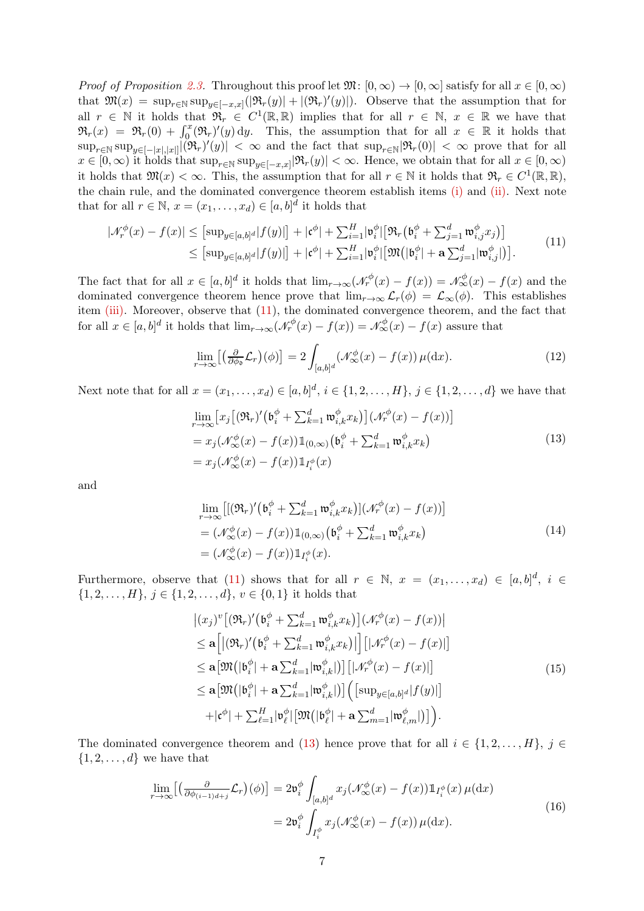*Proof of Proposition 2.3.* Throughout this proof let $\mathfrak{M}\colon [0,\infty) \to [0,\infty]$ satisfy for all $x \in [0,\infty)$ that $\mathfrak{M}(x) = \sup_{r\in\mathbb{N}} \sup_{y\in[-x,x]} (|\mathfrak{R}_r(y)| + |(\mathfrak{R}_r)'(y)|)$. Observe that the assumption that for all $r \in \mathbb{N}$ it holds that $\mathfrak{R}_r \in C^1(\mathbb{R},\mathbb{R})$ implies that for all $r \in \mathbb{N}$, $x \in \mathbb{R}$ we have that $\mathfrak{R}_r(x) = \mathfrak{R}_r(0) + \int_0^x (\mathfrak{R}_r)'(y)\,dy$. This, the assumption that for all $x \in \mathbb{R}$ it holds that $\sup_{r\in\mathbb{N}} \sup_{y\in[-|x|,|x|]} |(\mathfrak{R}_r)'(y)| < \infty$ and the fact that $\sup_{r\in\mathbb{N}} |\mathfrak{R}_r(0)| < \infty$ prove that for all $x \in [0,\infty)$ it holds that $\sup_{r\in\mathbb{N}} \sup_{y\in[-x,x]} |\mathfrak{R}_r(y)| < \infty$. Hence, we obtain that for all $x \in [0,\infty)$ it holds that $\mathfrak{M}(x) < \infty$. This, the assumption that for all $r \in \mathbb{N}$ it holds that $\mathfrak{R}_r \in C^1(\mathbb{R},\mathbb{R})$, the chain rule, and the dominated convergence theorem establish items (i) and (ii). Next note that for all $r \in \mathbb{N}$, $x = (x_1,\dots,x_d) \in [a,b]^d$ it holds that

$$
\begin{aligned}
|\mathscr{N}_r^\phi(x) - f(x)| &\le \big[\sup_{y\in[a,b]^d} |f(y)|\big] + |\mathfrak{c}^\phi| + \textstyle\sum_{i=1}^H |\mathfrak{v}_i^\phi| \big[\mathfrak{R}_r\big(\mathfrak{b}_i^\phi + \sum_{j=1}^d \mathfrak{w}_{i,j}^\phi x_j\big)\big] \\
&\le \big[\sup_{y\in[a,b]^d} |f(y)|\big] + |\mathfrak{c}^\phi| + \textstyle\sum_{i=1}^H |\mathfrak{v}_i^\phi| \big[\mathfrak{M}\big(|\mathfrak{b}_i^\phi| + \mathbf{a}\sum_{j=1}^d |\mathfrak{w}_{i,j}^\phi|\big)\big].
\end{aligned}
\tag{11}
$$

The fact that for all $x \in [a,b]^d$ it holds that $\lim_{r\to\infty}(\mathscr{N}_r^\phi(x) - f(x)) = \mathscr{N}_\infty^\phi(x) - f(x)$ and the dominated convergence theorem hence prove that $\lim_{r\to\infty} \mathcal{L}_r(\phi) = \mathcal{L}_\infty(\phi)$. This establishes item (iii). Moreover, observe that (11), the dominated convergence theorem, and the fact that for all $x \in [a,b]^d$ it holds that $\lim_{r\to\infty}(\mathscr{N}_r^\phi(x) - f(x)) = \mathscr{N}_\infty^\phi(x) - f(x)$ assure that

$$
\lim_{r\to\infty} \big[\big(\tfrac{\partial}{\partial \phi_{\mathfrak{d}}} \mathcal{L}_r\big)(\phi)\big] = 2 \int_{[a,b]^d} (\mathscr{N}_\infty^\phi(x) - f(x))\,\mu(\mathrm{d}x).
\tag{12}
$$

Next note that for all $x = (x_1,\dots,x_d) \in [a,b]^d$, $i \in \{1,2,\dots,H\}$, $j \in \{1,2,\dots,d\}$ we have that

$$
\begin{aligned}
&\lim_{r\to\infty} \big[x_j \big[(\mathfrak{R}_r)'\big(\mathfrak{b}_i^\phi + \textstyle\sum_{k=1}^d \mathfrak{w}_{i,k}^\phi x_k\big)\big] (\mathscr{N}_r^\phi(x) - f(x))\big] \\
&= x_j (\mathscr{N}_\infty^\phi(x) - f(x)) \mathbb{1}_{(0,\infty)}\big(\mathfrak{b}_i^\phi + \textstyle\sum_{k=1}^d \mathfrak{w}_{i,k}^\phi x_k\big) \\
&= x_j (\mathscr{N}_\infty^\phi(x) - f(x)) \mathbb{1}_{I_i^\phi}(x)
\end{aligned}
\tag{13}
$$

and

$$
\begin{aligned}
&\lim_{r\to\infty} \big[\big[(\mathfrak{R}_r)'\big(\mathfrak{b}_i^\phi + \textstyle\sum_{k=1}^d \mathfrak{w}_{i,k}^\phi x_k\big)\big] (\mathscr{N}_r^\phi(x) - f(x))\big] \\
&= (\mathscr{N}_\infty^\phi(x) - f(x)) \mathbb{1}_{(0,\infty)}\big(\mathfrak{b}_i^\phi + \textstyle\sum_{k=1}^d \mathfrak{w}_{i,k}^\phi x_k\big) \\
&= (\mathscr{N}_\infty^\phi(x) - f(x)) \mathbb{1}_{I_i^\phi}(x).
\end{aligned}
\tag{14}
$$

Furthermore, observe that (11) shows that for all $r \in \mathbb{N}$, $x = (x_1,\dots,x_d) \in [a,b]^d$, $i \in \{1,2,\dots,H\}$, $j \in \{1,2,\dots,d\}$, $v \in \{0,1\}$ it holds that

$$
\begin{aligned}
&\big|(x_j)^v \big[(\mathfrak{R}_r)'\big(\mathfrak{b}_i^\phi + \textstyle\sum_{k=1}^d \mathfrak{w}_{i,k}^\phi x_k\big)\big] (\mathscr{N}_r^\phi(x) - f(x))\big| \\
&\le \mathbf{a}\Big[\big|(\mathfrak{R}_r)'\big(\mathfrak{b}_i^\phi + \textstyle\sum_{k=1}^d \mathfrak{w}_{i,k}^\phi x_k\big)\big|\Big] \big[|\mathscr{N}_r^\phi(x) - f(x)|\big] \\
&\le \mathbf{a}\big[\mathfrak{M}\big(|\mathfrak{b}_i^\phi| + \mathbf{a}\textstyle\sum_{k=1}^d |\mathfrak{w}_{i,k}^\phi|\big)\big] \big[|\mathscr{N}_r^\phi(x) - f(x)|\big] \\
&\le \mathbf{a}\big[\mathfrak{M}\big(|\mathfrak{b}_i^\phi| + \mathbf{a}\textstyle\sum_{k=1}^d |\mathfrak{w}_{i,k}^\phi|\big)\big] \Big(\big[\sup_{y\in[a,b]^d} |f(y)|\big] \\
&\quad + |\mathfrak{c}^\phi| + \textstyle\sum_{\ell=1}^H |\mathfrak{v}_\ell^\phi| \big[\mathfrak{M}\big(|\mathfrak{b}_\ell^\phi| + \mathbf{a}\sum_{m=1}^d |\mathfrak{w}_{\ell,m}^\phi|\big)\big]\Big).
\end{aligned}
\tag{15}
$$

The dominated convergence theorem and (13) hence prove that for all $i \in \{1,2,\dots,H\}$, $j \in \{1,2,\dots,d\}$ we have that

$$
\begin{aligned}
\lim_{r\to\infty} \big[\big(\tfrac{\partial}{\partial \phi_{(i-1)d+j}} \mathcal{L}_r\big)(\phi)\big] &= 2\mathfrak{v}_i^\phi \int_{[a,b]^d} x_j (\mathscr{N}_\infty^\phi(x) - f(x)) \mathbb{1}_{I_i^\phi}(x)\,\mu(\mathrm{d}x) \\
&= 2\mathfrak{v}_i^\phi \int_{I_i^\phi} x_j (\mathscr{N}_\infty^\phi(x) - f(x))\,\mu(\mathrm{d}x).
\end{aligned}
\tag{16}
$$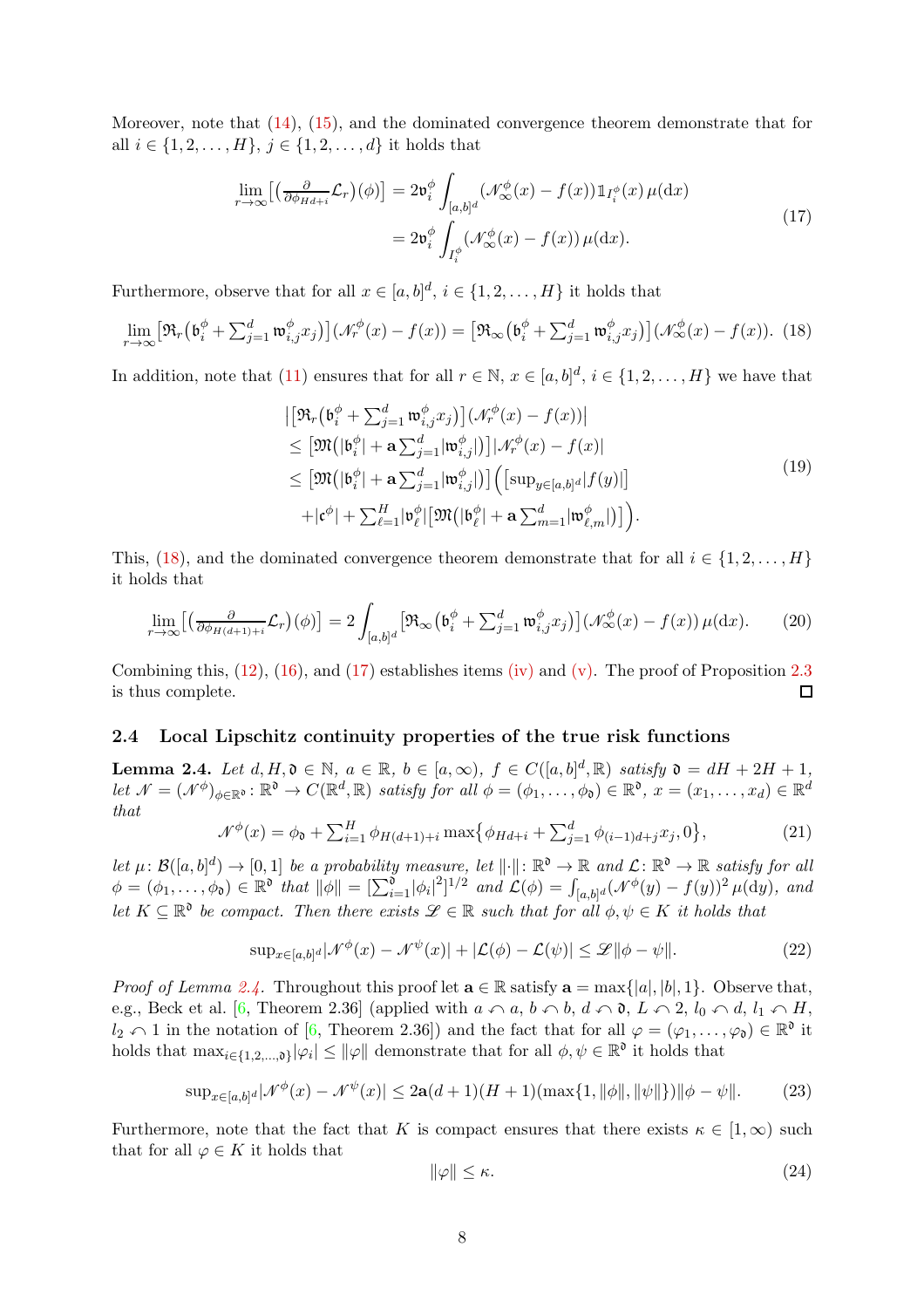Moreover, note that (14), (15), and the dominated convergence theorem demonstrate that for all $i \in \{1, 2, \ldots, H\}$, $j \in \{1, 2, \ldots, d\}$ it holds that

$$\begin{aligned}
\lim_{r \to \infty} \bigl[\bigl(\tfrac{\partial}{\partial \phi_{Hd+i}} \mathcal{L}_r\bigr)(\phi)\bigr] &= 2\mathfrak{v}_i^\phi \int_{[a,b]^d} (\mathscr{N}_\infty^\phi(x) - f(x)) \mathbb{1}_{I_i^\phi}(x) \, \mu(\mathrm{d}x) \\
&= 2\mathfrak{v}_i^\phi \int_{I_i^\phi} (\mathscr{N}_\infty^\phi(x) - f(x)) \, \mu(\mathrm{d}x).
\end{aligned} \tag{17}$$

Furthermore, observe that for all $x \in [a, b]^d$, $i \in \{1, 2, \ldots, H\}$ it holds that

$$\lim_{r \to \infty} \bigl[\mathfrak{R}_r\bigl(\mathfrak{b}_i^\phi + \textstyle\sum_{j=1}^d \mathfrak{w}_{i,j}^\phi x_j\bigr)\bigr] (\mathscr{N}_r^\phi(x) - f(x)) = \bigl[\mathfrak{R}_\infty\bigl(\mathfrak{b}_i^\phi + \textstyle\sum_{j=1}^d \mathfrak{w}_{i,j}^\phi x_j\bigr)\bigr] (\mathscr{N}_\infty^\phi(x) - f(x)). \tag{18}$$

In addition, note that (11) ensures that for all $r \in \mathbb{N}$, $x \in [a, b]^d$, $i \in \{1, 2, \ldots, H\}$ we have that

$$\begin{aligned}
&\bigl|\bigl[\mathfrak{R}_r\bigl(\mathfrak{b}_i^\phi + \textstyle\sum_{j=1}^d \mathfrak{w}_{i,j}^\phi x_j\bigr)\bigr] (\mathscr{N}_r^\phi(x) - f(x))\bigr| \\
&\leq \bigl[\mathfrak{M}\bigl(|\mathfrak{b}_i^\phi| + \mathbf{a} \textstyle\sum_{j=1}^d |\mathfrak{w}_{i,j}^\phi|\bigr)\bigr] |\mathscr{N}_r^\phi(x) - f(x)| \\
&\leq \bigl[\mathfrak{M}\bigl(|\mathfrak{b}_i^\phi| + \mathbf{a} \textstyle\sum_{j=1}^d |\mathfrak{w}_{i,j}^\phi|\bigr)\bigr] \Bigl(\bigl[\sup_{y \in [a,b]^d} |f(y)|\bigr] \\
&\quad + |\mathfrak{c}^\phi| + \textstyle\sum_{\ell=1}^H |\mathfrak{v}_\ell^\phi| \bigl[\mathfrak{M}\bigl(|\mathfrak{b}_\ell^\phi| + \mathbf{a} \textstyle\sum_{m=1}^d |\mathfrak{w}_{\ell,m}^\phi|\bigr)\bigr]\Bigr).
\end{aligned} \tag{19}$$

This, (18), and the dominated convergence theorem demonstrate that for all $i \in \{1, 2, \ldots, H\}$ it holds that

$$\lim_{r \to \infty} \bigl[\bigl(\tfrac{\partial}{\partial \phi_{H(d+1)+i}} \mathcal{L}_r\bigr)(\phi)\bigr] = 2 \int_{[a,b]^d} \bigl[\mathfrak{R}_\infty\bigl(\mathfrak{b}_i^\phi + \textstyle\sum_{j=1}^d \mathfrak{w}_{i,j}^\phi x_j\bigr)\bigr] (\mathscr{N}_\infty^\phi(x) - f(x)) \, \mu(\mathrm{d}x). \tag{20}$$

Combining this, (12), (16), and (17) establishes items (iv) and (v). The proof of Proposition 2.3 is thus complete. ◻

## 2.4 Local Lipschitz continuity properties of the true risk functions

**Lemma 2.4.** *Let $d, H, \mathfrak{d} \in \mathbb{N}$, $a \in \mathbb{R}$, $b \in [a, \infty)$, $f \in C([a, b]^d, \mathbb{R})$ satisfy $\mathfrak{d} = dH + 2H + 1$, let $\mathscr{N} = (\mathscr{N}^\phi)_{\phi \in \mathbb{R}^\mathfrak{d}} \colon \mathbb{R}^\mathfrak{d} \to C(\mathbb{R}^d, \mathbb{R})$ satisfy for all $\phi = (\phi_1, \ldots, \phi_\mathfrak{d}) \in \mathbb{R}^\mathfrak{d}$, $x = (x_1, \ldots, x_d) \in \mathbb{R}^d$ that*

$$\mathscr{N}^\phi(x) = \phi_\mathfrak{d} + \textstyle\sum_{i=1}^H \phi_{H(d+1)+i} \max\bigl\{\phi_{Hd+i} + \textstyle\sum_{j=1}^d \phi_{(i-1)d+j} x_j, 0\bigr\}, \tag{21}$$

*let $\mu \colon \mathcal{B}([a, b]^d) \to [0, 1]$ be a probability measure, let $\|\cdot\| \colon \mathbb{R}^\mathfrak{d} \to \mathbb{R}$ and $\mathcal{L} \colon \mathbb{R}^\mathfrak{d} \to \mathbb{R}$ satisfy for all $\phi = (\phi_1, \ldots, \phi_\mathfrak{d}) \in \mathbb{R}^\mathfrak{d}$ that $\|\phi\| = [\sum_{i=1}^\mathfrak{d} |\phi_i|^2]^{1/2}$ and $\mathcal{L}(\phi) = \int_{[a,b]^d} (\mathscr{N}^\phi(y) - f(y))^2 \, \mu(\mathrm{d}y)$, and let $K \subseteq \mathbb{R}^\mathfrak{d}$ be compact. Then there exists $\mathscr{L} \in \mathbb{R}$ such that for all $\phi, \psi \in K$ it holds that*

$$\sup\nolimits_{x \in [a,b]^d} |\mathscr{N}^\phi(x) - \mathscr{N}^\psi(x)| + |\mathcal{L}(\phi) - \mathcal{L}(\psi)| \leq \mathscr{L} \|\phi - \psi\|. \tag{22}$$

*Proof of Lemma 2.4.* Throughout this proof let $\mathbf{a} \in \mathbb{R}$ satisfy $\mathbf{a} = \max\{|a|, |b|, 1\}$. Observe that, e.g., Beck et al. [6, Theorem 2.36] (applied with $a \curvearrowleft a$, $b \curvearrowleft b$, $d \curvearrowleft \mathfrak{d}$, $L \curvearrowleft 2$, $l_0 \curvearrowleft d$, $l_1 \curvearrowleft H$, $l_2 \curvearrowleft 1$ in the notation of [6, Theorem 2.36]) and the fact that for all $\varphi = (\varphi_1, \ldots, \varphi_\mathfrak{d}) \in \mathbb{R}^\mathfrak{d}$ it holds that $\max_{i \in \{1,2,\ldots,\mathfrak{d}\}} |\varphi_i| \leq \|\varphi\|$ demonstrate that for all $\phi, \psi \in \mathbb{R}^\mathfrak{d}$ it holds that

$$\sup\nolimits_{x \in [a,b]^d} |\mathscr{N}^\phi(x) - \mathscr{N}^\psi(x)| \leq 2\mathbf{a}(d+1)(H+1)(\max\{1, \|\phi\|, \|\psi\|\}) \|\phi - \psi\|. \tag{23}$$

Furthermore, note that the fact that $K$ is compact ensures that there exists $\kappa \in [1, \infty)$ such that for all $\varphi \in K$ it holds that

$$\|\varphi\| \leq \kappa. \tag{24}$$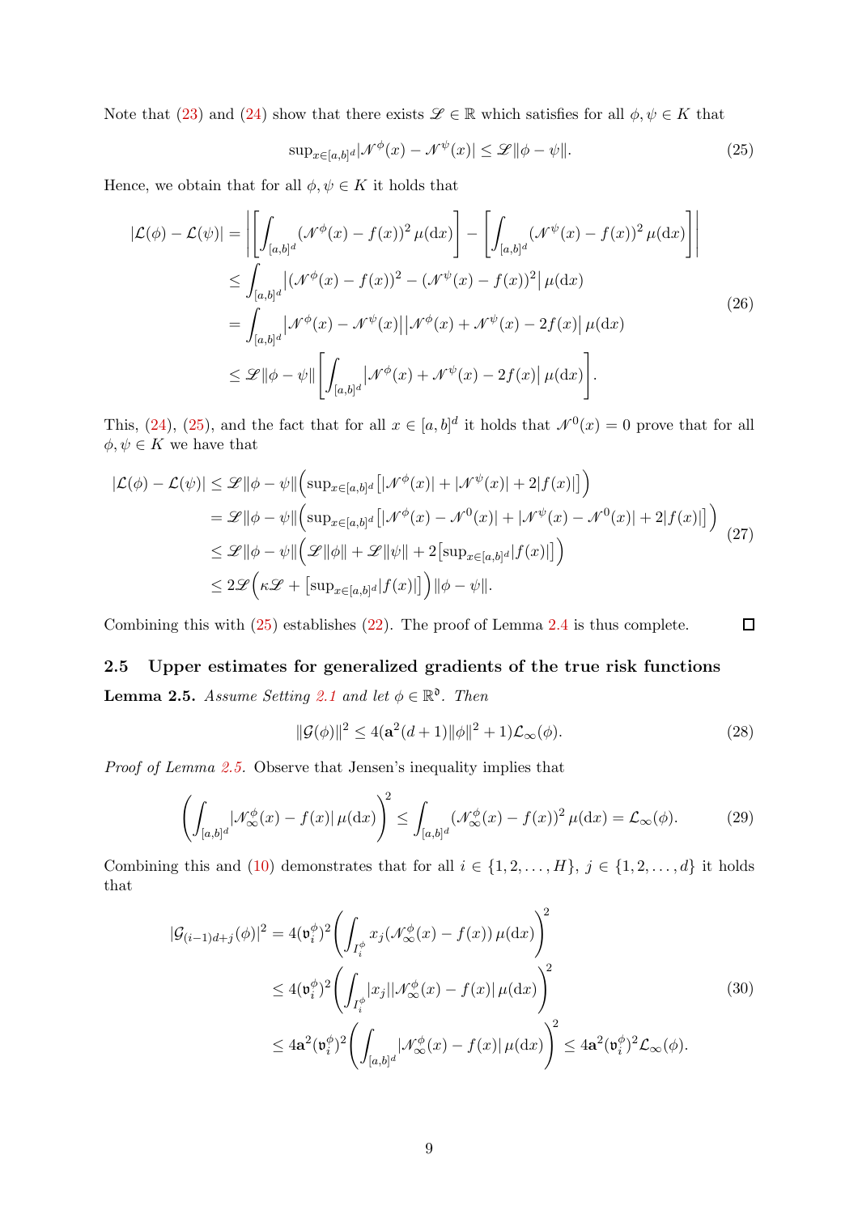Note that (23) and (24) show that there exists $\mathscr{L} \in \mathbb{R}$ which satisfies for all $\phi, \psi \in K$ that

$$\sup_{x \in [a,b]^d} |\mathscr{N}^{\phi}(x) - \mathscr{N}^{\psi}(x)| \leq \mathscr{L} \|\phi - \psi\|. \tag{25}$$

Hence, we obtain that for all $\phi, \psi \in K$ it holds that

$$\begin{aligned}
|\mathcal{L}(\phi) - \mathcal{L}(\psi)| &= \left| \left[ \int_{[a,b]^d} (\mathscr{N}^{\phi}(x) - f(x))^2 \, \mu(\mathrm{d}x) \right] - \left[ \int_{[a,b]^d} (\mathscr{N}^{\psi}(x) - f(x))^2 \, \mu(\mathrm{d}x) \right] \right| \\
&\leq \int_{[a,b]^d} \left| (\mathscr{N}^{\phi}(x) - f(x))^2 - (\mathscr{N}^{\psi}(x) - f(x))^2 \right| \mu(\mathrm{d}x) \\
&= \int_{[a,b]^d} \left| \mathscr{N}^{\phi}(x) - \mathscr{N}^{\psi}(x) \right| \left| \mathscr{N}^{\phi}(x) + \mathscr{N}^{\psi}(x) - 2f(x) \right| \mu(\mathrm{d}x) \\
&\leq \mathscr{L} \|\phi - \psi\| \left[ \int_{[a,b]^d} \left| \mathscr{N}^{\phi}(x) + \mathscr{N}^{\psi}(x) - 2f(x) \right| \mu(\mathrm{d}x) \right].
\end{aligned} \tag{26}$$

This, (24), (25), and the fact that for all $x \in [a,b]^d$ it holds that $\mathscr{N}^0(x) = 0$ prove that for all $\phi, \psi \in K$ we have that

$$\begin{aligned}
|\mathcal{L}(\phi) - \mathcal{L}(\psi)| &\leq \mathscr{L} \|\phi - \psi\| \Big( \sup_{x \in [a,b]^d} \big[ |\mathscr{N}^{\phi}(x)| + |\mathscr{N}^{\psi}(x)| + 2|f(x)| \big] \Big) \\
&= \mathscr{L} \|\phi - \psi\| \Big( \sup_{x \in [a,b]^d} \big[ |\mathscr{N}^{\phi}(x) - \mathscr{N}^0(x)| + |\mathscr{N}^{\psi}(x) - \mathscr{N}^0(x)| + 2|f(x)| \big] \Big) \\
&\leq \mathscr{L} \|\phi - \psi\| \Big( \mathscr{L} \|\phi\| + \mathscr{L} \|\psi\| + 2 \big[ \sup_{x \in [a,b]^d} |f(x)| \big] \Big) \\
&\leq 2\mathscr{L} \Big( \kappa \mathscr{L} + \big[ \sup_{x \in [a,b]^d} |f(x)| \big] \Big) \|\phi - \psi\|.
\end{aligned} \tag{27}$$

Combining this with (25) establishes (22). The proof of Lemma 2.4 is thus complete. ◻

### 2.5 Upper estimates for generalized gradients of the true risk functions

**Lemma 2.5.** *Assume Setting 2.1 and let $\phi \in \mathbb{R}^{\mathfrak{d}}$. Then*

$$\|\mathcal{G}(\phi)\|^2 \leq 4(\mathbf{a}^2(d+1)\|\phi\|^2 + 1)\mathcal{L}_{\infty}(\phi). \tag{28}$$

*Proof of Lemma 2.5.* Observe that Jensen's inequality implies that

$$\left( \int_{[a,b]^d} |\mathscr{N}^{\phi}_{\infty}(x) - f(x)| \, \mu(\mathrm{d}x) \right)^2 \leq \int_{[a,b]^d} (\mathscr{N}^{\phi}_{\infty}(x) - f(x))^2 \, \mu(\mathrm{d}x) = \mathcal{L}_{\infty}(\phi). \tag{29}$$

Combining this and (10) demonstrates that for all $i \in \{1, 2, \ldots, H\}$, $j \in \{1, 2, \ldots, d\}$ it holds that

$$\begin{aligned}
|\mathcal{G}_{(i-1)d+j}(\phi)|^2 &= 4(\mathfrak{v}^{\phi}_i)^2 \left( \int_{I^{\phi}_i} x_j (\mathscr{N}^{\phi}_{\infty}(x) - f(x)) \, \mu(\mathrm{d}x) \right)^2 \\
&\leq 4(\mathfrak{v}^{\phi}_i)^2 \left( \int_{I^{\phi}_i} |x_j| |\mathscr{N}^{\phi}_{\infty}(x) - f(x)| \, \mu(\mathrm{d}x) \right)^2 \\
&\leq 4\mathbf{a}^2 (\mathfrak{v}^{\phi}_i)^2 \left( \int_{[a,b]^d} |\mathscr{N}^{\phi}_{\infty}(x) - f(x)| \, \mu(\mathrm{d}x) \right)^2 \leq 4\mathbf{a}^2 (\mathfrak{v}^{\phi}_i)^2 \mathcal{L}_{\infty}(\phi).
\end{aligned} \tag{30}$$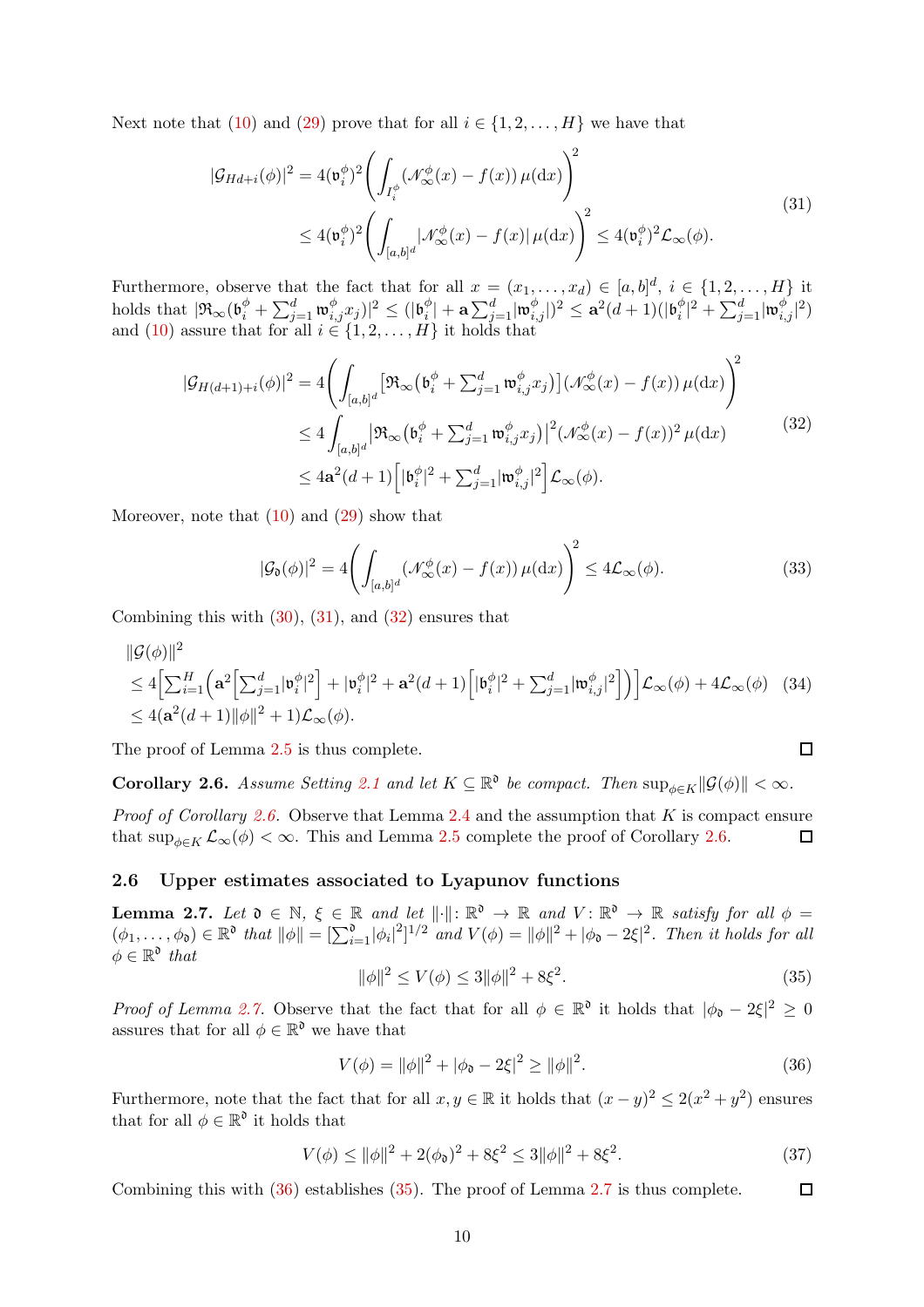Next note that (10) and (29) prove that for all $i \in \{1, 2, \dots, H\}$ we have that

$$
\begin{aligned}
|\mathcal{G}_{Hd+i}(\phi)|^2 &= 4(\mathfrak{v}_i^\phi)^2 \left( \int_{I_i^\phi} (\mathscr{N}_\infty^\phi(x) - f(x)) \, \mu(\mathrm{d}x) \right)^2 \\
&\leq 4(\mathfrak{v}_i^\phi)^2 \left( \int_{[a,b]^d} |\mathscr{N}_\infty^\phi(x) - f(x)| \, \mu(\mathrm{d}x) \right)^2 \leq 4(\mathfrak{v}_i^\phi)^2 \mathcal{L}_\infty(\phi).
\end{aligned} \tag{31}
$$

Furthermore, observe that the fact that for all $x = (x_1, \dots, x_d) \in [a,b]^d$, $i \in \{1, 2, \dots, H\}$ it holds that $|\mathfrak{R}_\infty(\mathfrak{b}_i^\phi + \sum_{j=1}^d \mathfrak{w}_{i,j}^\phi x_j)|^2 \leq (|\mathfrak{b}_i^\phi| + \mathbf{a} \sum_{j=1}^d |\mathfrak{w}_{i,j}^\phi|)^2 \leq \mathbf{a}^2(d+1)(|\mathfrak{b}_i^\phi|^2 + \sum_{j=1}^d |\mathfrak{w}_{i,j}^\phi|^2)$ and (10) assure that for all $i \in \{1, 2, \dots, H\}$ it holds that

$$
\begin{aligned}
|\mathcal{G}_{H(d+1)+i}(\phi)|^2 &= 4 \left( \int_{[a,b]^d} \big[\mathfrak{R}_\infty\big(\mathfrak{b}_i^\phi + \textstyle\sum_{j=1}^d \mathfrak{w}_{i,j}^\phi x_j\big)\big] (\mathscr{N}_\infty^\phi(x) - f(x)) \, \mu(\mathrm{d}x) \right)^2 \\
&\leq 4 \int_{[a,b]^d} \big|\mathfrak{R}_\infty\big(\mathfrak{b}_i^\phi + \textstyle\sum_{j=1}^d \mathfrak{w}_{i,j}^\phi x_j\big)\big|^2 (\mathscr{N}_\infty^\phi(x) - f(x))^2 \, \mu(\mathrm{d}x) \\
&\leq 4\mathbf{a}^2(d+1) \Big[ |\mathfrak{b}_i^\phi|^2 + \textstyle\sum_{j=1}^d |\mathfrak{w}_{i,j}^\phi|^2 \Big] \mathcal{L}_\infty(\phi).
\end{aligned} \tag{32}
$$

Moreover, note that (10) and (29) show that

$$
|\mathcal{G}_\mathfrak{d}(\phi)|^2 = 4 \left( \int_{[a,b]^d} (\mathscr{N}_\infty^\phi(x) - f(x)) \, \mu(\mathrm{d}x) \right)^2 \leq 4\mathcal{L}_\infty(\phi). \tag{33}
$$

Combining this with (30), (31), and (32) ensures that

$$
\begin{aligned}
&\|\mathcal{G}(\phi)\|^2 \\
&\leq 4 \Big[ \textstyle\sum_{i=1}^H \Big( \mathbf{a}^2 \Big[ \sum_{j=1}^d |\mathfrak{v}_i^\phi|^2 \Big] + |\mathfrak{v}_i^\phi|^2 + \mathbf{a}^2(d+1) \Big[ |\mathfrak{b}_i^\phi|^2 + \sum_{j=1}^d |\mathfrak{w}_{i,j}^\phi|^2 \Big] \Big) \Big] \mathcal{L}_\infty(\phi) + 4\mathcal{L}_\infty(\phi) \\
&\leq 4(\mathbf{a}^2(d+1)\|\phi\|^2 + 1)\mathcal{L}_\infty(\phi).
\end{aligned} \tag{34}
$$

The proof of Lemma 2.5 is thus complete. ☐

**Corollary 2.6.** *Assume Setting 2.1 and let $K \subseteq \mathbb{R}^\mathfrak{d}$ be compact. Then $\sup_{\phi \in K} \|\mathcal{G}(\phi)\| < \infty$.*

*Proof of Corollary 2.6.* Observe that Lemma 2.4 and the assumption that $K$ is compact ensure that $\sup_{\phi \in K} \mathcal{L}_\infty(\phi) < \infty$. This and Lemma 2.5 complete the proof of Corollary 2.6. ☐

### 2.6 Upper estimates associated to Lyapunov functions

**Lemma 2.7.** *Let $\mathfrak{d} \in \mathbb{N}$, $\xi \in \mathbb{R}$ and let $\|\cdot\| \colon \mathbb{R}^\mathfrak{d} \to \mathbb{R}$ and $V \colon \mathbb{R}^\mathfrak{d} \to \mathbb{R}$ satisfy for all $\phi = (\phi_1, \dots, \phi_\mathfrak{d}) \in \mathbb{R}^\mathfrak{d}$ that $\|\phi\| = [\sum_{i=1}^\mathfrak{d} |\phi_i|^2]^{1/2}$ and $V(\phi) = \|\phi\|^2 + |\phi_\mathfrak{d} - 2\xi|^2$. Then it holds for all $\phi \in \mathbb{R}^\mathfrak{d}$ that*

$$
\|\phi\|^2 \leq V(\phi) \leq 3\|\phi\|^2 + 8\xi^2. \tag{35}
$$

*Proof of Lemma 2.7.* Observe that the fact that for all $\phi \in \mathbb{R}^\mathfrak{d}$ it holds that $|\phi_\mathfrak{d} - 2\xi|^2 \geq 0$ assures that for all $\phi \in \mathbb{R}^\mathfrak{d}$ we have that

$$
V(\phi) = \|\phi\|^2 + |\phi_\mathfrak{d} - 2\xi|^2 \geq \|\phi\|^2. \tag{36}
$$

Furthermore, note that the fact that for all $x, y \in \mathbb{R}$ it holds that $(x - y)^2 \leq 2(x^2 + y^2)$ ensures that for all $\phi \in \mathbb{R}^\mathfrak{d}$ it holds that

$$
V(\phi) \leq \|\phi\|^2 + 2(\phi_\mathfrak{d})^2 + 8\xi^2 \leq 3\|\phi\|^2 + 8\xi^2. \tag{37}
$$

Combining this with (36) establishes (35). The proof of Lemma 2.7 is thus complete. ☐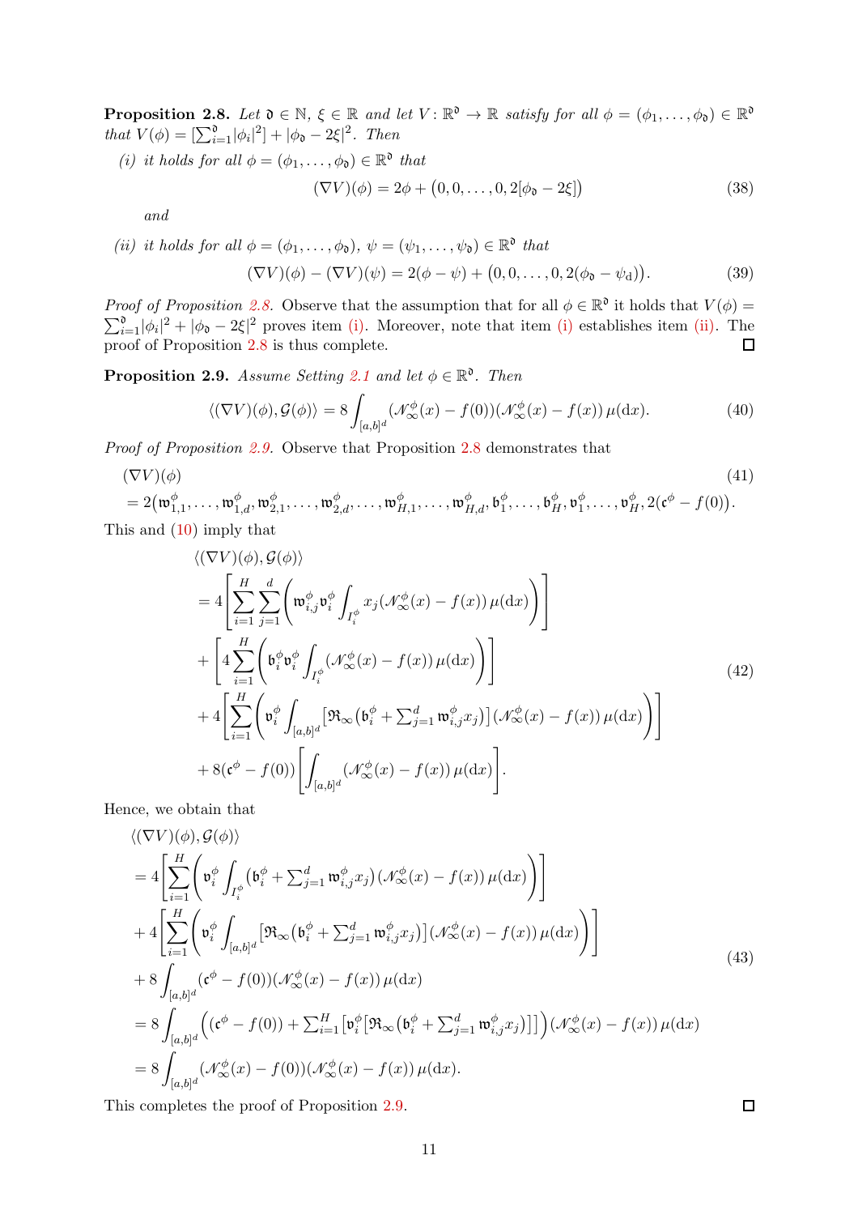**Proposition 2.8.** *Let $\mathfrak{d} \in \mathbb{N}$, $\xi \in \mathbb{R}$ and let $V\colon \mathbb{R}^{\mathfrak{d}} \to \mathbb{R}$ satisfy for all $\phi = (\phi_1, \ldots, \phi_{\mathfrak{d}}) \in \mathbb{R}^{\mathfrak{d}}$ that $V(\phi) = [\sum_{i=1}^{\mathfrak{d}} |\phi_i|^2] + |\phi_{\mathfrak{d}} - 2\xi|^2$. Then*

*(i) it holds for all $\phi = (\phi_1, \ldots, \phi_{\mathfrak{d}}) \in \mathbb{R}^{\mathfrak{d}}$ that*

$$(\nabla V)(\phi) = 2\phi + \big(0, 0, \ldots, 0, 2[\phi_{\mathfrak{d}} - 2\xi]\big) \tag{38}$$

*and*

*(ii) it holds for all $\phi = (\phi_1, \ldots, \phi_{\mathfrak{d}})$, $\psi = (\psi_1, \ldots, \psi_{\mathfrak{d}}) \in \mathbb{R}^{\mathfrak{d}}$ that*

$$(\nabla V)(\phi) - (\nabla V)(\psi) = 2(\phi - \psi) + \big(0, 0, \ldots, 0, 2(\phi_{\mathfrak{d}} - \psi_{\mathrm{d}})\big). \tag{39}$$

*Proof of Proposition 2.8.* Observe that the assumption that for all $\phi \in \mathbb{R}^{\mathfrak{d}}$ it holds that $V(\phi) = \sum_{i=1}^{\mathfrak{d}} |\phi_i|^2 + |\phi_{\mathfrak{d}} - 2\xi|^2$ proves item (i). Moreover, note that item (i) establishes item (ii). The proof of Proposition 2.8 is thus complete. ∎

**Proposition 2.9.** *Assume Setting 2.1 and let $\phi \in \mathbb{R}^{\mathfrak{d}}$. Then*

$$\langle (\nabla V)(\phi), \mathcal{G}(\phi) \rangle = 8 \int_{[a,b]^d} (\mathscr{N}_\infty^\phi(x) - f(0))(\mathscr{N}_\infty^\phi(x) - f(x))\, \mu(\mathrm{d}x). \tag{40}$$

*Proof of Proposition 2.9.* Observe that Proposition 2.8 demonstrates that

$$\begin{aligned}
&(\nabla V)(\phi) \\
&= 2\big(\mathfrak{w}_{1,1}^\phi, \ldots, \mathfrak{w}_{1,d}^\phi, \mathfrak{w}_{2,1}^\phi, \ldots, \mathfrak{w}_{2,d}^\phi, \ldots, \mathfrak{w}_{H,1}^\phi, \ldots, \mathfrak{w}_{H,d}^\phi, \mathfrak{b}_1^\phi, \ldots, \mathfrak{b}_H^\phi, \mathfrak{v}_1^\phi, \ldots, \mathfrak{v}_H^\phi, 2(\mathfrak{c}^\phi - f(0))\big).
\end{aligned} \tag{41}$$

This and (10) imply that

$$\begin{aligned}
&\langle (\nabla V)(\phi), \mathcal{G}(\phi) \rangle \\
&= 4 \left[ \sum_{i=1}^H \sum_{j=1}^d \left( \mathfrak{w}_{i,j}^\phi \mathfrak{v}_i^\phi \int_{I_i^\phi} x_j (\mathscr{N}_\infty^\phi(x) - f(x))\, \mu(\mathrm{d}x) \right) \right] \\
&\quad + \left[ 4 \sum_{i=1}^H \left( \mathfrak{b}_i^\phi \mathfrak{v}_i^\phi \int_{I_i^\phi} (\mathscr{N}_\infty^\phi(x) - f(x))\, \mu(\mathrm{d}x) \right) \right] \\
&\quad + 4 \left[ \sum_{i=1}^H \left( \mathfrak{v}_i^\phi \int_{[a,b]^d} \big[\mathfrak{R}_\infty\big(\mathfrak{b}_i^\phi + \textstyle\sum_{j=1}^d \mathfrak{w}_{i,j}^\phi x_j\big)\big] (\mathscr{N}_\infty^\phi(x) - f(x))\, \mu(\mathrm{d}x) \right) \right] \\
&\quad + 8(\mathfrak{c}^\phi - f(0)) \left[ \int_{[a,b]^d} (\mathscr{N}_\infty^\phi(x) - f(x))\, \mu(\mathrm{d}x) \right].
\end{aligned} \tag{42}$$

Hence, we obtain that

$$\begin{aligned}
&\langle (\nabla V)(\phi), \mathcal{G}(\phi) \rangle \\
&= 4 \left[ \sum_{i=1}^H \left( \mathfrak{v}_i^\phi \int_{I_i^\phi} \big(\mathfrak{b}_i^\phi + \textstyle\sum_{j=1}^d \mathfrak{w}_{i,j}^\phi x_j\big) (\mathscr{N}_\infty^\phi(x) - f(x))\, \mu(\mathrm{d}x) \right) \right] \\
&\quad + 4 \left[ \sum_{i=1}^H \left( \mathfrak{v}_i^\phi \int_{[a,b]^d} \big[\mathfrak{R}_\infty\big(\mathfrak{b}_i^\phi + \textstyle\sum_{j=1}^d \mathfrak{w}_{i,j}^\phi x_j\big)\big] (\mathscr{N}_\infty^\phi(x) - f(x))\, \mu(\mathrm{d}x) \right) \right] \\
&\quad + 8 \int_{[a,b]^d} (\mathfrak{c}^\phi - f(0))(\mathscr{N}_\infty^\phi(x) - f(x))\, \mu(\mathrm{d}x) \\
&= 8 \int_{[a,b]^d} \Big( (\mathfrak{c}^\phi - f(0)) + \textstyle\sum_{i=1}^H \big[ \mathfrak{v}_i^\phi \big[ \mathfrak{R}_\infty\big(\mathfrak{b}_i^\phi + \sum_{j=1}^d \mathfrak{w}_{i,j}^\phi x_j\big)\big]\big] \Big) (\mathscr{N}_\infty^\phi(x) - f(x))\, \mu(\mathrm{d}x) \\
&= 8 \int_{[a,b]^d} (\mathscr{N}_\infty^\phi(x) - f(0))(\mathscr{N}_\infty^\phi(x) - f(x))\, \mu(\mathrm{d}x).
\end{aligned} \tag{43}$$

This completes the proof of Proposition 2.9. ∎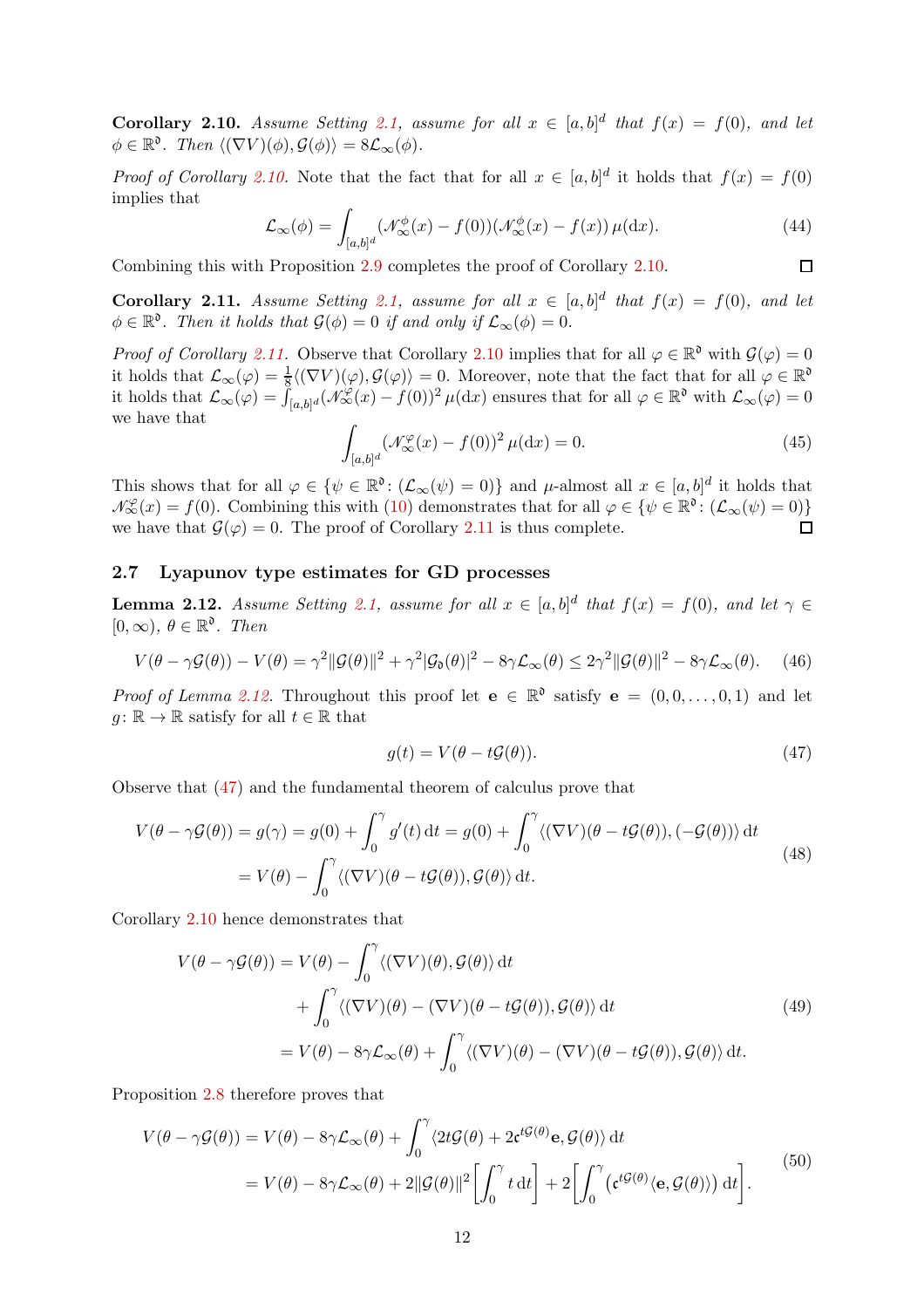**Corollary 2.10.** *Assume Setting 2.1, assume for all $x \in [a,b]^d$ that $f(x) = f(0)$, and let $\phi \in \mathbb{R}^{\mathfrak{d}}$. Then $\langle (\nabla V)(\phi), \mathcal{G}(\phi) \rangle = 8\mathcal{L}_\infty(\phi)$.*

*Proof of Corollary 2.10.* Note that the fact that for all $x \in [a,b]^d$ it holds that $f(x) = f(0)$ implies that

$$\mathcal{L}_\infty(\phi) = \int_{[a,b]^d} (\mathscr{N}_\infty^\phi(x) - f(0))(\mathscr{N}_\infty^\phi(x) - f(x))\, \mu(\mathrm{d}x). \tag{44}$$

Combining this with Proposition 2.9 completes the proof of Corollary 2.10. ◻

**Corollary 2.11.** *Assume Setting 2.1, assume for all $x \in [a,b]^d$ that $f(x) = f(0)$, and let $\phi \in \mathbb{R}^{\mathfrak{d}}$. Then it holds that $\mathcal{G}(\phi) = 0$ if and only if $\mathcal{L}_\infty(\phi) = 0$.*

*Proof of Corollary 2.11.* Observe that Corollary 2.10 implies that for all $\varphi \in \mathbb{R}^{\mathfrak{d}}$ with $\mathcal{G}(\varphi) = 0$ it holds that $\mathcal{L}_\infty(\varphi) = \frac{1}{8}\langle (\nabla V)(\varphi), \mathcal{G}(\varphi) \rangle = 0$. Moreover, note that the fact that for all $\varphi \in \mathbb{R}^{\mathfrak{d}}$ it holds that $\mathcal{L}_\infty(\varphi) = \int_{[a,b]^d} (\mathscr{N}_\infty^\varphi(x) - f(0))^2 \, \mu(\mathrm{d}x)$ ensures that for all $\varphi \in \mathbb{R}^{\mathfrak{d}}$ with $\mathcal{L}_\infty(\varphi) = 0$ we have that

$$\int_{[a,b]^d} (\mathscr{N}_\infty^\varphi(x) - f(0))^2 \, \mu(\mathrm{d}x) = 0. \tag{45}$$

This shows that for all $\varphi \in \{\psi \in \mathbb{R}^{\mathfrak{d}} : (\mathcal{L}_\infty(\psi) = 0)\}$ and $\mu$-almost all $x \in [a,b]^d$ it holds that $\mathscr{N}_\infty^\varphi(x) = f(0)$. Combining this with (10) demonstrates that for all $\varphi \in \{\psi \in \mathbb{R}^{\mathfrak{d}} : (\mathcal{L}_\infty(\psi) = 0)\}$ we have that $\mathcal{G}(\varphi) = 0$. The proof of Corollary 2.11 is thus complete. ◻

### 2.7 Lyapunov type estimates for GD processes

**Lemma 2.12.** *Assume Setting 2.1, assume for all $x \in [a,b]^d$ that $f(x) = f(0)$, and let $\gamma \in [0, \infty)$, $\theta \in \mathbb{R}^{\mathfrak{d}}$. Then*

$$V(\theta - \gamma\mathcal{G}(\theta)) - V(\theta) = \gamma^2 \|\mathcal{G}(\theta)\|^2 + \gamma^2 |\mathcal{G}_{\mathfrak{d}}(\theta)|^2 - 8\gamma\mathcal{L}_\infty(\theta) \leq 2\gamma^2 \|\mathcal{G}(\theta)\|^2 - 8\gamma\mathcal{L}_\infty(\theta). \tag{46}$$

*Proof of Lemma 2.12.* Throughout this proof let $\mathbf{e} \in \mathbb{R}^{\mathfrak{d}}$ satisfy $\mathbf{e} = (0, 0, \ldots, 0, 1)$ and let $g : \mathbb{R} \to \mathbb{R}$ satisfy for all $t \in \mathbb{R}$ that

$$g(t) = V(\theta - t\mathcal{G}(\theta)). \tag{47}$$

Observe that (47) and the fundamental theorem of calculus prove that

$$\begin{aligned} V(\theta - \gamma\mathcal{G}(\theta)) = g(\gamma) &= g(0) + \int_0^\gamma g'(t)\, \mathrm{d}t = g(0) + \int_0^\gamma \langle (\nabla V)(\theta - t\mathcal{G}(\theta)), (-\mathcal{G}(\theta)) \rangle \, \mathrm{d}t \\ &= V(\theta) - \int_0^\gamma \langle (\nabla V)(\theta - t\mathcal{G}(\theta)), \mathcal{G}(\theta) \rangle \, \mathrm{d}t. \end{aligned} \tag{48}$$

Corollary 2.10 hence demonstrates that

$$\begin{aligned} V(\theta - \gamma\mathcal{G}(\theta)) &= V(\theta) - \int_0^\gamma \langle (\nabla V)(\theta), \mathcal{G}(\theta) \rangle \, \mathrm{d}t \\ &\quad + \int_0^\gamma \langle (\nabla V)(\theta) - (\nabla V)(\theta - t\mathcal{G}(\theta)), \mathcal{G}(\theta) \rangle \, \mathrm{d}t \\ &= V(\theta) - 8\gamma\mathcal{L}_\infty(\theta) + \int_0^\gamma \langle (\nabla V)(\theta) - (\nabla V)(\theta - t\mathcal{G}(\theta)), \mathcal{G}(\theta) \rangle \, \mathrm{d}t. \end{aligned} \tag{49}$$

Proposition 2.8 therefore proves that

$$\begin{aligned} V(\theta - \gamma\mathcal{G}(\theta)) &= V(\theta) - 8\gamma\mathcal{L}_\infty(\theta) + \int_0^\gamma \langle 2t\mathcal{G}(\theta) + 2\mathfrak{c}^{t\mathcal{G}(\theta)}\mathbf{e}, \mathcal{G}(\theta) \rangle \, \mathrm{d}t \\ &= V(\theta) - 8\gamma\mathcal{L}_\infty(\theta) + 2\|\mathcal{G}(\theta)\|^2 \left[ \int_0^\gamma t \, \mathrm{d}t \right] + 2\left[ \int_0^\gamma \left( \mathfrak{c}^{t\mathcal{G}(\theta)} \langle \mathbf{e}, \mathcal{G}(\theta) \rangle \right) \mathrm{d}t \right]. \end{aligned} \tag{50}$$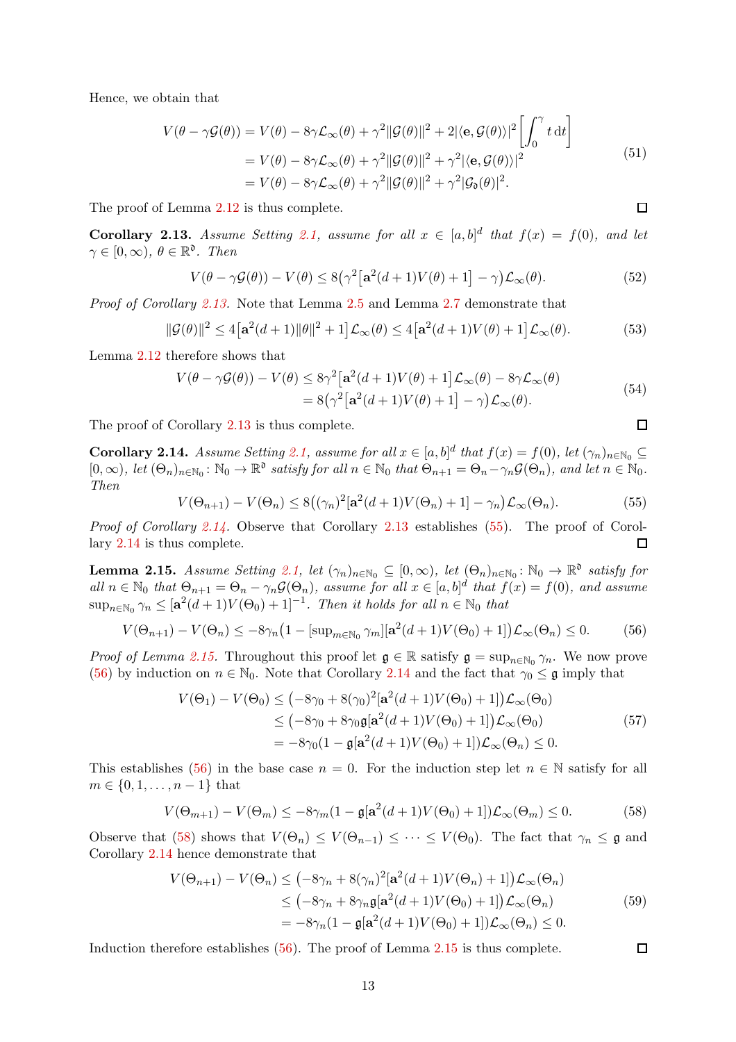Hence, we obtain that

$$
\begin{aligned}
V(\theta - \gamma \mathcal{G}(\theta)) &= V(\theta) - 8\gamma \mathcal{L}_\infty(\theta) + \gamma^2 \|\mathcal{G}(\theta)\|^2 + 2|\langle \mathbf{e}, \mathcal{G}(\theta)\rangle|^2 \left[\int_0^\gamma t \, \mathrm{d}t\right] \\
&= V(\theta) - 8\gamma \mathcal{L}_\infty(\theta) + \gamma^2 \|\mathcal{G}(\theta)\|^2 + \gamma^2 |\langle \mathbf{e}, \mathcal{G}(\theta)\rangle|^2 \\
&= V(\theta) - 8\gamma \mathcal{L}_\infty(\theta) + \gamma^2 \|\mathcal{G}(\theta)\|^2 + \gamma^2 |\mathcal{G}_{\mathfrak{d}}(\theta)|^2.
\end{aligned} \tag{51}
$$

The proof of Lemma 2.12 is thus complete. ◻

**Corollary 2.13.** *Assume Setting 2.1, assume for all $x \in [a,b]^d$ that $f(x) = f(0)$, and let $\gamma \in [0,\infty)$, $\theta \in \mathbb{R}^{\mathfrak{d}}$. Then*

$$
V(\theta - \gamma \mathcal{G}(\theta)) - V(\theta) \le 8\big(\gamma^2 \big[\mathbf{a}^2 (d+1) V(\theta) + 1\big] - \gamma\big) \mathcal{L}_\infty(\theta). \tag{52}
$$

*Proof of Corollary 2.13.* Note that Lemma 2.5 and Lemma 2.7 demonstrate that

$$
\|\mathcal{G}(\theta)\|^2 \le 4\big[\mathbf{a}^2(d+1)\|\theta\|^2 + 1\big] \mathcal{L}_\infty(\theta) \le 4\big[\mathbf{a}^2(d+1)V(\theta) + 1\big] \mathcal{L}_\infty(\theta). \tag{53}
$$

Lemma 2.12 therefore shows that

$$
\begin{aligned}
V(\theta - \gamma \mathcal{G}(\theta)) - V(\theta) &\le 8\gamma^2 \big[\mathbf{a}^2(d+1)V(\theta) + 1\big] \mathcal{L}_\infty(\theta) - 8\gamma \mathcal{L}_\infty(\theta) \\
&= 8\big(\gamma^2 \big[\mathbf{a}^2(d+1)V(\theta) + 1\big] - \gamma\big) \mathcal{L}_\infty(\theta).
\end{aligned} \tag{54}
$$

The proof of Corollary 2.13 is thus complete. ◻

**Corollary 2.14.** *Assume Setting 2.1, assume for all $x \in [a,b]^d$ that $f(x) = f(0)$, let $(\gamma_n)_{n \in \mathbb{N}_0} \subseteq [0,\infty)$, let $(\Theta_n)_{n \in \mathbb{N}_0} \colon \mathbb{N}_0 \to \mathbb{R}^{\mathfrak{d}}$ satisfy for all $n \in \mathbb{N}_0$ that $\Theta_{n+1} = \Theta_n - \gamma_n \mathcal{G}(\Theta_n)$, and let $n \in \mathbb{N}_0$. Then*

$$
V(\Theta_{n+1}) - V(\Theta_n) \le 8\big((\gamma_n)^2 [\mathbf{a}^2(d+1)V(\Theta_n) + 1] - \gamma_n\big) \mathcal{L}_\infty(\Theta_n). \tag{55}
$$

*Proof of Corollary 2.14.* Observe that Corollary 2.13 establishes (55). The proof of Corollary 2.14 is thus complete. ◻

**Lemma 2.15.** *Assume Setting 2.1, let $(\gamma_n)_{n \in \mathbb{N}_0} \subseteq [0,\infty)$, let $(\Theta_n)_{n \in \mathbb{N}_0} \colon \mathbb{N}_0 \to \mathbb{R}^{\mathfrak{d}}$ satisfy for all $n \in \mathbb{N}_0$ that $\Theta_{n+1} = \Theta_n - \gamma_n \mathcal{G}(\Theta_n)$, assume for all $x \in [a,b]^d$ that $f(x) = f(0)$, and assume $\sup_{n \in \mathbb{N}_0} \gamma_n \le [\mathbf{a}^2(d+1)V(\Theta_0) + 1]^{-1}$. Then it holds for all $n \in \mathbb{N}_0$ that*

$$
V(\Theta_{n+1}) - V(\Theta_n) \le -8\gamma_n \big(1 - [\sup\nolimits_{m \in \mathbb{N}_0} \gamma_m][\mathbf{a}^2(d+1)V(\Theta_0) + 1]\big) \mathcal{L}_\infty(\Theta_n) \le 0. \tag{56}
$$

*Proof of Lemma 2.15.* Throughout this proof let $\mathfrak{g} \in \mathbb{R}$ satisfy $\mathfrak{g} = \sup_{n \in \mathbb{N}_0} \gamma_n$. We now prove (56) by induction on $n \in \mathbb{N}_0$. Note that Corollary 2.14 and the fact that $\gamma_0 \le \mathfrak{g}$ imply that

$$
\begin{aligned}
V(\Theta_1) - V(\Theta_0) &\le \big(-8\gamma_0 + 8(\gamma_0)^2[\mathbf{a}^2(d+1)V(\Theta_0) + 1]\big) \mathcal{L}_\infty(\Theta_0) \\
&\le \big(-8\gamma_0 + 8\gamma_0 \mathfrak{g}[\mathbf{a}^2(d+1)V(\Theta_0) + 1]\big) \mathcal{L}_\infty(\Theta_0) \\
&= -8\gamma_0 (1 - \mathfrak{g}[\mathbf{a}^2(d+1)V(\Theta_0) + 1]) \mathcal{L}_\infty(\Theta_n) \le 0.
\end{aligned} \tag{57}
$$

This establishes (56) in the base case $n = 0$. For the induction step let $n \in \mathbb{N}$ satisfy for all $m \in \{0, 1, \ldots, n-1\}$ that

$$
V(\Theta_{m+1}) - V(\Theta_m) \le -8\gamma_m (1 - \mathfrak{g}[\mathbf{a}^2(d+1)V(\Theta_0) + 1]) \mathcal{L}_\infty(\Theta_m) \le 0. \tag{58}
$$

Observe that (58) shows that $V(\Theta_n) \le V(\Theta_{n-1}) \le \cdots \le V(\Theta_0)$. The fact that $\gamma_n \le \mathfrak{g}$ and Corollary 2.14 hence demonstrate that

$$
\begin{aligned}
V(\Theta_{n+1}) - V(\Theta_n) &\le \big(-8\gamma_n + 8(\gamma_n)^2[\mathbf{a}^2(d+1)V(\Theta_n) + 1]\big) \mathcal{L}_\infty(\Theta_n) \\
&\le \big(-8\gamma_n + 8\gamma_n \mathfrak{g}[\mathbf{a}^2(d+1)V(\Theta_0) + 1]\big) \mathcal{L}_\infty(\Theta_n) \\
&= -8\gamma_n (1 - \mathfrak{g}[\mathbf{a}^2(d+1)V(\Theta_0) + 1]) \mathcal{L}_\infty(\Theta_n) \le 0.
\end{aligned} \tag{59}
$$

Induction therefore establishes (56). The proof of Lemma 2.15 is thus complete. ◻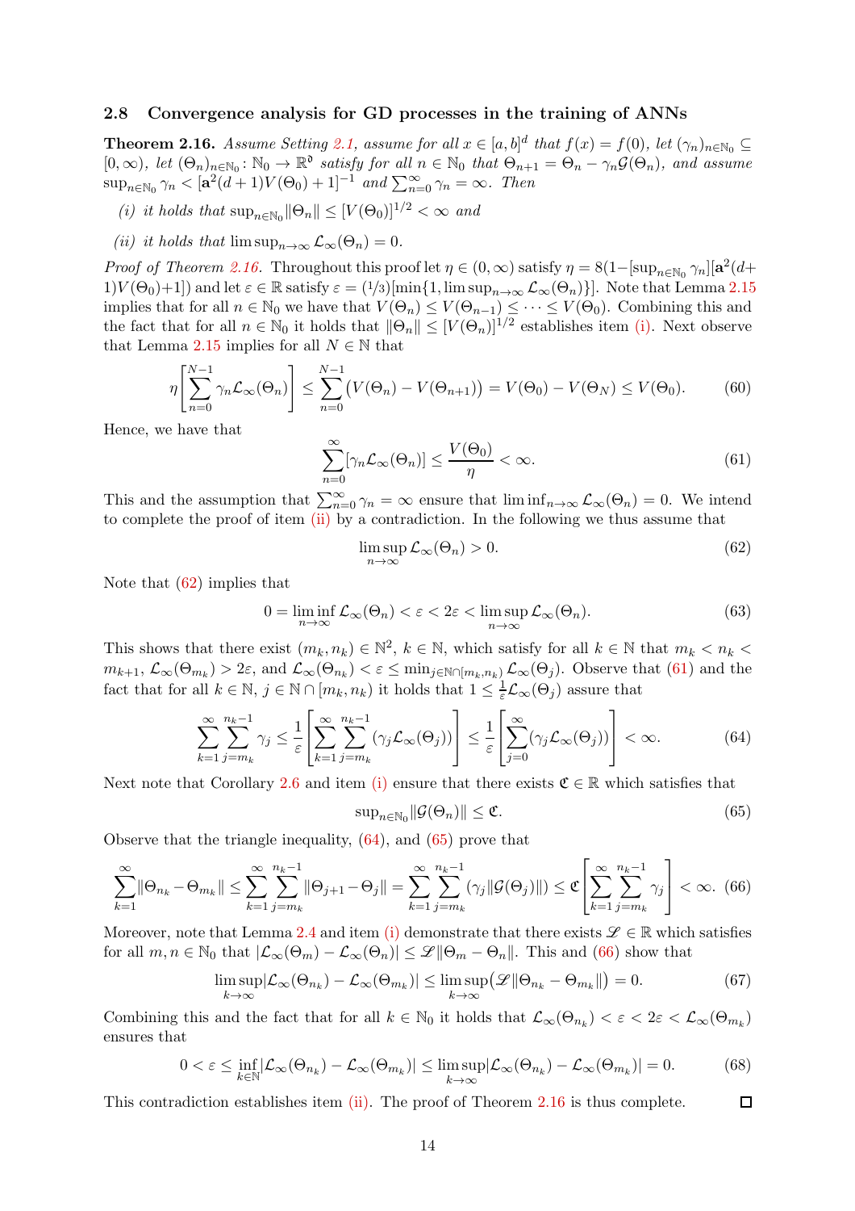### 2.8 Convergence analysis for GD processes in the training of ANNs

**Theorem 2.16.** *Assume Setting 2.1, assume for all $x \in [a,b]^d$ that $f(x) = f(0)$, let $(\gamma_n)_{n\in\mathbb{N}_0} \subseteq [0,\infty)$, let $(\Theta_n)_{n\in\mathbb{N}_0} \colon \mathbb{N}_0 \to \mathbb{R}^{\mathfrak{d}}$ satisfy for all $n \in \mathbb{N}_0$ that $\Theta_{n+1} = \Theta_n - \gamma_n \mathcal{G}(\Theta_n)$, and assume $\sup_{n\in\mathbb{N}_0} \gamma_n < [\mathbf{a}^2(d+1)V(\Theta_0)+1]^{-1}$ and $\sum_{n=0}^\infty \gamma_n = \infty$. Then*

*(i) it holds that $\sup_{n\in\mathbb{N}_0}\|\Theta_n\| \le [V(\Theta_0)]^{1/2} < \infty$ and*

*(ii) it holds that $\limsup_{n\to\infty} \mathcal{L}_\infty(\Theta_n) = 0$.*

*Proof of Theorem 2.16.* Throughout this proof let $\eta \in (0,\infty)$ satisfy $\eta = 8(1-[\sup_{n\in\mathbb{N}_0}\gamma_n][\mathbf{a}^2(d+1)V(\Theta_0)+1])$ and let $\varepsilon \in \mathbb{R}$ satisfy $\varepsilon = (1/3)[\min\{1, \limsup_{n\to\infty}\mathcal{L}_\infty(\Theta_n)\}]$. Note that Lemma 2.15 implies that for all $n \in \mathbb{N}_0$ we have that $V(\Theta_n) \le V(\Theta_{n-1}) \le \cdots \le V(\Theta_0)$. Combining this and the fact that for all $n \in \mathbb{N}_0$ it holds that $\|\Theta_n\| \le [V(\Theta_n)]^{1/2}$ establishes item (i). Next observe that Lemma 2.15 implies for all $N \in \mathbb{N}$ that

$$\eta\left[\sum_{n=0}^{N-1}\gamma_n\mathcal{L}_\infty(\Theta_n)\right] \le \sum_{n=0}^{N-1}\big(V(\Theta_n)-V(\Theta_{n+1})\big) = V(\Theta_0)-V(\Theta_N) \le V(\Theta_0). \tag{60}$$

Hence, we have that

$$\sum_{n=0}^{\infty}[\gamma_n\mathcal{L}_\infty(\Theta_n)] \le \frac{V(\Theta_0)}{\eta} < \infty. \tag{61}$$

This and the assumption that $\sum_{n=0}^\infty \gamma_n = \infty$ ensure that $\liminf_{n\to\infty}\mathcal{L}_\infty(\Theta_n) = 0$. We intend to complete the proof of item (ii) by a contradiction. In the following we thus assume that

$$\limsup_{n\to\infty}\mathcal{L}_\infty(\Theta_n) > 0. \tag{62}$$

Note that (62) implies that

$$0 = \liminf_{n\to\infty}\mathcal{L}_\infty(\Theta_n) < \varepsilon < 2\varepsilon < \limsup_{n\to\infty}\mathcal{L}_\infty(\Theta_n). \tag{63}$$

This shows that there exist $(m_k, n_k) \in \mathbb{N}^2$, $k \in \mathbb{N}$, which satisfy for all $k \in \mathbb{N}$ that $m_k < n_k < m_{k+1}$, $\mathcal{L}_\infty(\Theta_{m_k}) > 2\varepsilon$, and $\mathcal{L}_\infty(\Theta_{n_k}) < \varepsilon \le \min_{j\in\mathbb{N}\cap[m_k,n_k)}\mathcal{L}_\infty(\Theta_j)$. Observe that (61) and the fact that for all $k \in \mathbb{N}$, $j \in \mathbb{N}\cap[m_k,n_k)$ it holds that $1 \le \frac{1}{\varepsilon}\mathcal{L}_\infty(\Theta_j)$ assure that

$$\sum_{k=1}^\infty\sum_{j=m_k}^{n_k-1}\gamma_j \le \frac{1}{\varepsilon}\left[\sum_{k=1}^\infty\sum_{j=m_k}^{n_k-1}(\gamma_j\mathcal{L}_\infty(\Theta_j))\right] \le \frac{1}{\varepsilon}\left[\sum_{j=0}^\infty(\gamma_j\mathcal{L}_\infty(\Theta_j))\right] < \infty. \tag{64}$$

Next note that Corollary 2.6 and item (i) ensure that there exists $\mathfrak{C} \in \mathbb{R}$ which satisfies that

$$\sup\nolimits_{n\in\mathbb{N}_0}\|\mathcal{G}(\Theta_n)\| \le \mathfrak{C}. \tag{65}$$

Observe that the triangle inequality, (64), and (65) prove that

$$\sum_{k=1}^\infty\|\Theta_{n_k}-\Theta_{m_k}\| \le \sum_{k=1}^\infty\sum_{j=m_k}^{n_k-1}\|\Theta_{j+1}-\Theta_j\| = \sum_{k=1}^\infty\sum_{j=m_k}^{n_k-1}(\gamma_j\|\mathcal{G}(\Theta_j)\|) \le \mathfrak{C}\left[\sum_{k=1}^\infty\sum_{j=m_k}^{n_k-1}\gamma_j\right] < \infty. \tag{66}$$

Moreover, note that Lemma 2.4 and item (i) demonstrate that there exists $\mathscr{L} \in \mathbb{R}$ which satisfies for all $m, n \in \mathbb{N}_0$ that $|\mathcal{L}_\infty(\Theta_m) - \mathcal{L}_\infty(\Theta_n)| \le \mathscr{L}\|\Theta_m - \Theta_n\|$. This and (66) show that

$$\limsup_{k\to\infty}|\mathcal{L}_\infty(\Theta_{n_k}) - \mathcal{L}_\infty(\Theta_{m_k})| \le \limsup_{k\to\infty}\big(\mathscr{L}\|\Theta_{n_k}-\Theta_{m_k}\|\big) = 0. \tag{67}$$

Combining this and the fact that for all $k \in \mathbb{N}_0$ it holds that $\mathcal{L}_\infty(\Theta_{n_k}) < \varepsilon < 2\varepsilon < \mathcal{L}_\infty(\Theta_{m_k})$ ensures that

$$0 < \varepsilon \le \inf_{k\in\mathbb{N}}|\mathcal{L}_\infty(\Theta_{n_k}) - \mathcal{L}_\infty(\Theta_{m_k})| \le \limsup_{k\to\infty}|\mathcal{L}_\infty(\Theta_{n_k}) - \mathcal{L}_\infty(\Theta_{m_k})| = 0. \tag{68}$$

This contradiction establishes item (ii). The proof of Theorem 2.16 is thus complete. ◻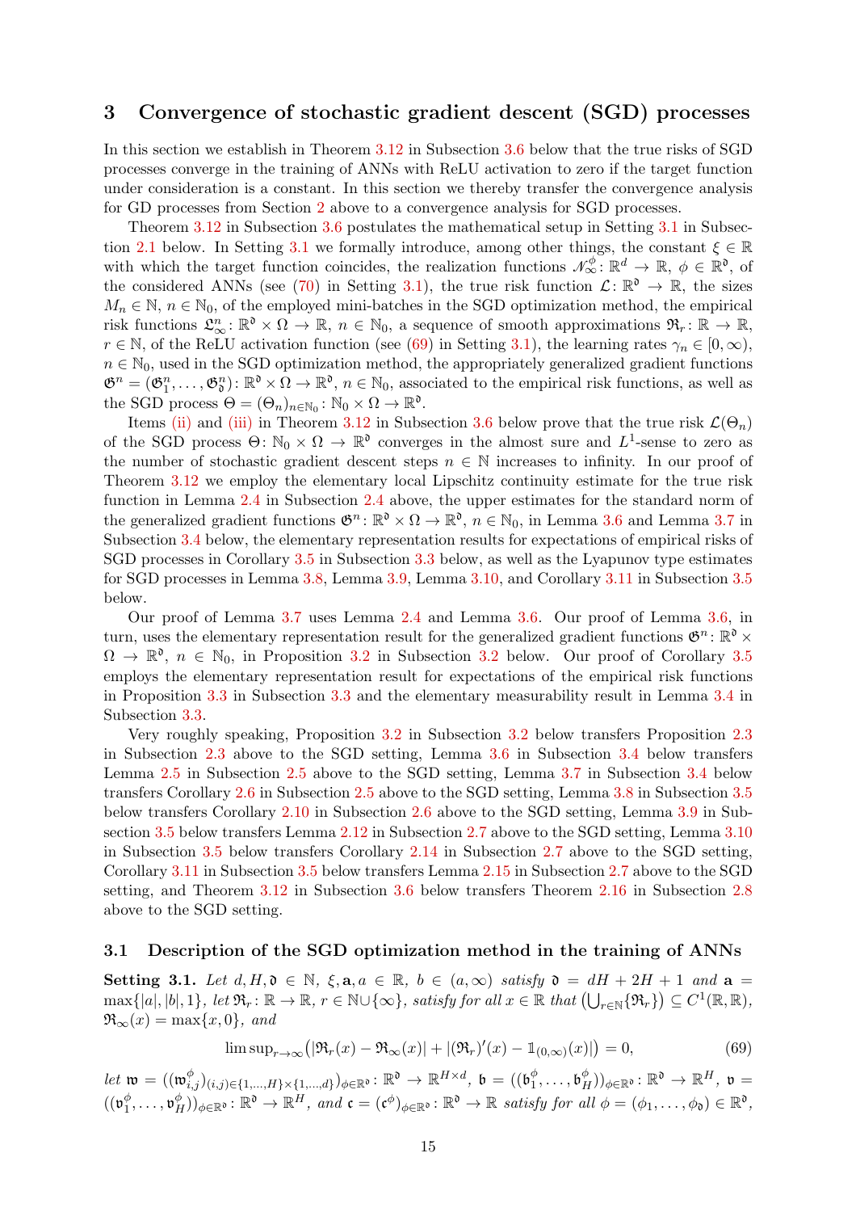## 3 Convergence of stochastic gradient descent (SGD) processes

In this section we establish in Theorem 3.12 in Subsection 3.6 below that the true risks of SGD processes converge in the training of ANNs with ReLU activation to zero if the target function under consideration is a constant. In this section we thereby transfer the convergence analysis for GD processes from Section 2 above to a convergence analysis for SGD processes.

Theorem 3.12 in Subsection 3.6 postulates the mathematical setup in Setting 3.1 in Subsection 2.1 below. In Setting 3.1 we formally introduce, among other things, the constant $\xi \in \mathbb{R}$ with which the target function coincides, the realization functions $\mathscr{N}^{\phi}_{\infty} \colon \mathbb{R}^d \to \mathbb{R}$, $\phi \in \mathbb{R}^{\mathfrak{d}}$, of the considered ANNs (see (70) in Setting 3.1), the true risk function $\mathcal{L} \colon \mathbb{R}^{\mathfrak{d}} \to \mathbb{R}$, the sizes $M_n \in \mathbb{N}$, $n \in \mathbb{N}_0$, of the employed mini-batches in the SGD optimization method, the empirical risk functions $\mathfrak{L}^n_{\infty} \colon \mathbb{R}^{\mathfrak{d}} \times \Omega \to \mathbb{R}$, $n \in \mathbb{N}_0$, a sequence of smooth approximations $\mathfrak{R}_r \colon \mathbb{R} \to \mathbb{R}$, $r \in \mathbb{N}$, of the ReLU activation function (see (69) in Setting 3.1), the learning rates $\gamma_n \in [0, \infty)$, $n \in \mathbb{N}_0$, used in the SGD optimization method, the appropriately generalized gradient functions $\mathfrak{G}^n = (\mathfrak{G}^n_1, \ldots, \mathfrak{G}^n_{\mathfrak{d}}) \colon \mathbb{R}^{\mathfrak{d}} \times \Omega \to \mathbb{R}^{\mathfrak{d}}$, $n \in \mathbb{N}_0$, associated to the empirical risk functions, as well as the SGD process $\Theta = (\Theta_n)_{n \in \mathbb{N}_0} \colon \mathbb{N}_0 \times \Omega \to \mathbb{R}^{\mathfrak{d}}$.

Items (ii) and (iii) in Theorem 3.12 in Subsection 3.6 below prove that the true risk $\mathcal{L}(\Theta_n)$ of the SGD process $\Theta \colon \mathbb{N}_0 \times \Omega \to \mathbb{R}^{\mathfrak{d}}$ converges in the almost sure and $L^1$-sense to zero as the number of stochastic gradient descent steps $n \in \mathbb{N}$ increases to infinity. In our proof of Theorem 3.12 we employ the elementary local Lipschitz continuity estimate for the true risk function in Lemma 2.4 in Subsection 2.4 above, the upper estimates for the standard norm of the generalized gradient functions $\mathfrak{G}^n \colon \mathbb{R}^{\mathfrak{d}} \times \Omega \to \mathbb{R}^{\mathfrak{d}}$, $n \in \mathbb{N}_0$, in Lemma 3.6 and Lemma 3.7 in Subsection 3.4 below, the elementary representation results for expectations of empirical risks of SGD processes in Corollary 3.5 in Subsection 3.3 below, as well as the Lyapunov type estimates for SGD processes in Lemma 3.8, Lemma 3.9, Lemma 3.10, and Corollary 3.11 in Subsection 3.5 below.

Our proof of Lemma 3.7 uses Lemma 2.4 and Lemma 3.6. Our proof of Lemma 3.6, in turn, uses the elementary representation result for the generalized gradient functions $\mathfrak{G}^n \colon \mathbb{R}^{\mathfrak{d}} \times \Omega \to \mathbb{R}^{\mathfrak{d}}$, $n \in \mathbb{N}_0$, in Proposition 3.2 in Subsection 3.2 below. Our proof of Corollary 3.5 employs the elementary representation result for expectations of the empirical risk functions in Proposition 3.3 in Subsection 3.3 and the elementary measurability result in Lemma 3.4 in Subsection 3.3.

Very roughly speaking, Proposition 3.2 in Subsection 3.2 below transfers Proposition 2.3 in Subsection 2.3 above to the SGD setting, Lemma 3.6 in Subsection 3.4 below transfers Lemma 2.5 in Subsection 2.5 above to the SGD setting, Lemma 3.7 in Subsection 3.4 below transfers Corollary 2.6 in Subsection 2.5 above to the SGD setting, Lemma 3.8 in Subsection 3.5 below transfers Corollary 2.10 in Subsection 2.6 above to the SGD setting, Lemma 3.9 in Subsection 3.5 below transfers Lemma 2.12 in Subsection 2.7 above to the SGD setting, Lemma 3.10 in Subsection 3.5 below transfers Corollary 2.14 in Subsection 2.7 above to the SGD setting, Corollary 3.11 in Subsection 3.5 below transfers Lemma 2.15 in Subsection 2.7 above to the SGD setting, and Theorem 3.12 in Subsection 3.6 below transfers Theorem 2.16 in Subsection 2.8 above to the SGD setting.

### 3.1 Description of the SGD optimization method in the training of ANNs

**Setting 3.1.** *Let $d, H, \mathfrak{d} \in \mathbb{N}$, $\xi, \mathbf{a}, a \in \mathbb{R}$, $b \in (a, \infty)$ satisfy $\mathfrak{d} = dH + 2H + 1$ and $\mathbf{a} = \max\{|a|, |b|, 1\}$, let $\mathfrak{R}_r \colon \mathbb{R} \to \mathbb{R}$, $r \in \mathbb{N} \cup \{\infty\}$, satisfy for all $x \in \mathbb{R}$ that $\left(\bigcup_{r \in \mathbb{N}} \{\mathfrak{R}_r\}\right) \subseteq C^1(\mathbb{R}, \mathbb{R})$, $\mathfrak{R}_\infty(x) = \max\{x, 0\}$, and*

$$\limsup_{r \to \infty} \left( |\mathfrak{R}_r(x) - \mathfrak{R}_\infty(x)| + |(\mathfrak{R}_r)'(x) - \mathbb{1}_{(0,\infty)}(x)| \right) = 0, \tag{69}$$

*let $\mathfrak{w} = ((\mathfrak{w}^{\phi}_{i,j})_{(i,j) \in \{1,\ldots,H\} \times \{1,\ldots,d\}})_{\phi \in \mathbb{R}^{\mathfrak{d}}} \colon \mathbb{R}^{\mathfrak{d}} \to \mathbb{R}^{H \times d}$, $\mathfrak{b} = ((\mathfrak{b}^{\phi}_1, \ldots, \mathfrak{b}^{\phi}_H))_{\phi \in \mathbb{R}^{\mathfrak{d}}} \colon \mathbb{R}^{\mathfrak{d}} \to \mathbb{R}^H$, $\mathfrak{v} = ((\mathfrak{v}^{\phi}_1, \ldots, \mathfrak{v}^{\phi}_H))_{\phi \in \mathbb{R}^{\mathfrak{d}}} \colon \mathbb{R}^{\mathfrak{d}} \to \mathbb{R}^H$, and $\mathfrak{c} = (\mathfrak{c}^{\phi})_{\phi \in \mathbb{R}^{\mathfrak{d}}} \colon \mathbb{R}^{\mathfrak{d}} \to \mathbb{R}$ satisfy for all $\phi = (\phi_1, \ldots, \phi_{\mathfrak{d}}) \in \mathbb{R}^{\mathfrak{d}}$,*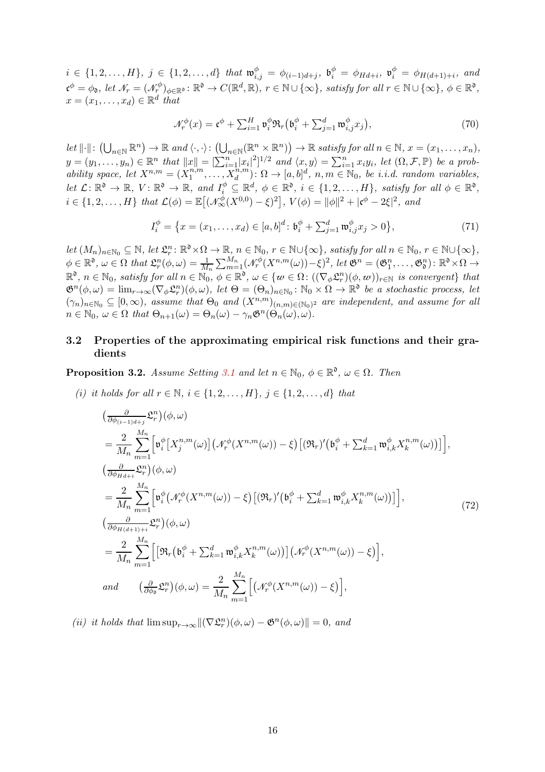$i \in \{1,2,\ldots,H\}$, $j \in \{1,2,\ldots,d\}$ that $\mathfrak{w}^{\phi}_{i,j} = \phi_{(i-1)d+j}$, $\mathfrak{b}^{\phi}_i = \phi_{Hd+i}$, $\mathfrak{v}^{\phi}_i = \phi_{H(d+1)+i}$, and $\mathfrak{c}^{\phi} = \phi_{\mathfrak{d}}$, let $\mathscr{N}_r = (\mathscr{N}^{\phi}_r)_{\phi\in\mathbb{R}^{\mathfrak{d}}} \colon \mathbb{R}^{\mathfrak{d}} \to C(\mathbb{R}^d,\mathbb{R})$, $r \in \mathbb{N}\cup\{\infty\}$, satisfy for all $r \in \mathbb{N}\cup\{\infty\}$, $\phi \in \mathbb{R}^{\mathfrak{d}}$, $x = (x_1,\ldots,x_d) \in \mathbb{R}^d$ that

$$\mathscr{N}^{\phi}_r(x) = \mathfrak{c}^{\phi} + \textstyle\sum_{i=1}^{H} \mathfrak{v}^{\phi}_i \mathfrak{R}_r\big(\mathfrak{b}^{\phi}_i + \sum_{j=1}^{d} \mathfrak{w}^{\phi}_{i,j} x_j\big), \tag{70}$$

let $\|\cdot\| \colon \big(\bigcup_{n\in\mathbb{N}} \mathbb{R}^n\big) \to \mathbb{R}$ and $\langle\cdot,\cdot\rangle \colon \big(\bigcup_{n\in\mathbb{N}} (\mathbb{R}^n \times \mathbb{R}^n)\big) \to \mathbb{R}$ satisfy for all $n \in \mathbb{N}$, $x = (x_1,\ldots,x_n)$, $y = (y_1,\ldots,y_n) \in \mathbb{R}^n$ that $\|x\| = [\sum_{i=1}^{n} |x_i|^2]^{1/2}$ and $\langle x, y\rangle = \sum_{i=1}^{n} x_i y_i$, let $(\Omega,\mathcal{F},\mathbb{P})$ be a probability space, let $X^{n,m} = (X^{n,m}_1,\ldots,X^{n,m}_d) \colon \Omega \to [a,b]^d$, $n,m \in \mathbb{N}_0$, be i.i.d. random variables, let $\mathcal{L} \colon \mathbb{R}^{\mathfrak{d}} \to \mathbb{R}$, $V \colon \mathbb{R}^{\mathfrak{d}} \to \mathbb{R}$, and $I^{\phi}_i \subseteq \mathbb{R}^d$, $\phi \in \mathbb{R}^{\mathfrak{d}}$, $i \in \{1,2,\ldots,H\}$, satisfy for all $\phi \in \mathbb{R}^{\mathfrak{d}}$, $i \in \{1,2,\ldots,H\}$ that $\mathcal{L}(\phi) = \mathbb{E}\big[(\mathscr{N}^{\phi}_{\infty}(X^{0,0}) - \xi)^2\big]$, $V(\phi) = \|\phi\|^2 + |\mathfrak{c}^{\phi} - 2\xi|^2$, and

$$I^{\phi}_i = \big\{x = (x_1,\ldots,x_d) \in [a,b]^d \colon \mathfrak{b}^{\phi}_i + \textstyle\sum_{j=1}^{d} \mathfrak{w}^{\phi}_{i,j} x_j > 0\big\}, \tag{71}$$

let $(M_n)_{n\in\mathbb{N}_0} \subseteq \mathbb{N}$, let $\mathfrak{L}^n_r \colon \mathbb{R}^{\mathfrak{d}} \times \Omega \to \mathbb{R}$, $n \in \mathbb{N}_0$, $r \in \mathbb{N}\cup\{\infty\}$, satisfy for all $n \in \mathbb{N}_0$, $r \in \mathbb{N}\cup\{\infty\}$, $\phi \in \mathbb{R}^{\mathfrak{d}}$, $\omega \in \Omega$ that $\mathfrak{L}^n_r(\phi,\omega) = \frac{1}{M_n}\sum_{m=1}^{M_n} (\mathscr{N}^{\phi}_r(X^{n,m}(\omega)) - \xi)^2$, let $\mathfrak{G}^n = (\mathfrak{G}^n_1,\ldots,\mathfrak{G}^n_{\mathfrak{d}}) \colon \mathbb{R}^{\mathfrak{d}} \times \Omega \to \mathbb{R}^{\mathfrak{d}}$, $n \in \mathbb{N}_0$, satisfy for all $n \in \mathbb{N}_0$, $\phi \in \mathbb{R}^{\mathfrak{d}}$, $\omega \in \{\mathrm{w} \in \Omega \colon ((\nabla_{\phi}\mathfrak{L}^n_r)(\phi,\mathrm{w}))_{r\in\mathbb{N}} \text{ is convergent}\}$ that $\mathfrak{G}^n(\phi,\omega) = \lim_{r\to\infty} (\nabla_{\phi}\mathfrak{L}^n_r)(\phi,\omega)$, let $\Theta = (\Theta_n)_{n\in\mathbb{N}_0} \colon \mathbb{N}_0 \times \Omega \to \mathbb{R}^{\mathfrak{d}}$ be a stochastic process, let $(\gamma_n)_{n\in\mathbb{N}_0} \subseteq [0,\infty)$, assume that $\Theta_0$ and $(X^{n,m})_{(n,m)\in(\mathbb{N}_0)^2}$ are independent, and assume for all $n \in \mathbb{N}_0$, $\omega \in \Omega$ that $\Theta_{n+1}(\omega) = \Theta_n(\omega) - \gamma_n \mathfrak{G}^n(\Theta_n(\omega),\omega)$.

### 3.2 Properties of the approximating empirical risk functions and their gradients

**Proposition 3.2.** *Assume Setting 3.1 and let $n \in \mathbb{N}_0$, $\phi \in \mathbb{R}^{\mathfrak{d}}$, $\omega \in \Omega$. Then*

*(i) it holds for all $r \in \mathbb{N}$, $i \in \{1,2,\ldots,H\}$, $j \in \{1,2,\ldots,d\}$ that*

$$\begin{aligned}
&\big(\tfrac{\partial}{\partial\phi_{(i-1)d+j}}\mathfrak{L}^n_r\big)(\phi,\omega) \\
&= \frac{2}{M_n}\sum_{m=1}^{M_n}\Big[\mathfrak{v}^{\phi}_i\big[X^{n,m}_j(\omega)\big]\big(\mathscr{N}^{\phi}_r(X^{n,m}(\omega)) - \xi\big)\big[(\mathfrak{R}_r)'\big(\mathfrak{b}^{\phi}_i + \textstyle\sum_{k=1}^{d}\mathfrak{w}^{\phi}_{i,k}X^{n,m}_k(\omega)\big)\big]\Big], \\
&\big(\tfrac{\partial}{\partial\phi_{Hd+i}}\mathfrak{L}^n_r\big)(\phi,\omega) \\
&= \frac{2}{M_n}\sum_{m=1}^{M_n}\Big[\mathfrak{v}^{\phi}_i\big(\mathscr{N}^{\phi}_r(X^{n,m}(\omega)) - \xi\big)\big[(\mathfrak{R}_r)'\big(\mathfrak{b}^{\phi}_i + \textstyle\sum_{k=1}^{d}\mathfrak{w}^{\phi}_{i,k}X^{n,m}_k(\omega)\big)\big]\Big], \\
&\big(\tfrac{\partial}{\partial\phi_{H(d+1)+i}}\mathfrak{L}^n_r\big)(\phi,\omega) \\
&= \frac{2}{M_n}\sum_{m=1}^{M_n}\Big[\big[\mathfrak{R}_r\big(\mathfrak{b}^{\phi}_i + \textstyle\sum_{k=1}^{d}\mathfrak{w}^{\phi}_{i,k}X^{n,m}_k(\omega)\big)\big]\big(\mathscr{N}^{\phi}_r(X^{n,m}(\omega)) - \xi\big)\Big], \\
&\text{and} \qquad \big(\tfrac{\partial}{\partial\phi_{\mathfrak{d}}}\mathfrak{L}^n_r\big)(\phi,\omega) = \frac{2}{M_n}\sum_{m=1}^{M_n}\Big[\big(\mathscr{N}^{\phi}_r(X^{n,m}(\omega)) - \xi\big)\Big],
\end{aligned} \tag{72}$$

*(ii) it holds that $\limsup_{r\to\infty}\|(\nabla\mathfrak{L}^n_r)(\phi,\omega) - \mathfrak{G}^n(\phi,\omega)\| = 0$, and*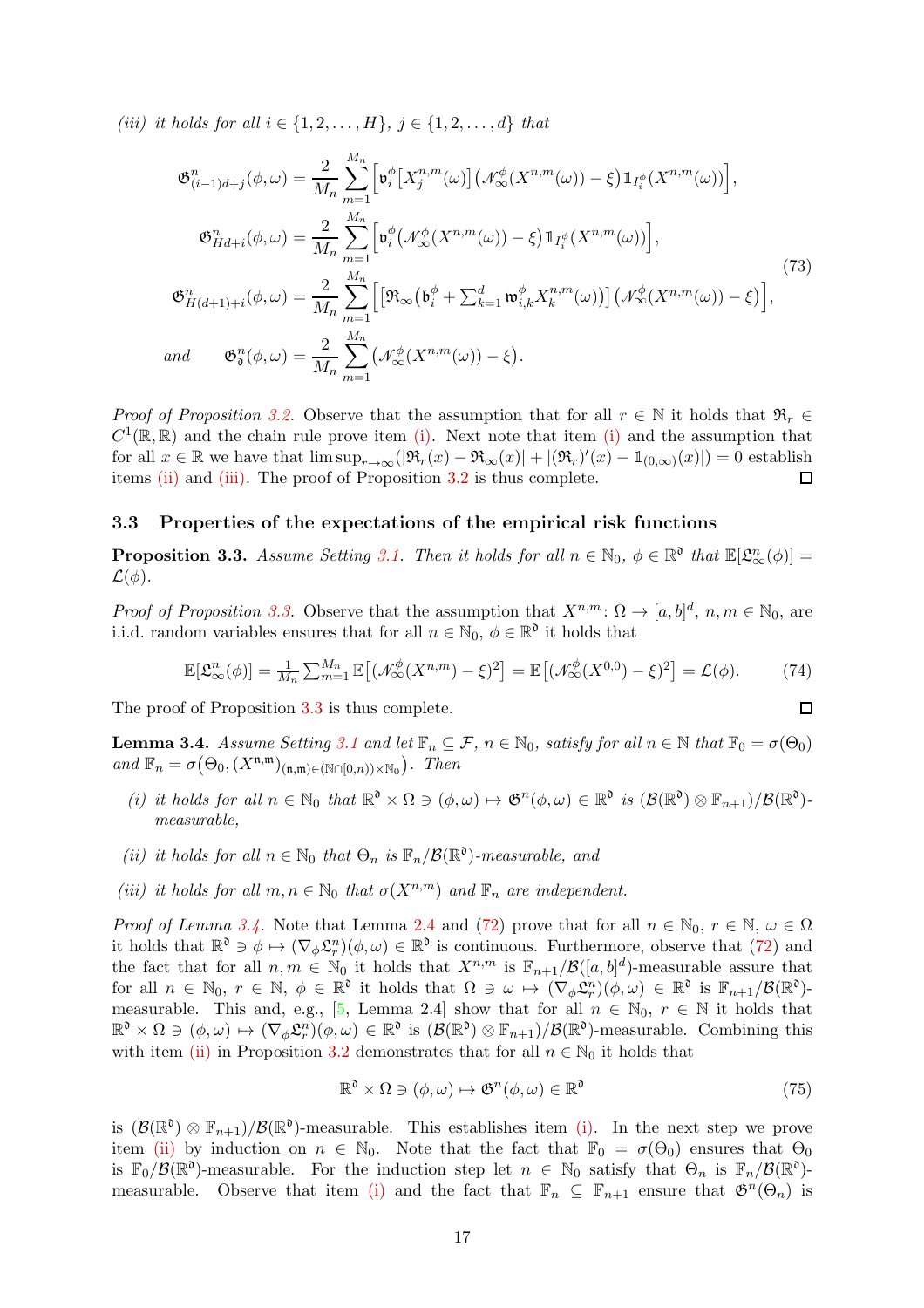*(iii) it holds for all $i \in \{1, 2, \ldots, H\}$, $j \in \{1, 2, \ldots, d\}$ that*

$$
\begin{aligned}
\mathfrak{G}^n_{(i-1)d+j}(\phi, \omega) &= \frac{2}{M_n} \sum_{m=1}^{M_n} \Big[ \mathfrak{v}^\phi_i \big[ X^{n,m}_j(\omega) \big] \big( \mathscr{N}^\phi_\infty(X^{n,m}(\omega)) - \xi \big) \mathbb{1}_{I^\phi_i}(X^{n,m}(\omega)) \Big], \\
\mathfrak{G}^n_{Hd+i}(\phi, \omega) &= \frac{2}{M_n} \sum_{m=1}^{M_n} \Big[ \mathfrak{v}^\phi_i \big( \mathscr{N}^\phi_\infty(X^{n,m}(\omega)) - \xi \big) \mathbb{1}_{I^\phi_i}(X^{n,m}(\omega)) \Big], \\
\mathfrak{G}^n_{H(d+1)+i}(\phi, \omega) &= \frac{2}{M_n} \sum_{m=1}^{M_n} \Big[ \big[ \mathfrak{R}_\infty \big( \mathfrak{b}^\phi_i + \textstyle\sum_{k=1}^d \mathfrak{w}^\phi_{i,k} X^{n,m}_k(\omega) \big) \big] \big( \mathscr{N}^\phi_\infty(X^{n,m}(\omega)) - \xi \big) \Big], \\
\text{and} \qquad \mathfrak{G}^n_{\mathfrak{d}}(\phi, \omega) &= \frac{2}{M_n} \sum_{m=1}^{M_n} \big( \mathscr{N}^\phi_\infty(X^{n,m}(\omega)) - \xi \big).
\end{aligned}
\tag{73}
$$

*Proof of Proposition 3.2.* Observe that the assumption that for all $r \in \mathbb{N}$ it holds that $\mathfrak{R}_r \in C^1(\mathbb{R}, \mathbb{R})$ and the chain rule prove item (i). Next note that item (i) and the assumption that for all $x \in \mathbb{R}$ we have that $\limsup_{r \to \infty} (|\mathfrak{R}_r(x) - \mathfrak{R}_\infty(x)| + |(\mathfrak{R}_r)'(x) - \mathbb{1}_{(0,\infty)}(x)|) = 0$ establish items (ii) and (iii). The proof of Proposition 3.2 is thus complete. ◻

### 3.3 Properties of the expectations of the empirical risk functions

**Proposition 3.3.** *Assume Setting 3.1. Then it holds for all $n \in \mathbb{N}_0$, $\phi \in \mathbb{R}^{\mathfrak{d}}$ that $\mathbb{E}[\mathfrak{L}^n_\infty(\phi)] = \mathcal{L}(\phi)$.*

*Proof of Proposition 3.3.* Observe that the assumption that $X^{n,m} \colon \Omega \to [a, b]^d$, $n, m \in \mathbb{N}_0$, are i.i.d. random variables ensures that for all $n \in \mathbb{N}_0$, $\phi \in \mathbb{R}^{\mathfrak{d}}$ it holds that

$$
\mathbb{E}[\mathfrak{L}^n_\infty(\phi)] = \tfrac{1}{M_n} \textstyle\sum_{m=1}^{M_n} \mathbb{E}\big[ (\mathscr{N}^\phi_\infty(X^{n,m}) - \xi)^2 \big] = \mathbb{E}\big[ (\mathscr{N}^\phi_\infty(X^{0,0}) - \xi)^2 \big] = \mathcal{L}(\phi). \tag{74}
$$

The proof of Proposition 3.3 is thus complete. ◻

**Lemma 3.4.** *Assume Setting 3.1 and let $\mathbb{F}_n \subseteq \mathcal{F}$, $n \in \mathbb{N}_0$, satisfy for all $n \in \mathbb{N}$ that $\mathbb{F}_0 = \sigma(\Theta_0)$ and $\mathbb{F}_n = \sigma\big(\Theta_0, (X^{\mathfrak{n},\mathfrak{m}})_{(\mathfrak{n},\mathfrak{m}) \in (\mathbb{N} \cap [0,n)) \times \mathbb{N}_0}\big)$. Then*

*(i) it holds for all $n \in \mathbb{N}_0$ that $\mathbb{R}^{\mathfrak{d}} \times \Omega \ni (\phi, \omega) \mapsto \mathfrak{G}^n(\phi, \omega) \in \mathbb{R}^{\mathfrak{d}}$ is $(\mathcal{B}(\mathbb{R}^{\mathfrak{d}}) \otimes \mathbb{F}_{n+1})/\mathcal{B}(\mathbb{R}^{\mathfrak{d}})$-measurable,*

*(ii) it holds for all $n \in \mathbb{N}_0$ that $\Theta_n$ is $\mathbb{F}_n/\mathcal{B}(\mathbb{R}^{\mathfrak{d}})$-measurable, and*

*(iii) it holds for all $m, n \in \mathbb{N}_0$ that $\sigma(X^{n,m})$ and $\mathbb{F}_n$ are independent.*

*Proof of Lemma 3.4.* Note that Lemma 2.4 and (72) prove that for all $n \in \mathbb{N}_0$, $r \in \mathbb{N}$, $\omega \in \Omega$ it holds that $\mathbb{R}^{\mathfrak{d}} \ni \phi \mapsto (\nabla_\phi \mathfrak{L}^n_r)(\phi, \omega) \in \mathbb{R}^{\mathfrak{d}}$ is continuous. Furthermore, observe that (72) and the fact that for all $n, m \in \mathbb{N}_0$ it holds that $X^{n,m}$ is $\mathbb{F}_{n+1}/\mathcal{B}([a, b]^d)$-measurable assure that for all $n \in \mathbb{N}_0$, $r \in \mathbb{N}$, $\phi \in \mathbb{R}^{\mathfrak{d}}$ it holds that $\Omega \ni \omega \mapsto (\nabla_\phi \mathfrak{L}^n_r)(\phi, \omega) \in \mathbb{R}^{\mathfrak{d}}$ is $\mathbb{F}_{n+1}/\mathcal{B}(\mathbb{R}^{\mathfrak{d}})$-measurable. This and, e.g., [5, Lemma 2.4] show that for all $n \in \mathbb{N}_0$, $r \in \mathbb{N}$ it holds that $\mathbb{R}^{\mathfrak{d}} \times \Omega \ni (\phi, \omega) \mapsto (\nabla_\phi \mathfrak{L}^n_r)(\phi, \omega) \in \mathbb{R}^{\mathfrak{d}}$ is $(\mathcal{B}(\mathbb{R}^{\mathfrak{d}}) \otimes \mathbb{F}_{n+1})/\mathcal{B}(\mathbb{R}^{\mathfrak{d}})$-measurable. Combining this with item (ii) in Proposition 3.2 demonstrates that for all $n \in \mathbb{N}_0$ it holds that

$$
\mathbb{R}^{\mathfrak{d}} \times \Omega \ni (\phi, \omega) \mapsto \mathfrak{G}^n(\phi, \omega) \in \mathbb{R}^{\mathfrak{d}} \tag{75}
$$

is $(\mathcal{B}(\mathbb{R}^{\mathfrak{d}}) \otimes \mathbb{F}_{n+1})/\mathcal{B}(\mathbb{R}^{\mathfrak{d}})$-measurable. This establishes item (i). In the next step we prove item (ii) by induction on $n \in \mathbb{N}_0$. Note that the fact that $\mathbb{F}_0 = \sigma(\Theta_0)$ ensures that $\Theta_0$ is $\mathbb{F}_0/\mathcal{B}(\mathbb{R}^{\mathfrak{d}})$-measurable. For the induction step let $n \in \mathbb{N}_0$ satisfy that $\Theta_n$ is $\mathbb{F}_n/\mathcal{B}(\mathbb{R}^{\mathfrak{d}})$-measurable. Observe that item (i) and the fact that $\mathbb{F}_n \subseteq \mathbb{F}_{n+1}$ ensure that $\mathfrak{G}^n(\Theta_n)$ is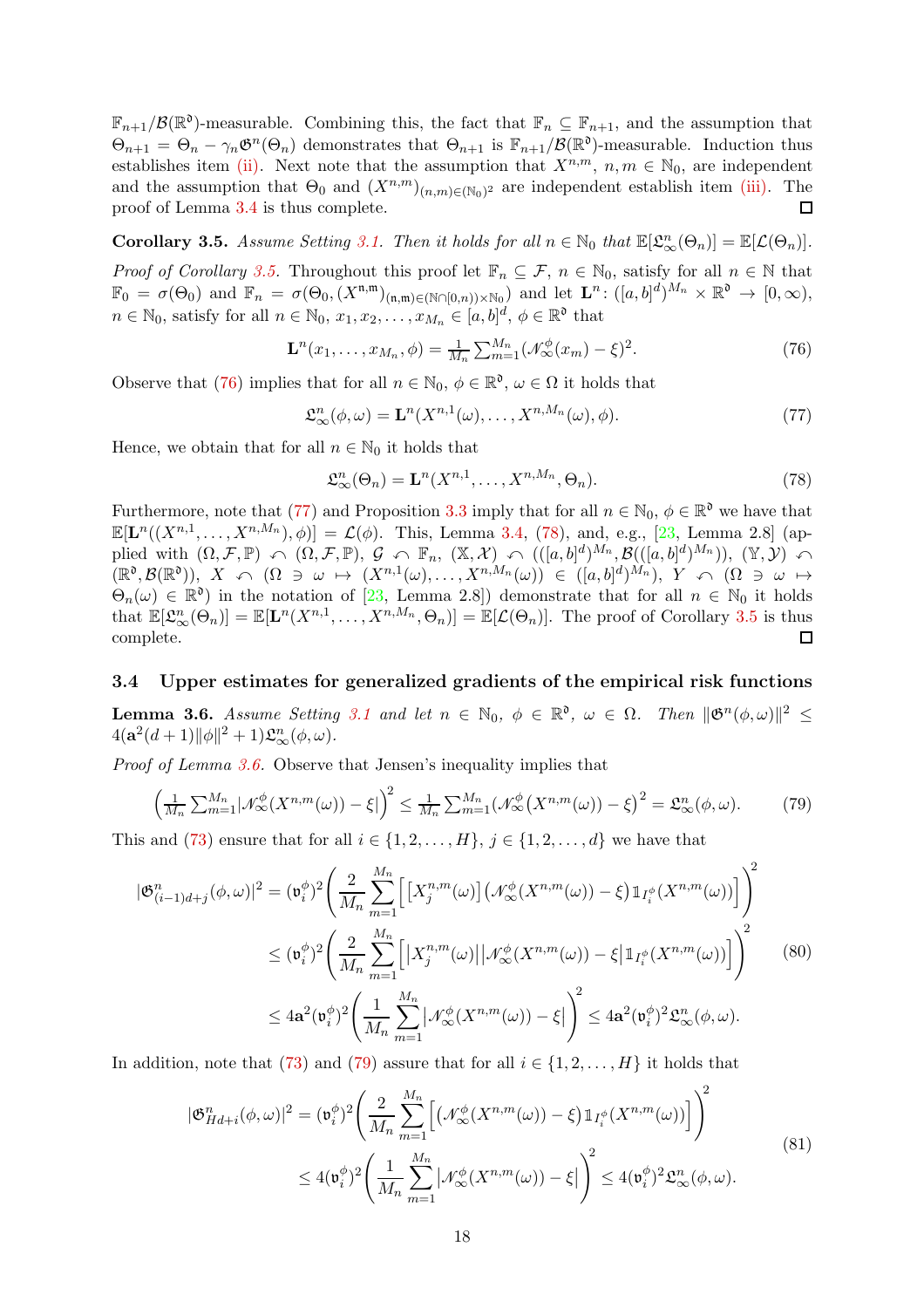$\mathbb{F}_{n+1}/\mathcal{B}(\mathbb{R}^{\mathfrak{d}})$-measurable. Combining this, the fact that $\mathbb{F}_n \subseteq \mathbb{F}_{n+1}$, and the assumption that $\Theta_{n+1} = \Theta_n - \gamma_n \mathfrak{G}^n(\Theta_n)$ demonstrates that $\Theta_{n+1}$ is $\mathbb{F}_{n+1}/\mathcal{B}(\mathbb{R}^{\mathfrak{d}})$-measurable. Induction thus establishes item (ii). Next note that the assumption that $X^{n,m}$, $n, m \in \mathbb{N}_0$, are independent and the assumption that $\Theta_0$ and $(X^{n,m})_{(n,m)\in(\mathbb{N}_0)^2}$ are independent establish item (iii). The proof of Lemma 3.4 is thus complete. ☐

**Corollary 3.5.** *Assume Setting 3.1. Then it holds for all $n \in \mathbb{N}_0$ that $\mathbb{E}[\mathfrak{L}^n_\infty(\Theta_n)] = \mathbb{E}[\mathcal{L}(\Theta_n)]$.*

*Proof of Corollary 3.5.* Throughout this proof let $\mathbb{F}_n \subseteq \mathcal{F}$, $n \in \mathbb{N}_0$, satisfy for all $n \in \mathbb{N}$ that $\mathbb{F}_0 = \sigma(\Theta_0)$ and $\mathbb{F}_n = \sigma(\Theta_0, (X^{\mathfrak{n},\mathfrak{m}})_{(\mathfrak{n},\mathfrak{m})\in(\mathbb{N}\cap[0,n))\times\mathbb{N}_0})$ and let $\mathbf{L}^n \colon ([a,b]^d)^{M_n} \times \mathbb{R}^{\mathfrak{d}} \to [0,\infty)$, $n \in \mathbb{N}_0$, satisfy for all $n \in \mathbb{N}_0$, $x_1, x_2, \dots, x_{M_n} \in [a,b]^d$, $\phi \in \mathbb{R}^{\mathfrak{d}}$ that

$$\mathbf{L}^n(x_1, \dots, x_{M_n}, \phi) = \tfrac{1}{M_n} \textstyle\sum_{m=1}^{M_n} (\mathscr{N}^\phi_\infty(x_m) - \xi)^2. \tag{76}$$

Observe that (76) implies that for all $n \in \mathbb{N}_0$, $\phi \in \mathbb{R}^{\mathfrak{d}}$, $\omega \in \Omega$ it holds that

$$\mathfrak{L}^n_\infty(\phi, \omega) = \mathbf{L}^n(X^{n,1}(\omega), \dots, X^{n,M_n}(\omega), \phi). \tag{77}$$

Hence, we obtain that for all $n \in \mathbb{N}_0$ it holds that

$$\mathfrak{L}^n_\infty(\Theta_n) = \mathbf{L}^n(X^{n,1}, \dots, X^{n,M_n}, \Theta_n). \tag{78}$$

Furthermore, note that (77) and Proposition 3.3 imply that for all $n \in \mathbb{N}_0$, $\phi \in \mathbb{R}^{\mathfrak{d}}$ we have that $\mathbb{E}[\mathbf{L}^n((X^{n,1}, \dots, X^{n,M_n}), \phi)] = \mathcal{L}(\phi)$. This, Lemma 3.4, (78), and, e.g., [23, Lemma 2.8] (applied with $(\Omega, \mathcal{F}, \mathbb{P}) \curvearrowleft (\Omega, \mathcal{F}, \mathbb{P})$, $\mathcal{G} \curvearrowleft \mathbb{F}_n$, $(\mathbb{X}, \mathcal{X}) \curvearrowleft (([a,b]^d)^{M_n}, \mathcal{B}(([a,b]^d)^{M_n}))$, $(\mathbb{Y}, \mathcal{Y}) \curvearrowleft (\mathbb{R}^{\mathfrak{d}}, \mathcal{B}(\mathbb{R}^{\mathfrak{d}}))$, $X \curvearrowleft (\Omega \ni \omega \mapsto (X^{n,1}(\omega), \dots, X^{n,M_n}(\omega)) \in ([a,b]^d)^{M_n})$, $Y \curvearrowleft (\Omega \ni \omega \mapsto \Theta_n(\omega) \in \mathbb{R}^{\mathfrak{d}})$ in the notation of [23, Lemma 2.8]) demonstrate that for all $n \in \mathbb{N}_0$ it holds that $\mathbb{E}[\mathfrak{L}^n_\infty(\Theta_n)] = \mathbb{E}[\mathbf{L}^n(X^{n,1}, \dots, X^{n,M_n}, \Theta_n)] = \mathbb{E}[\mathcal{L}(\Theta_n)]$. The proof of Corollary 3.5 is thus complete. ☐

### 3.4 Upper estimates for generalized gradients of the empirical risk functions

**Lemma 3.6.** *Assume Setting 3.1 and let $n \in \mathbb{N}_0$, $\phi \in \mathbb{R}^{\mathfrak{d}}$, $\omega \in \Omega$. Then $\|\mathfrak{G}^n(\phi, \omega)\|^2 \leq 4(\mathbf{a}^2(d+1)\|\phi\|^2 + 1)\mathfrak{L}^n_\infty(\phi, \omega)$.*

*Proof of Lemma 3.6.* Observe that Jensen's inequality implies that

$$\Big(\tfrac{1}{M_n} \textstyle\sum_{m=1}^{M_n} |\mathscr{N}^\phi_\infty(X^{n,m}(\omega)) - \xi|\Big)^2 \leq \tfrac{1}{M_n} \textstyle\sum_{m=1}^{M_n} \big(\mathscr{N}^\phi_\infty\big(X^{n,m}(\omega)\big) - \xi\big)^2 = \mathfrak{L}^n_\infty(\phi, \omega). \tag{79}$$

This and (73) ensure that for all $i \in \{1, 2, \dots, H\}$, $j \in \{1, 2, \dots, d\}$ we have that

$$\begin{aligned}
|\mathfrak{G}^n_{(i-1)d+j}(\phi, \omega)|^2 &= (\mathfrak{v}^\phi_i)^2 \Bigg( \frac{2}{M_n} \sum_{m=1}^{M_n} \Big[ \big[X^{n,m}_j(\omega)\big] \big(\mathscr{N}^\phi_\infty(X^{n,m}(\omega)) - \xi\big) \mathbb{1}_{I^\phi_i}(X^{n,m}(\omega)) \Big] \Bigg)^2 \\
&\leq (\mathfrak{v}^\phi_i)^2 \Bigg( \frac{2}{M_n} \sum_{m=1}^{M_n} \Big[ \big|X^{n,m}_j(\omega)\big| \big|\mathscr{N}^\phi_\infty(X^{n,m}(\omega)) - \xi\big| \mathbb{1}_{I^\phi_i}(X^{n,m}(\omega)) \Big] \Bigg)^2 \\
&\leq 4\mathbf{a}^2 (\mathfrak{v}^\phi_i)^2 \Bigg( \frac{1}{M_n} \sum_{m=1}^{M_n} \big|\mathscr{N}^\phi_\infty(X^{n,m}(\omega)) - \xi\big| \Bigg)^2 \leq 4\mathbf{a}^2 (\mathfrak{v}^\phi_i)^2 \mathfrak{L}^n_\infty(\phi, \omega).
\end{aligned} \tag{80}$$

In addition, note that (73) and (79) assure that for all $i \in \{1, 2, \dots, H\}$ it holds that

$$\begin{aligned}
|\mathfrak{G}^n_{Hd+i}(\phi, \omega)|^2 &= (\mathfrak{v}^\phi_i)^2 \Bigg( \frac{2}{M_n} \sum_{m=1}^{M_n} \Big[ \big(\mathscr{N}^\phi_\infty(X^{n,m}(\omega)) - \xi\big) \mathbb{1}_{I^\phi_i}(X^{n,m}(\omega)) \Big] \Bigg)^2 \\
&\leq 4(\mathfrak{v}^\phi_i)^2 \Bigg( \frac{1}{M_n} \sum_{m=1}^{M_n} \big|\mathscr{N}^\phi_\infty(X^{n,m}(\omega)) - \xi\big| \Bigg)^2 \leq 4(\mathfrak{v}^\phi_i)^2 \mathfrak{L}^n_\infty(\phi, \omega).
\end{aligned} \tag{81}$$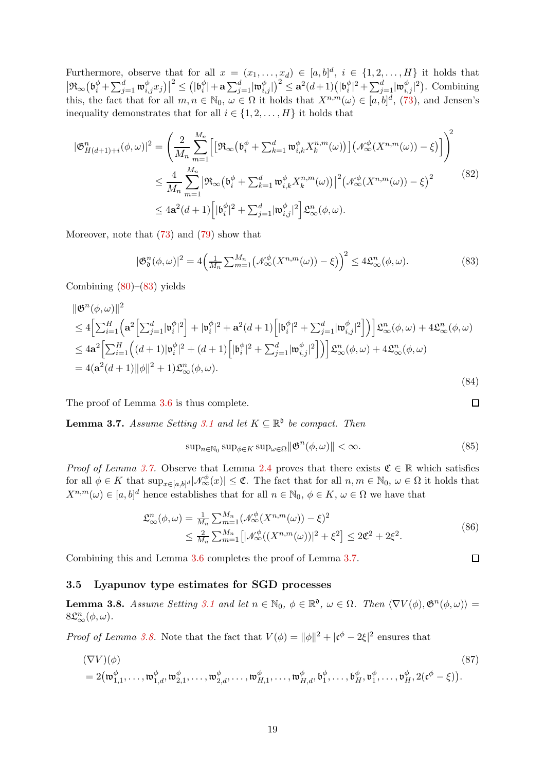Furthermore, observe that for all $x = (x_1, \ldots, x_d) \in [a,b]^d$, $i \in \{1, 2, \ldots, H\}$ it holds that $\big|\mathfrak{R}_\infty\big(\mathfrak{b}^\phi_i + \sum_{j=1}^d \mathfrak{w}^\phi_{i,j} x_j\big)\big|^2 \leq \big(|\mathfrak{b}^\phi_i| + \mathbf{a}\sum_{j=1}^d |\mathfrak{w}^\phi_{i,j}|\big)^2 \leq \mathbf{a}^2(d+1)\big(|\mathfrak{b}^\phi_i|^2 + \sum_{j=1}^d |\mathfrak{w}^\phi_{i,j}|^2\big)$. Combining this, the fact that for all $m, n \in \mathbb{N}_0$, $\omega \in \Omega$ it holds that $X^{n,m}(\omega) \in [a,b]^d$, (73), and Jensen's inequality demonstrates that for all $i \in \{1, 2, \ldots, H\}$ it holds that

$$
\begin{aligned}
|\mathfrak{G}^n_{H(d+1)+i}(\phi, \omega)|^2 &= \left(\frac{2}{M_n}\sum_{m=1}^{M_n}\Big[\big[\mathfrak{R}_\infty\big(\mathfrak{b}^\phi_i + \textstyle\sum_{k=1}^d \mathfrak{w}^\phi_{i,k} X^{n,m}_k(\omega)\big)\big]\big(\mathscr{N}^\phi_\infty(X^{n,m}(\omega)) - \xi\big)\Big]\right)^2 \\
&\leq \frac{4}{M_n}\sum_{m=1}^{M_n}\big|\mathfrak{R}_\infty\big(\mathfrak{b}^\phi_i + \textstyle\sum_{k=1}^d \mathfrak{w}^\phi_{i,k} X^{n,m}_k(\omega)\big)\big|^2\big(\mathscr{N}^\phi_\infty(X^{n,m}(\omega)) - \xi\big)^2 \\
&\leq 4\mathbf{a}^2(d+1)\Big[|\mathfrak{b}^\phi_i|^2 + \textstyle\sum_{j=1}^d |\mathfrak{w}^\phi_{i,j}|^2\Big]\mathfrak{L}^n_\infty(\phi, \omega).
\end{aligned} \tag{82}
$$

Moreover, note that (73) and (79) show that

$$
|\mathfrak{G}^n_{\mathfrak{d}}(\phi, \omega)|^2 = 4\Big(\tfrac{1}{M_n}\textstyle\sum_{m=1}^{M_n}\big(\mathscr{N}^\phi_\infty(X^{n,m}(\omega)) - \xi\big)\Big)^2 \leq 4\mathfrak{L}^n_\infty(\phi, \omega). \tag{83}
$$

Combining (80)–(83) yields

$$
\begin{aligned}
&\|\mathfrak{G}^n(\phi, \omega)\|^2 \\
&\leq 4\Big[\textstyle\sum_{i=1}^H\Big(\mathbf{a}^2\Big[\textstyle\sum_{j=1}^d |\mathfrak{v}^\phi_i|^2\Big] + |\mathfrak{v}^\phi_i|^2 + \mathbf{a}^2(d+1)\Big[|\mathfrak{b}^\phi_i|^2 + \textstyle\sum_{j=1}^d |\mathfrak{w}^\phi_{i,j}|^2\Big]\Big)\Big]\mathfrak{L}^n_\infty(\phi, \omega) + 4\mathfrak{L}^n_\infty(\phi, \omega) \\
&\leq 4\mathbf{a}^2\Big[\textstyle\sum_{i=1}^H\Big((d+1)|\mathfrak{v}^\phi_i|^2 + (d+1)\Big[|\mathfrak{b}^\phi_i|^2 + \textstyle\sum_{j=1}^d |\mathfrak{w}^\phi_{i,j}|^2\Big]\Big)\Big]\mathfrak{L}^n_\infty(\phi, \omega) + 4\mathfrak{L}^n_\infty(\phi, \omega) \\
&= 4(\mathbf{a}^2(d+1)\|\phi\|^2 + 1)\mathfrak{L}^n_\infty(\phi, \omega).
\end{aligned} \tag{84}
$$

The proof of Lemma 3.6 is thus complete. ◻

**Lemma 3.7.** *Assume Setting 3.1 and let $K \subseteq \mathbb{R}^{\mathfrak{d}}$ be compact. Then*

$$
\sup\nolimits_{n \in \mathbb{N}_0}\sup\nolimits_{\phi \in K}\sup\nolimits_{\omega \in \Omega}\|\mathfrak{G}^n(\phi, \omega)\| < \infty. \tag{85}
$$

*Proof of Lemma 3.7.* Observe that Lemma 2.4 proves that there exists $\mathfrak{C} \in \mathbb{R}$ which satisfies for all $\phi \in K$ that $\sup_{x \in [a,b]^d}|\mathscr{N}^\phi_\infty(x)| \leq \mathfrak{C}$. The fact that for all $n, m \in \mathbb{N}_0$, $\omega \in \Omega$ it holds that $X^{n,m}(\omega) \in [a,b]^d$ hence establishes that for all $n \in \mathbb{N}_0$, $\phi \in K$, $\omega \in \Omega$ we have that

$$
\begin{aligned}
\mathfrak{L}^n_\infty(\phi, \omega) &= \tfrac{1}{M_n}\textstyle\sum_{m=1}^{M_n}(\mathscr{N}^\phi_\infty(X^{n,m}(\omega)) - \xi)^2 \\
&\leq \tfrac{2}{M_n}\textstyle\sum_{m=1}^{M_n}\big[|\mathscr{N}^\phi_\infty((X^{n,m}(\omega))|^2 + \xi^2\big] \leq 2\mathfrak{C}^2 + 2\xi^2.
\end{aligned} \tag{86}
$$

Combining this and Lemma 3.6 completes the proof of Lemma 3.7. ◻

### 3.5 Lyapunov type estimates for SGD processes

**Lemma 3.8.** *Assume Setting 3.1 and let $n \in \mathbb{N}_0$, $\phi \in \mathbb{R}^{\mathfrak{d}}$, $\omega \in \Omega$. Then $\langle \nabla V(\phi), \mathfrak{G}^n(\phi, \omega)\rangle = 8\mathfrak{L}^n_\infty(\phi, \omega)$.*

*Proof of Lemma 3.8.* Note that the fact that $V(\phi) = \|\phi\|^2 + |\mathfrak{c}^\phi - 2\xi|^2$ ensures that

$$
\begin{aligned}
&(\nabla V)(\phi) \\
&= 2\big(\mathfrak{w}^\phi_{1,1}, \ldots, \mathfrak{w}^\phi_{1,d}, \mathfrak{w}^\phi_{2,1}, \ldots, \mathfrak{w}^\phi_{2,d}, \ldots, \mathfrak{w}^\phi_{H,1}, \ldots, \mathfrak{w}^\phi_{H,d}, \mathfrak{b}^\phi_1, \ldots, \mathfrak{b}^\phi_H, \mathfrak{v}^\phi_1, \ldots, \mathfrak{v}^\phi_H, 2(\mathfrak{c}^\phi - \xi)\big).
\end{aligned} \tag{87}
$$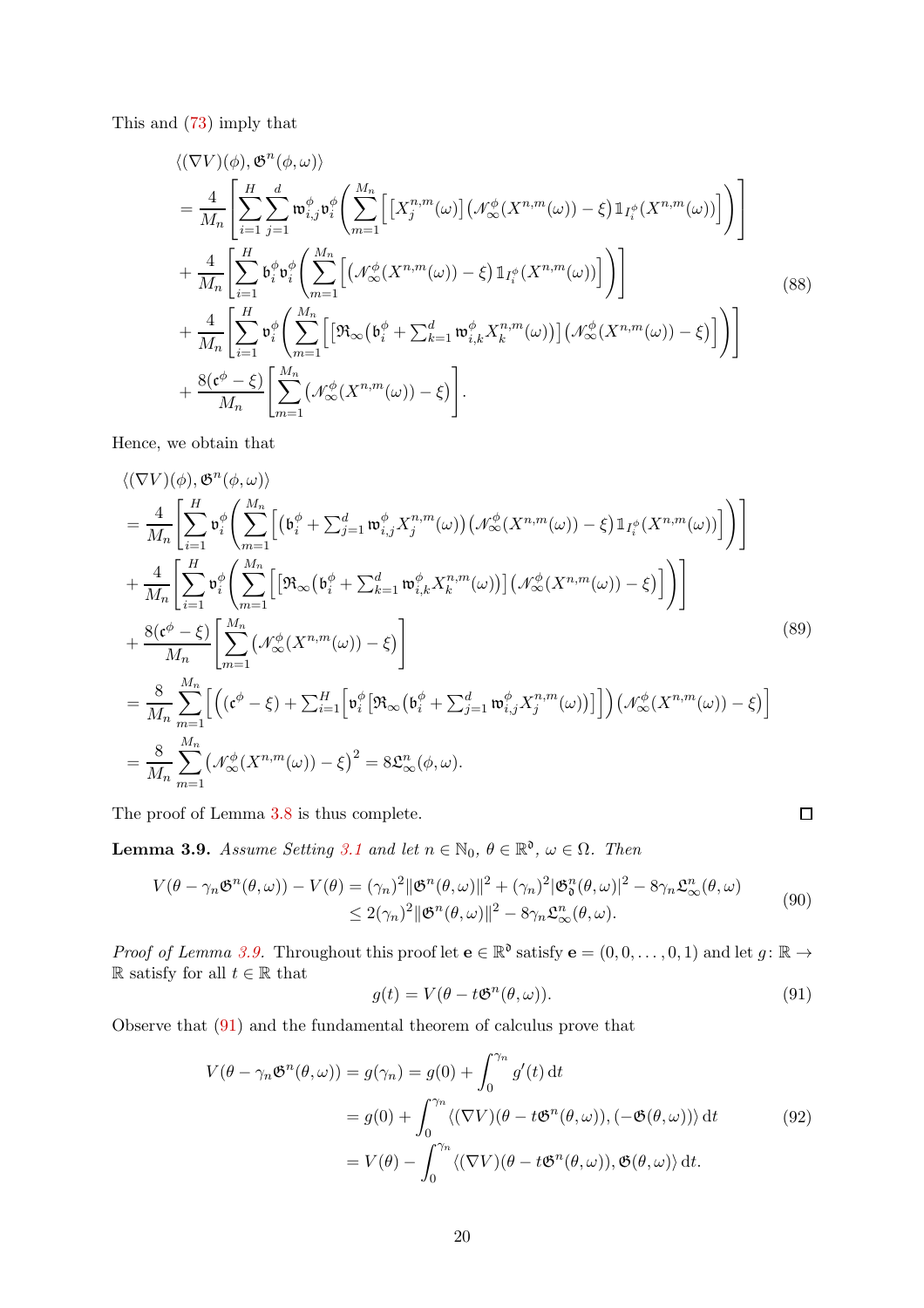This and (73) imply that

$$
\begin{aligned}
&\langle (\nabla V)(\phi), \mathfrak{G}^n(\phi,\omega)\rangle \\
&= \frac{4}{M_n}\Bigg[\sum_{i=1}^{H}\sum_{j=1}^{d} \mathfrak{w}^{\phi}_{i,j}\mathfrak{v}^{\phi}_i \Bigg(\sum_{m=1}^{M_n}\Big[\big[X^{n,m}_j(\omega)\big]\big(\mathscr{N}^{\phi}_{\infty}(X^{n,m}(\omega))-\xi\big)\mathbb{1}_{I^{\phi}_i}(X^{n,m}(\omega))\Big]\Bigg)\Bigg] \\
&+ \frac{4}{M_n}\Bigg[\sum_{i=1}^{H} \mathfrak{b}^{\phi}_i\mathfrak{v}^{\phi}_i \Bigg(\sum_{m=1}^{M_n}\Big[\big(\mathscr{N}^{\phi}_{\infty}(X^{n,m}(\omega))-\xi\big)\mathbb{1}_{I^{\phi}_i}(X^{n,m}(\omega))\Big]\Bigg)\Bigg] \\
&+ \frac{4}{M_n}\Bigg[\sum_{i=1}^{H} \mathfrak{v}^{\phi}_i \Bigg(\sum_{m=1}^{M_n}\Big[\big[\mathfrak{R}_{\infty}\big(\mathfrak{b}^{\phi}_i+\textstyle\sum_{k=1}^{d}\mathfrak{w}^{\phi}_{i,k}X^{n,m}_k(\omega)\big)\big]\big(\mathscr{N}^{\phi}_{\infty}(X^{n,m}(\omega))-\xi\big)\Big]\Bigg)\Bigg] \\
&+ \frac{8(\mathfrak{c}^{\phi}-\xi)}{M_n}\Bigg[\sum_{m=1}^{M_n}\big(\mathscr{N}^{\phi}_{\infty}(X^{n,m}(\omega))-\xi\big)\Bigg].
\end{aligned}
\tag{88}
$$

Hence, we obtain that

$$
\begin{aligned}
&\langle (\nabla V)(\phi), \mathfrak{G}^n(\phi,\omega)\rangle \\
&= \frac{4}{M_n}\Bigg[\sum_{i=1}^{H} \mathfrak{v}^{\phi}_i \Bigg(\sum_{m=1}^{M_n}\Big[\big(\mathfrak{b}^{\phi}_i+\textstyle\sum_{j=1}^{d}\mathfrak{w}^{\phi}_{i,j}X^{n,m}_j(\omega)\big)\big(\mathscr{N}^{\phi}_{\infty}(X^{n,m}(\omega))-\xi\big)\mathbb{1}_{I^{\phi}_i}(X^{n,m}(\omega))\Big]\Bigg)\Bigg] \\
&+ \frac{4}{M_n}\Bigg[\sum_{i=1}^{H} \mathfrak{v}^{\phi}_i \Bigg(\sum_{m=1}^{M_n}\Big[\big[\mathfrak{R}_{\infty}\big(\mathfrak{b}^{\phi}_i+\textstyle\sum_{k=1}^{d}\mathfrak{w}^{\phi}_{i,k}X^{n,m}_k(\omega)\big)\big]\big(\mathscr{N}^{\phi}_{\infty}(X^{n,m}(\omega))-\xi\big)\Big]\Bigg)\Bigg] \\
&+ \frac{8(\mathfrak{c}^{\phi}-\xi)}{M_n}\Bigg[\sum_{m=1}^{M_n}\big(\mathscr{N}^{\phi}_{\infty}(X^{n,m}(\omega))-\xi\big)\Bigg] \\
&= \frac{8}{M_n}\sum_{m=1}^{M_n}\Big[\Big((\mathfrak{c}^{\phi}-\xi)+\textstyle\sum_{i=1}^{H}\Big[\mathfrak{v}^{\phi}_i\big[\mathfrak{R}_{\infty}\big(\mathfrak{b}^{\phi}_i+\sum_{j=1}^{d}\mathfrak{w}^{\phi}_{i,j}X^{n,m}_j(\omega)\big)\big]\Big]\Big)\big(\mathscr{N}^{\phi}_{\infty}(X^{n,m}(\omega))-\xi\big)\Big] \\
&= \frac{8}{M_n}\sum_{m=1}^{M_n}\big(\mathscr{N}^{\phi}_{\infty}(X^{n,m}(\omega))-\xi\big)^2 = 8\mathfrak{L}^n_{\infty}(\phi,\omega).
\end{aligned}
\tag{89}
$$

The proof of Lemma 3.8 is thus complete. ∎

**Lemma 3.9.** *Assume Setting 3.1 and let $n\in\mathbb{N}_0$, $\theta\in\mathbb{R}^{\mathfrak{d}}$, $\omega\in\Omega$. Then*

$$
\begin{aligned}
V(\theta-\gamma_n\mathfrak{G}^n(\theta,\omega))-V(\theta) &= (\gamma_n)^2\|\mathfrak{G}^n(\theta,\omega)\|^2+(\gamma_n)^2|\mathfrak{G}^n_{\mathfrak{d}}(\theta,\omega)|^2-8\gamma_n\mathfrak{L}^n_{\infty}(\theta,\omega) \\
&\le 2(\gamma_n)^2\|\mathfrak{G}^n(\theta,\omega)\|^2-8\gamma_n\mathfrak{L}^n_{\infty}(\theta,\omega).
\end{aligned}
\tag{90}
$$

*Proof of Lemma 3.9.* Throughout this proof let $\mathbf{e}\in\mathbb{R}^{\mathfrak{d}}$ satisfy $\mathbf{e}=(0,0,\dots,0,1)$ and let $g\colon\mathbb{R}\to\mathbb{R}$ satisfy for all $t\in\mathbb{R}$ that

$$
g(t)=V(\theta-t\mathfrak{G}^n(\theta,\omega)).
\tag{91}
$$

Observe that (91) and the fundamental theorem of calculus prove that

$$
\begin{aligned}
V(\theta-\gamma_n\mathfrak{G}^n(\theta,\omega)) = g(\gamma_n) &= g(0)+\int_0^{\gamma_n} g'(t)\,\mathrm{d}t \\
&= g(0)+\int_0^{\gamma_n}\langle(\nabla V)(\theta-t\mathfrak{G}^n(\theta,\omega)),(-\mathfrak{G}(\theta,\omega))\rangle\,\mathrm{d}t \\
&= V(\theta)-\int_0^{\gamma_n}\langle(\nabla V)(\theta-t\mathfrak{G}^n(\theta,\omega)),\mathfrak{G}(\theta,\omega)\rangle\,\mathrm{d}t.
\end{aligned}
\tag{92}
$$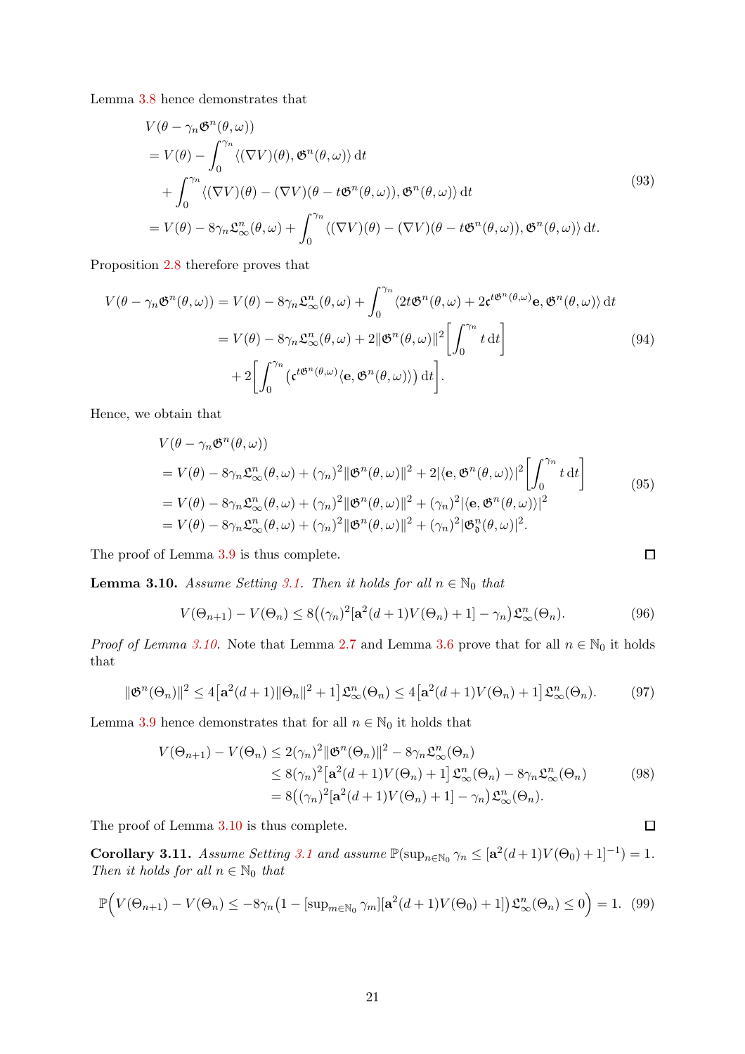Lemma 3.8 hence demonstrates that

$$
\begin{aligned}
&V(\theta - \gamma_n \mathfrak{G}^n(\theta,\omega)) \\
&= V(\theta) - \int_0^{\gamma_n} \langle (\nabla V)(\theta), \mathfrak{G}^n(\theta,\omega)\rangle \,\mathrm{d}t \\
&\quad + \int_0^{\gamma_n} \langle (\nabla V)(\theta) - (\nabla V)(\theta - t\mathfrak{G}^n(\theta,\omega)), \mathfrak{G}^n(\theta,\omega)\rangle \,\mathrm{d}t \\
&= V(\theta) - 8\gamma_n \mathfrak{L}^n_\infty(\theta,\omega) + \int_0^{\gamma_n} \langle (\nabla V)(\theta) - (\nabla V)(\theta - t\mathfrak{G}^n(\theta,\omega)), \mathfrak{G}^n(\theta,\omega)\rangle \,\mathrm{d}t.
\end{aligned}
\tag{93}
$$

Proposition 2.8 therefore proves that

$$
\begin{aligned}
V(\theta - \gamma_n \mathfrak{G}^n(\theta,\omega)) &= V(\theta) - 8\gamma_n \mathfrak{L}^n_\infty(\theta,\omega) + \int_0^{\gamma_n} \langle 2t\mathfrak{G}^n(\theta,\omega) + 2\mathfrak{c}^{t\mathfrak{G}^n(\theta,\omega)}\mathbf{e}, \mathfrak{G}^n(\theta,\omega)\rangle \,\mathrm{d}t \\
&= V(\theta) - 8\gamma_n \mathfrak{L}^n_\infty(\theta,\omega) + 2\|\mathfrak{G}^n(\theta,\omega)\|^2 \left[\int_0^{\gamma_n} t \,\mathrm{d}t\right] \\
&\quad + 2\left[\int_0^{\gamma_n} \left(\mathfrak{c}^{t\mathfrak{G}^n(\theta,\omega)} \langle \mathbf{e}, \mathfrak{G}^n(\theta,\omega)\rangle\right) \mathrm{d}t\right].
\end{aligned}
\tag{94}
$$

Hence, we obtain that

$$
\begin{aligned}
&V(\theta - \gamma_n \mathfrak{G}^n(\theta,\omega)) \\
&= V(\theta) - 8\gamma_n \mathfrak{L}^n_\infty(\theta,\omega) + (\gamma_n)^2 \|\mathfrak{G}^n(\theta,\omega)\|^2 + 2|\langle \mathbf{e}, \mathfrak{G}^n(\theta,\omega)\rangle|^2 \left[\int_0^{\gamma_n} t \,\mathrm{d}t\right] \\
&= V(\theta) - 8\gamma_n \mathfrak{L}^n_\infty(\theta,\omega) + (\gamma_n)^2 \|\mathfrak{G}^n(\theta,\omega)\|^2 + (\gamma_n)^2 |\langle \mathbf{e}, \mathfrak{G}^n(\theta,\omega)\rangle|^2 \\
&= V(\theta) - 8\gamma_n \mathfrak{L}^n_\infty(\theta,\omega) + (\gamma_n)^2 \|\mathfrak{G}^n(\theta,\omega)\|^2 + (\gamma_n)^2 |\mathfrak{G}^n_{\mathfrak{d}}(\theta,\omega)|^2.
\end{aligned}
\tag{95}
$$

The proof of Lemma 3.9 is thus complete. ∎

**Lemma 3.10.** *Assume Setting 3.1. Then it holds for all $n \in \mathbb{N}_0$ that*

$$
V(\Theta_{n+1}) - V(\Theta_n) \le 8\big((\gamma_n)^2[\mathbf{a}^2(d+1)V(\Theta_n) + 1] - \gamma_n\big)\mathfrak{L}^n_\infty(\Theta_n).
\tag{96}
$$

*Proof of Lemma 3.10.* Note that Lemma 2.7 and Lemma 3.6 prove that for all $n \in \mathbb{N}_0$ it holds that

$$
\|\mathfrak{G}^n(\Theta_n)\|^2 \le 4\big[\mathbf{a}^2(d+1)\|\Theta_n\|^2 + 1\big]\mathfrak{L}^n_\infty(\Theta_n) \le 4\big[\mathbf{a}^2(d+1)V(\Theta_n) + 1\big]\mathfrak{L}^n_\infty(\Theta_n).
\tag{97}
$$

Lemma 3.9 hence demonstrates that for all $n \in \mathbb{N}_0$ it holds that

$$
\begin{aligned}
V(\Theta_{n+1}) - V(\Theta_n) &\le 2(\gamma_n)^2 \|\mathfrak{G}^n(\Theta_n)\|^2 - 8\gamma_n \mathfrak{L}^n_\infty(\Theta_n) \\
&\le 8(\gamma_n)^2\big[\mathbf{a}^2(d+1)V(\Theta_n) + 1\big]\mathfrak{L}^n_\infty(\Theta_n) - 8\gamma_n \mathfrak{L}^n_\infty(\Theta_n) \\
&= 8\big((\gamma_n)^2[\mathbf{a}^2(d+1)V(\Theta_n) + 1] - \gamma_n\big)\mathfrak{L}^n_\infty(\Theta_n).
\end{aligned}
\tag{98}
$$

The proof of Lemma 3.10 is thus complete. ∎

**Corollary 3.11.** *Assume Setting 3.1 and assume $\mathbb{P}(\sup_{n\in\mathbb{N}_0} \gamma_n \le [\mathbf{a}^2(d+1)V(\Theta_0)+1]^{-1}) = 1$. Then it holds for all $n \in \mathbb{N}_0$ that*

$$
\mathbb{P}\Big(V(\Theta_{n+1}) - V(\Theta_n) \le -8\gamma_n\big(1 - [\sup_{m\in\mathbb{N}_0} \gamma_m][\mathbf{a}^2(d+1)V(\Theta_0) + 1]\big)\mathfrak{L}^n_\infty(\Theta_n) \le 0\Big) = 1.
\tag{99}
$$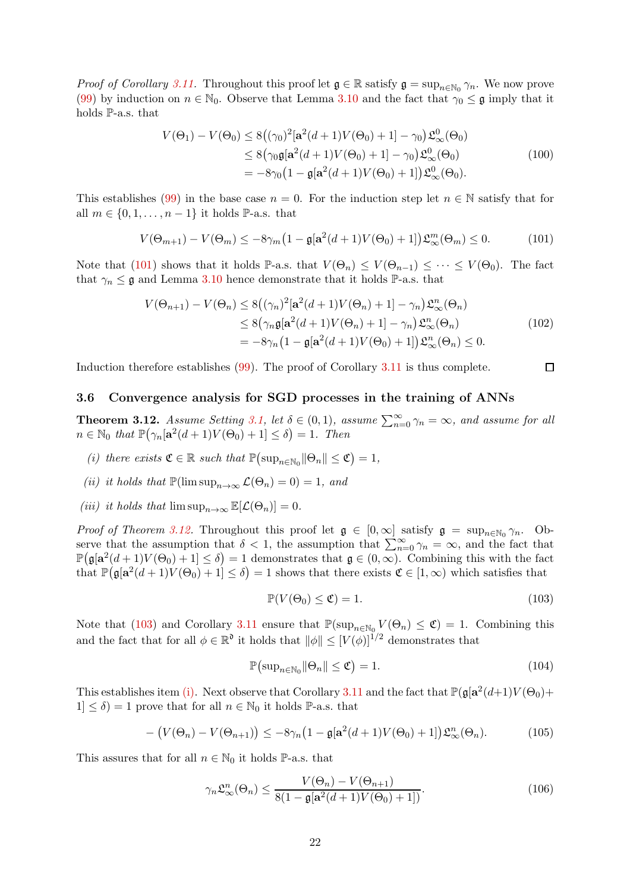*Proof of Corollary 3.11.* Throughout this proof let $\mathfrak{g} \in \mathbb{R}$ satisfy $\mathfrak{g} = \sup_{n\in\mathbb{N}_0} \gamma_n$. We now prove (99) by induction on $n \in \mathbb{N}_0$. Observe that Lemma 3.10 and the fact that $\gamma_0 \le \mathfrak{g}$ imply that it holds $\mathbb{P}$-a.s. that

$$
\begin{aligned}
V(\Theta_1) - V(\Theta_0) &\le 8\big((\gamma_0)^2[\mathbf{a}^2(d+1)V(\Theta_0)+1] - \gamma_0\big)\mathfrak{L}^0_\infty(\Theta_0) \\
&\le 8\big(\gamma_0\mathfrak{g}[\mathbf{a}^2(d+1)V(\Theta_0)+1] - \gamma_0\big)\mathfrak{L}^0_\infty(\Theta_0) \\
&= -8\gamma_0\big(1 - \mathfrak{g}[\mathbf{a}^2(d+1)V(\Theta_0)+1]\big)\mathfrak{L}^0_\infty(\Theta_0).
\end{aligned} \tag{100}
$$

This establishes (99) in the base case $n = 0$. For the induction step let $n \in \mathbb{N}$ satisfy that for all $m \in \{0, 1, \ldots, n-1\}$ it holds $\mathbb{P}$-a.s. that

$$
V(\Theta_{m+1}) - V(\Theta_m) \le -8\gamma_m\big(1 - \mathfrak{g}[\mathbf{a}^2(d+1)V(\Theta_0)+1]\big)\mathfrak{L}^m_\infty(\Theta_m) \le 0. \tag{101}
$$

Note that (101) shows that it holds $\mathbb{P}$-a.s. that $V(\Theta_n) \le V(\Theta_{n-1}) \le \cdots \le V(\Theta_0)$. The fact that $\gamma_n \le \mathfrak{g}$ and Lemma 3.10 hence demonstrate that it holds $\mathbb{P}$-a.s. that

$$
\begin{aligned}
V(\Theta_{n+1}) - V(\Theta_n) &\le 8\big((\gamma_n)^2[\mathbf{a}^2(d+1)V(\Theta_n)+1] - \gamma_n\big)\mathfrak{L}^n_\infty(\Theta_n) \\
&\le 8\big(\gamma_n\mathfrak{g}[\mathbf{a}^2(d+1)V(\Theta_n)+1] - \gamma_n\big)\mathfrak{L}^n_\infty(\Theta_n) \\
&= -8\gamma_n\big(1 - \mathfrak{g}[\mathbf{a}^2(d+1)V(\Theta_0)+1]\big)\mathfrak{L}^n_\infty(\Theta_n) \le 0.
\end{aligned} \tag{102}
$$

Induction therefore establishes (99). The proof of Corollary 3.11 is thus complete. ∎

### 3.6 Convergence analysis for SGD processes in the training of ANNs

**Theorem 3.12.** *Assume Setting 3.1, let $\delta \in (0,1)$, assume $\sum_{n=0}^\infty \gamma_n = \infty$, and assume for all $n \in \mathbb{N}_0$ that $\mathbb{P}\big(\gamma_n[\mathbf{a}^2(d+1)V(\Theta_0)+1] \le \delta\big) = 1$. Then*

*(i) there exists $\mathfrak{C} \in \mathbb{R}$ such that $\mathbb{P}\big(\sup_{n\in\mathbb{N}_0}\|\Theta_n\| \le \mathfrak{C}\big) = 1$,*

*(ii) it holds that $\mathbb{P}(\limsup_{n\to\infty} \mathcal{L}(\Theta_n) = 0) = 1$, and*

*(iii) it holds that $\limsup_{n\to\infty} \mathbb{E}[\mathcal{L}(\Theta_n)] = 0$.*

*Proof of Theorem 3.12.* Throughout this proof let $\mathfrak{g} \in [0,\infty]$ satisfy $\mathfrak{g} = \sup_{n\in\mathbb{N}_0}\gamma_n$. Observe that the assumption that $\delta < 1$, the assumption that $\sum_{n=0}^\infty \gamma_n = \infty$, and the fact that $\mathbb{P}\big(\mathfrak{g}[\mathbf{a}^2(d+1)V(\Theta_0)+1] \le \delta\big) = 1$ demonstrates that $\mathfrak{g} \in (0,\infty)$. Combining this with the fact that $\mathbb{P}\big(\mathfrak{g}[\mathbf{a}^2(d+1)V(\Theta_0)+1] \le \delta\big) = 1$ shows that there exists $\mathfrak{C} \in [1,\infty)$ which satisfies that

$$
\mathbb{P}(V(\Theta_0) \le \mathfrak{C}) = 1. \tag{103}
$$

Note that (103) and Corollary 3.11 ensure that $\mathbb{P}\big(\sup_{n\in\mathbb{N}_0} V(\Theta_n) \le \mathfrak{C}\big) = 1$. Combining this and the fact that for all $\phi \in \mathbb{R}^{\mathfrak{d}}$ it holds that $\|\phi\| \le [V(\phi)]^{1/2}$ demonstrates that

$$
\mathbb{P}\big(\sup_{n\in\mathbb{N}_0}\|\Theta_n\| \le \mathfrak{C}\big) = 1. \tag{104}
$$

This establishes item (i). Next observe that Corollary 3.11 and the fact that $\mathbb{P}(\mathfrak{g}[\mathbf{a}^2(d+1)V(\Theta_0)+1] \le \delta) = 1$ prove that for all $n \in \mathbb{N}_0$ it holds $\mathbb{P}$-a.s. that

$$
-\big(V(\Theta_n) - V(\Theta_{n+1})\big) \le -8\gamma_n\big(1 - \mathfrak{g}[\mathbf{a}^2(d+1)V(\Theta_0)+1]\big)\mathfrak{L}^n_\infty(\Theta_n). \tag{105}
$$

This assures that for all $n \in \mathbb{N}_0$ it holds $\mathbb{P}$-a.s. that

$$
\gamma_n\mathfrak{L}^n_\infty(\Theta_n) \le \frac{V(\Theta_n) - V(\Theta_{n+1})}{8(1 - \mathfrak{g}[\mathbf{a}^2(d+1)V(\Theta_0)+1])}. \tag{106}
$$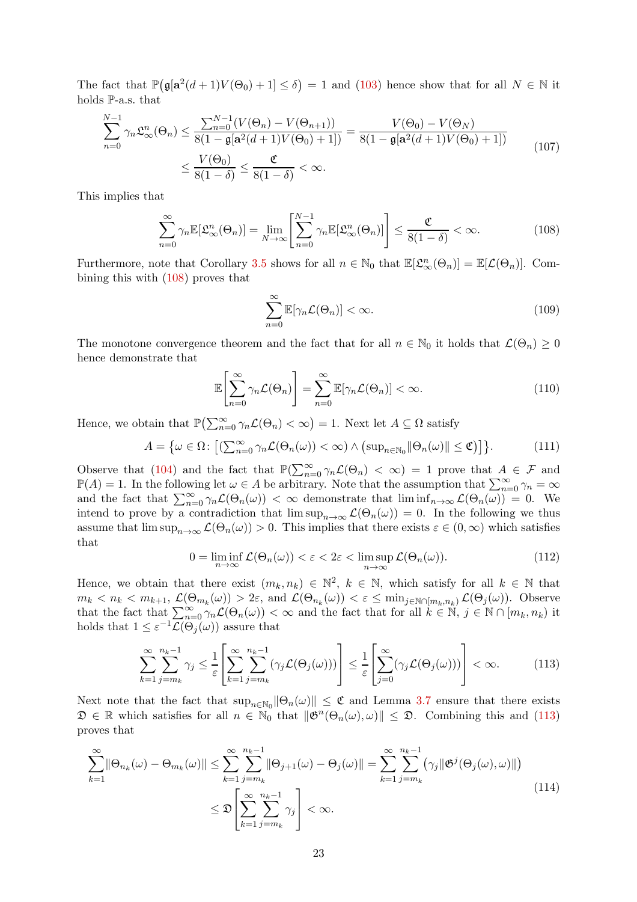The fact that $\mathbb{P}\big(\mathfrak{g}[\mathbf{a}^2(d+1)V(\Theta_0)+1] \leq \delta\big) = 1$ and (103) hence show that for all $N \in \mathbb{N}$ it holds $\mathbb{P}$-a.s. that

$$
\begin{aligned}
\sum_{n=0}^{N-1} \gamma_n \mathfrak{L}_\infty^n(\Theta_n) &\leq \frac{\sum_{n=0}^{N-1}(V(\Theta_n) - V(\Theta_{n+1}))}{8(1-\mathfrak{g}[\mathbf{a}^2(d+1)V(\Theta_0)+1])} = \frac{V(\Theta_0) - V(\Theta_N)}{8(1-\mathfrak{g}[\mathbf{a}^2(d+1)V(\Theta_0)+1])} \\
&\leq \frac{V(\Theta_0)}{8(1-\delta)} \leq \frac{\mathfrak{C}}{8(1-\delta)} < \infty.
\end{aligned}
\tag{107}
$$

This implies that

$$
\sum_{n=0}^{\infty} \gamma_n \mathbb{E}[\mathfrak{L}_\infty^n(\Theta_n)] = \lim_{N\to\infty}\left[\sum_{n=0}^{N-1} \gamma_n \mathbb{E}[\mathfrak{L}_\infty^n(\Theta_n)]\right] \leq \frac{\mathfrak{C}}{8(1-\delta)} < \infty. \tag{108}
$$

Furthermore, note that Corollary 3.5 shows for all $n \in \mathbb{N}_0$ that $\mathbb{E}[\mathfrak{L}_\infty^n(\Theta_n)] = \mathbb{E}[\mathcal{L}(\Theta_n)]$. Combining this with (108) proves that

$$
\sum_{n=0}^{\infty} \mathbb{E}[\gamma_n \mathcal{L}(\Theta_n)] < \infty. \tag{109}
$$

The monotone convergence theorem and the fact that for all $n \in \mathbb{N}_0$ it holds that $\mathcal{L}(\Theta_n) \geq 0$ hence demonstrate that

$$
\mathbb{E}\left[\sum_{n=0}^{\infty} \gamma_n \mathcal{L}(\Theta_n)\right] = \sum_{n=0}^{\infty} \mathbb{E}[\gamma_n \mathcal{L}(\Theta_n)] < \infty. \tag{110}
$$

Hence, we obtain that $\mathbb{P}\big(\sum_{n=0}^{\infty} \gamma_n \mathcal{L}(\Theta_n) < \infty\big) = 1$. Next let $A \subseteq \Omega$ satisfy

$$
A = \big\{\omega \in \Omega \colon \big[(\textstyle\sum_{n=0}^{\infty} \gamma_n \mathcal{L}(\Theta_n(\omega)) < \infty) \wedge \big(\sup_{n\in\mathbb{N}_0} \|\Theta_n(\omega)\| \leq \mathfrak{C}\big)\big]\big\}. \tag{111}
$$

Observe that (104) and the fact that $\mathbb{P}(\sum_{n=0}^{\infty} \gamma_n \mathcal{L}(\Theta_n) < \infty) = 1$ prove that $A \in \mathcal{F}$ and $\mathbb{P}(A) = 1$. In the following let $\omega \in A$ be arbitrary. Note that the assumption that $\sum_{n=0}^{\infty} \gamma_n = \infty$ and the fact that $\sum_{n=0}^{\infty} \gamma_n \mathcal{L}(\Theta_n(\omega)) < \infty$ demonstrate that $\liminf_{n\to\infty} \mathcal{L}(\Theta_n(\omega)) = 0$. We intend to prove by a contradiction that $\limsup_{n\to\infty} \mathcal{L}(\Theta_n(\omega)) = 0$. In the following we thus assume that $\limsup_{n\to\infty} \mathcal{L}(\Theta_n(\omega)) > 0$. This implies that there exists $\varepsilon \in (0,\infty)$ which satisfies that

$$
0 = \liminf_{n\to\infty} \mathcal{L}(\Theta_n(\omega)) < \varepsilon < 2\varepsilon < \limsup_{n\to\infty} \mathcal{L}(\Theta_n(\omega)). \tag{112}
$$

Hence, we obtain that there exist $(m_k, n_k) \in \mathbb{N}^2$, $k \in \mathbb{N}$, which satisfy for all $k \in \mathbb{N}$ that $m_k < n_k < m_{k+1}$, $\mathcal{L}(\Theta_{m_k}(\omega)) > 2\varepsilon$, and $\mathcal{L}(\Theta_{n_k}(\omega)) < \varepsilon \leq \min_{j\in\mathbb{N}\cap[m_k,n_k)} \mathcal{L}(\Theta_j(\omega))$. Observe that the fact that $\sum_{n=0}^{\infty} \gamma_n \mathcal{L}(\Theta_n(\omega)) < \infty$ and the fact that for all $k \in \mathbb{N}$, $j \in \mathbb{N} \cap [m_k, n_k)$ it holds that $1 \leq \varepsilon^{-1}\mathcal{L}(\Theta_j(\omega))$ assure that

$$
\sum_{k=1}^{\infty} \sum_{j=m_k}^{n_k-1} \gamma_j \leq \frac{1}{\varepsilon}\left[\sum_{k=1}^{\infty} \sum_{j=m_k}^{n_k-1} (\gamma_j \mathcal{L}(\Theta_j(\omega)))\right] \leq \frac{1}{\varepsilon}\left[\sum_{j=0}^{\infty} (\gamma_j \mathcal{L}(\Theta_j(\omega)))\right] < \infty. \tag{113}
$$

Next note that the fact that $\sup_{n\in\mathbb{N}_0} \|\Theta_n(\omega)\| \leq \mathfrak{C}$ and Lemma 3.7 ensure that there exists $\mathfrak{D} \in \mathbb{R}$ which satisfies for all $n \in \mathbb{N}_0$ that $\|\mathfrak{G}^n(\Theta_n(\omega), \omega)\| \leq \mathfrak{D}$. Combining this and (113) proves that

$$
\begin{aligned}
\sum_{k=1}^{\infty} \|\Theta_{n_k}(\omega) - \Theta_{m_k}(\omega)\| &\leq \sum_{k=1}^{\infty} \sum_{j=m_k}^{n_k-1} \|\Theta_{j+1}(\omega) - \Theta_j(\omega)\| = \sum_{k=1}^{\infty} \sum_{j=m_k}^{n_k-1} \big(\gamma_j \|\mathfrak{G}^j(\Theta_j(\omega), \omega)\|\big) \\
&\leq \mathfrak{D}\left[\sum_{k=1}^{\infty} \sum_{j=m_k}^{n_k-1} \gamma_j\right] < \infty.
\end{aligned}
\tag{114}
$$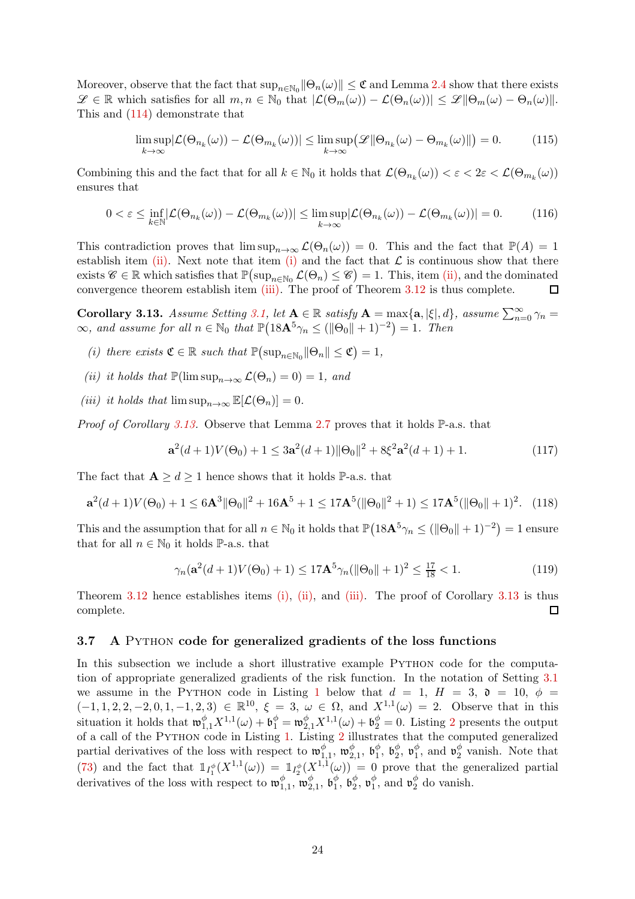Moreover, observe that the fact that $\sup_{n\in\mathbb{N}_0}\|\Theta_n(\omega)\| \le \mathfrak{C}$ and Lemma 2.4 show that there exists $\mathscr{L} \in \mathbb{R}$ which satisfies for all $m, n \in \mathbb{N}_0$ that $|\mathcal{L}(\Theta_m(\omega)) - \mathcal{L}(\Theta_n(\omega))| \le \mathscr{L}\|\Theta_m(\omega) - \Theta_n(\omega)\|$. This and (114) demonstrate that

$$\limsup_{k\to\infty}|\mathcal{L}(\Theta_{n_k}(\omega)) - \mathcal{L}(\Theta_{m_k}(\omega))| \le \limsup_{k\to\infty}\big(\mathscr{L}\|\Theta_{n_k}(\omega) - \Theta_{m_k}(\omega)\|\big) = 0. \tag{115}$$

Combining this and the fact that for all $k \in \mathbb{N}_0$ it holds that $\mathcal{L}(\Theta_{n_k}(\omega)) < \varepsilon < 2\varepsilon < \mathcal{L}(\Theta_{m_k}(\omega))$ ensures that

$$0 < \varepsilon \le \inf_{k\in\mathbb{N}}|\mathcal{L}(\Theta_{n_k}(\omega)) - \mathcal{L}(\Theta_{m_k}(\omega))| \le \limsup_{k\to\infty}|\mathcal{L}(\Theta_{n_k}(\omega)) - \mathcal{L}(\Theta_{m_k}(\omega))| = 0. \tag{116}$$

This contradiction proves that $\limsup_{n\to\infty}\mathcal{L}(\Theta_n(\omega)) = 0$. This and the fact that $\mathbb{P}(A) = 1$ establish item (ii). Next note that item (i) and the fact that $\mathcal{L}$ is continuous show that there exists $\mathscr{C} \in \mathbb{R}$ which satisfies that $\mathbb{P}\big(\sup_{n\in\mathbb{N}_0}\mathcal{L}(\Theta_n) \le \mathscr{C}\big) = 1$. This, item (ii), and the dominated convergence theorem establish item (iii). The proof of Theorem 3.12 is thus complete. ∎

**Corollary 3.13.** *Assume Setting 3.1, let $\mathbf{A} \in \mathbb{R}$ satisfy $\mathbf{A} = \max\{\mathbf{a}, |\xi|, d\}$, assume $\sum_{n=0}^{\infty}\gamma_n = \infty$, and assume for all $n \in \mathbb{N}_0$ that $\mathbb{P}\big(18\mathbf{A}^5\gamma_n \le (\|\Theta_0\| + 1)^{-2}\big) = 1$. Then*

*(i) there exists $\mathfrak{C} \in \mathbb{R}$ such that $\mathbb{P}\big(\sup_{n\in\mathbb{N}_0}\|\Theta_n\| \le \mathfrak{C}\big) = 1$,*

*(ii) it holds that $\mathbb{P}(\limsup_{n\to\infty}\mathcal{L}(\Theta_n) = 0) = 1$, and*

*(iii) it holds that $\limsup_{n\to\infty}\mathbb{E}[\mathcal{L}(\Theta_n)] = 0$.*

*Proof of Corollary 3.13.* Observe that Lemma 2.7 proves that it holds $\mathbb{P}$-a.s. that

$$\mathbf{a}^2(d+1)V(\Theta_0) + 1 \le 3\mathbf{a}^2(d+1)\|\Theta_0\|^2 + 8\xi^2\mathbf{a}^2(d+1) + 1. \tag{117}$$

The fact that $\mathbf{A} \ge d \ge 1$ hence shows that it holds $\mathbb{P}$-a.s. that

$$\mathbf{a}^2(d+1)V(\Theta_0) + 1 \le 6\mathbf{A}^3\|\Theta_0\|^2 + 16\mathbf{A}^5 + 1 \le 17\mathbf{A}^5(\|\Theta_0\|^2 + 1) \le 17\mathbf{A}^5(\|\Theta_0\| + 1)^2. \tag{118}$$

This and the assumption that for all $n \in \mathbb{N}_0$ it holds that $\mathbb{P}\big(18\mathbf{A}^5\gamma_n \le (\|\Theta_0\| + 1)^{-2}\big) = 1$ ensure that for all $n \in \mathbb{N}_0$ it holds $\mathbb{P}$-a.s. that

$$\gamma_n(\mathbf{a}^2(d+1)V(\Theta_0) + 1) \le 17\mathbf{A}^5\gamma_n(\|\Theta_0\| + 1)^2 \le \tfrac{17}{18} < 1. \tag{119}$$

Theorem 3.12 hence establishes items (i), (ii), and (iii). The proof of Corollary 3.13 is thus complete. ∎

### 3.7 A Python code for generalized gradients of the loss functions

In this subsection we include a short illustrative example Python code for the computation of appropriate generalized gradients of the risk function. In the notation of Setting 3.1 we assume in the Python code in Listing 1 below that $d = 1$, $H = 3$, $\mathfrak{d} = 10$, $\phi = (-1, 1, 2, 2, -2, 0, 1, -1, 2, 3) \in \mathbb{R}^{10}$, $\xi = 3$, $\omega \in \Omega$, and $X^{1,1}(\omega) = 2$. Observe that in this situation it holds that $\mathfrak{w}^{\phi}_{1,1}X^{1,1}(\omega) + \mathfrak{b}^{\phi}_1 = \mathfrak{w}^{\phi}_{2,1}X^{1,1}(\omega) + \mathfrak{b}^{\phi}_2 = 0$. Listing 2 presents the output of a call of the Python code in Listing 1. Listing 2 illustrates that the computed generalized partial derivatives of the loss with respect to $\mathfrak{w}^{\phi}_{1,1}$, $\mathfrak{w}^{\phi}_{2,1}$, $\mathfrak{b}^{\phi}_1$, $\mathfrak{b}^{\phi}_2$, $\mathfrak{v}^{\phi}_1$, and $\mathfrak{v}^{\phi}_2$ vanish. Note that (73) and the fact that $\mathbb{1}_{I^{\phi}_1}(X^{1,1}(\omega)) = \mathbb{1}_{I^{\phi}_2}(X^{1,1}(\omega)) = 0$ prove that the generalized partial derivatives of the loss with respect to $\mathfrak{w}^{\phi}_{1,1}$, $\mathfrak{w}^{\phi}_{2,1}$, $\mathfrak{b}^{\phi}_1$, $\mathfrak{b}^{\phi}_2$, $\mathfrak{v}^{\phi}_1$, and $\mathfrak{v}^{\phi}_2$ do vanish.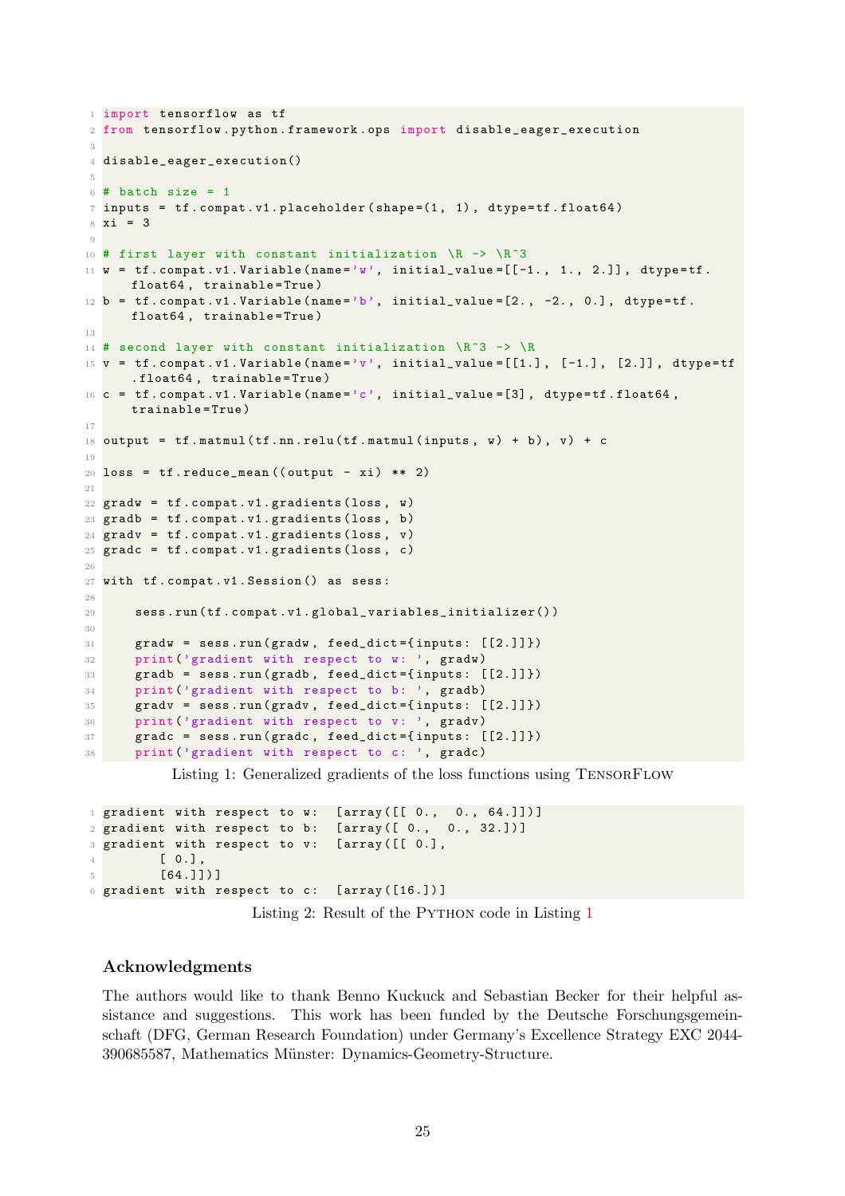```python
import tensorflow as tf
from tensorflow.python.framework.ops import disable_eager_execution

disable_eager_execution()

# batch size = 1
inputs = tf.compat.v1.placeholder(shape=(1, 1), dtype=tf.float64)
xi = 3

# first layer with constant initialization \R -> \R^3
w = tf.compat.v1.Variable(name='w', initial_value=[[-1., 1., 2.]], dtype=tf.float64, trainable=True)
b = tf.compat.v1.Variable(name='b', initial_value=[2., -2., 0.], dtype=tf.float64, trainable=True)

# second layer with constant initialization \R^3 -> \R
v = tf.compat.v1.Variable(name='v', initial_value=[[1.], [-1.], [2.]], dtype=tf.float64, trainable=True)
c = tf.compat.v1.Variable(name='c', initial_value=[3], dtype=tf.float64, trainable=True)

output = tf.matmul(tf.nn.relu(tf.matmul(inputs, w) + b), v) + c

loss = tf.reduce_mean((output - xi) ** 2)

gradw = tf.compat.v1.gradients(loss, w)
gradb = tf.compat.v1.gradients(loss, b)
gradv = tf.compat.v1.gradients(loss, v)
gradc = tf.compat.v1.gradients(loss, c)

with tf.compat.v1.Session() as sess:

    sess.run(tf.compat.v1.global_variables_initializer())

    gradw = sess.run(gradw, feed_dict={inputs: [[2.]]})
    print('gradient with respect to w: ', gradw)
    gradb = sess.run(gradb, feed_dict={inputs: [[2.]]})
    print('gradient with respect to b: ', gradb)
    gradv = sess.run(gradv, feed_dict={inputs: [[2.]]})
    print('gradient with respect to v: ', gradv)
    gradc = sess.run(gradc, feed_dict={inputs: [[2.]]})
    print('gradient with respect to c: ', gradc)
```

Listing 1: Generalized gradients of the loss functions using TensorFlow

```
gradient with respect to w:  [array([[ 0.,  0., 64.]])]
gradient with respect to b:  [array([ 0.,  0., 32.])]
gradient with respect to v:  [array([[ 0.],
       [ 0.],
       [64.]])]
gradient with respect to c:  [array([16.])]
```

Listing 2: Result of the Python code in Listing 1

## Acknowledgments

The authors would like to thank Benno Kuckuck and Sebastian Becker for their helpful assistance and suggestions. This work has been funded by the Deutsche Forschungsgemeinschaft (DFG, German Research Foundation) under Germany's Excellence Strategy EXC 2044-390685587, Mathematics Münster: Dynamics-Geometry-Structure.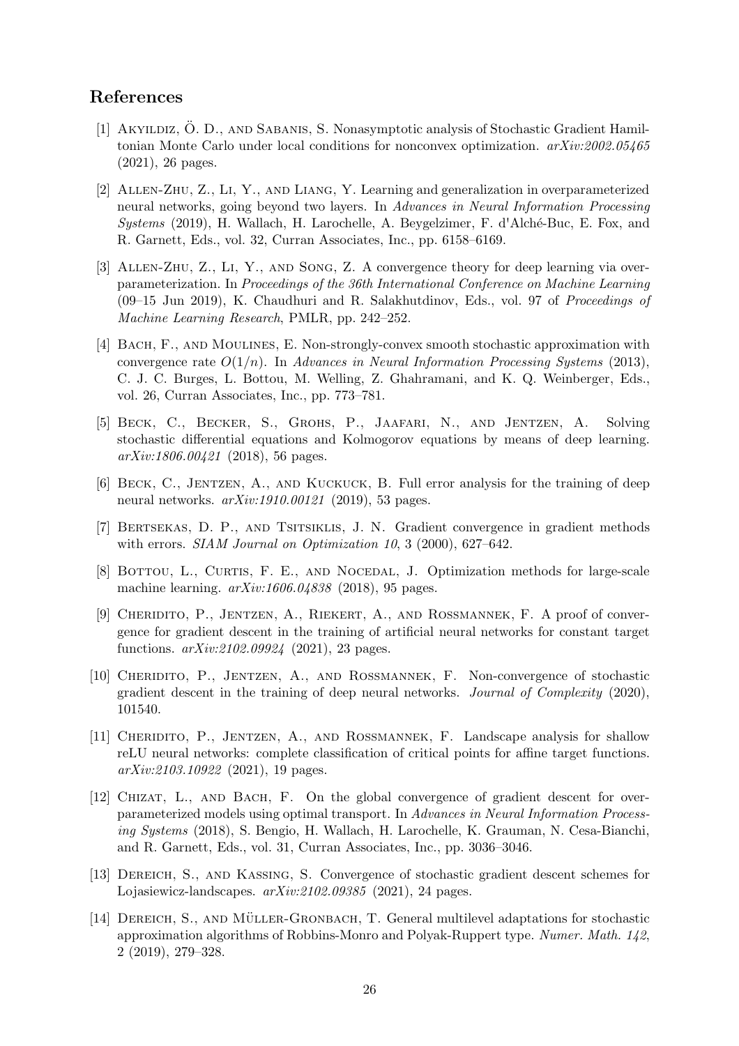## References

[1] Akyildiz, Ö. D., and Sabanis, S. Nonasymptotic analysis of Stochastic Gradient Hamiltonian Monte Carlo under local conditions for nonconvex optimization. *arXiv:2002.05465* (2021), 26 pages.

[2] Allen-Zhu, Z., Li, Y., and Liang, Y. Learning and generalization in overparameterized neural networks, going beyond two layers. In *Advances in Neural Information Processing Systems* (2019), H. Wallach, H. Larochelle, A. Beygelzimer, F. d'Alché-Buc, E. Fox, and R. Garnett, Eds., vol. 32, Curran Associates, Inc., pp. 6158–6169.

[3] Allen-Zhu, Z., Li, Y., and Song, Z. A convergence theory for deep learning via overparameterization. In *Proceedings of the 36th International Conference on Machine Learning* (09–15 Jun 2019), K. Chaudhuri and R. Salakhutdinov, Eds., vol. 97 of *Proceedings of Machine Learning Research*, PMLR, pp. 242–252.

[4] Bach, F., and Moulines, E. Non-strongly-convex smooth stochastic approximation with convergence rate $O(1/n)$. In *Advances in Neural Information Processing Systems* (2013), C. J. C. Burges, L. Bottou, M. Welling, Z. Ghahramani, and K. Q. Weinberger, Eds., vol. 26, Curran Associates, Inc., pp. 773–781.

[5] Beck, C., Becker, S., Grohs, P., Jaafari, N., and Jentzen, A. Solving stochastic differential equations and Kolmogorov equations by means of deep learning. *arXiv:1806.00421* (2018), 56 pages.

[6] Beck, C., Jentzen, A., and Kuckuck, B. Full error analysis for the training of deep neural networks. *arXiv:1910.00121* (2019), 53 pages.

[7] Bertsekas, D. P., and Tsitsiklis, J. N. Gradient convergence in gradient methods with errors. *SIAM Journal on Optimization 10*, 3 (2000), 627–642.

[8] Bottou, L., Curtis, F. E., and Nocedal, J. Optimization methods for large-scale machine learning. *arXiv:1606.04838* (2018), 95 pages.

[9] Cheridito, P., Jentzen, A., Riekert, A., and Rossmannek, F. A proof of convergence for gradient descent in the training of artificial neural networks for constant target functions. *arXiv:2102.09924* (2021), 23 pages.

[10] Cheridito, P., Jentzen, A., and Rossmannek, F. Non-convergence of stochastic gradient descent in the training of deep neural networks. *Journal of Complexity* (2020), 101540.

[11] Cheridito, P., Jentzen, A., and Rossmannek, F. Landscape analysis for shallow reLU neural networks: complete classification of critical points for affine target functions. *arXiv:2103.10922* (2021), 19 pages.

[12] Chizat, L., and Bach, F. On the global convergence of gradient descent for overparameterized models using optimal transport. In *Advances in Neural Information Processing Systems* (2018), S. Bengio, H. Wallach, H. Larochelle, K. Grauman, N. Cesa-Bianchi, and R. Garnett, Eds., vol. 31, Curran Associates, Inc., pp. 3036–3046.

[13] Dereich, S., and Kassing, S. Convergence of stochastic gradient descent schemes for Lojasiewicz-landscapes. *arXiv:2102.09385* (2021), 24 pages.

[14] Dereich, S., and Müller-Gronbach, T. General multilevel adaptations for stochastic approximation algorithms of Robbins-Monro and Polyak-Ruppert type. *Numer. Math. 142*, 2 (2019), 279–328.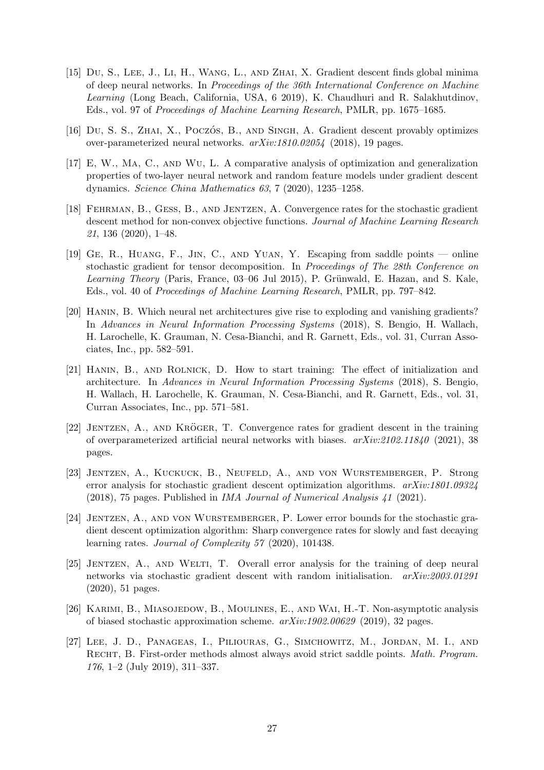[15] Du, S., Lee, J., Li, H., Wang, L., and Zhai, X. Gradient descent finds global minima of deep neural networks. In *Proceedings of the 36th International Conference on Machine Learning* (Long Beach, California, USA, 6 2019), K. Chaudhuri and R. Salakhutdinov, Eds., vol. 97 of *Proceedings of Machine Learning Research*, PMLR, pp. 1675–1685.

[16] Du, S. S., Zhai, X., Póczos, B., and Singh, A. Gradient descent provably optimizes over-parameterized neural networks. *arXiv:1810.02054* (2018), 19 pages.

[17] E, W., Ma, C., and Wu, L. A comparative analysis of optimization and generalization properties of two-layer neural network and random feature models under gradient descent dynamics. *Science China Mathematics 63*, 7 (2020), 1235–1258.

[18] Fehrman, B., Gess, B., and Jentzen, A. Convergence rates for the stochastic gradient descent method for non-convex objective functions. *Journal of Machine Learning Research 21*, 136 (2020), 1–48.

[19] Ge, R., Huang, F., Jin, C., and Yuan, Y. Escaping from saddle points — online stochastic gradient for tensor decomposition. In *Proceedings of The 28th Conference on Learning Theory* (Paris, France, 03–06 Jul 2015), P. Grünwald, E. Hazan, and S. Kale, Eds., vol. 40 of *Proceedings of Machine Learning Research*, PMLR, pp. 797–842.

[20] Hanin, B. Which neural net architectures give rise to exploding and vanishing gradients? In *Advances in Neural Information Processing Systems* (2018), S. Bengio, H. Wallach, H. Larochelle, K. Grauman, N. Cesa-Bianchi, and R. Garnett, Eds., vol. 31, Curran Associates, Inc., pp. 582–591.

[21] Hanin, B., and Rolnick, D. How to start training: The effect of initialization and architecture. In *Advances in Neural Information Processing Systems* (2018), S. Bengio, H. Wallach, H. Larochelle, K. Grauman, N. Cesa-Bianchi, and R. Garnett, Eds., vol. 31, Curran Associates, Inc., pp. 571–581.

[22] Jentzen, A., and Kröger, T. Convergence rates for gradient descent in the training of overparameterized artificial neural networks with biases. *arXiv:2102.11840* (2021), 38 pages.

[23] Jentzen, A., Kuckuck, B., Neufeld, A., and von Wurstemberger, P. Strong error analysis for stochastic gradient descent optimization algorithms. *arXiv:1801.09324* (2018), 75 pages. Published in *IMA Journal of Numerical Analysis 41* (2021).

[24] Jentzen, A., and von Wurstemberger, P. Lower error bounds for the stochastic gradient descent optimization algorithm: Sharp convergence rates for slowly and fast decaying learning rates. *Journal of Complexity 57* (2020), 101438.

[25] Jentzen, A., and Welti, T. Overall error analysis for the training of deep neural networks via stochastic gradient descent with random initialisation. *arXiv:2003.01291* (2020), 51 pages.

[26] Karimi, B., Miasojedow, B., Moulines, E., and Wai, H.-T. Non-asymptotic analysis of biased stochastic approximation scheme. *arXiv:1902.00629* (2019), 32 pages.

[27] Lee, J. D., Panageas, I., Piliouras, G., Simchowitz, M., Jordan, M. I., and Recht, B. First-order methods almost always avoid strict saddle points. *Math. Program. 176*, 1–2 (July 2019), 311–337.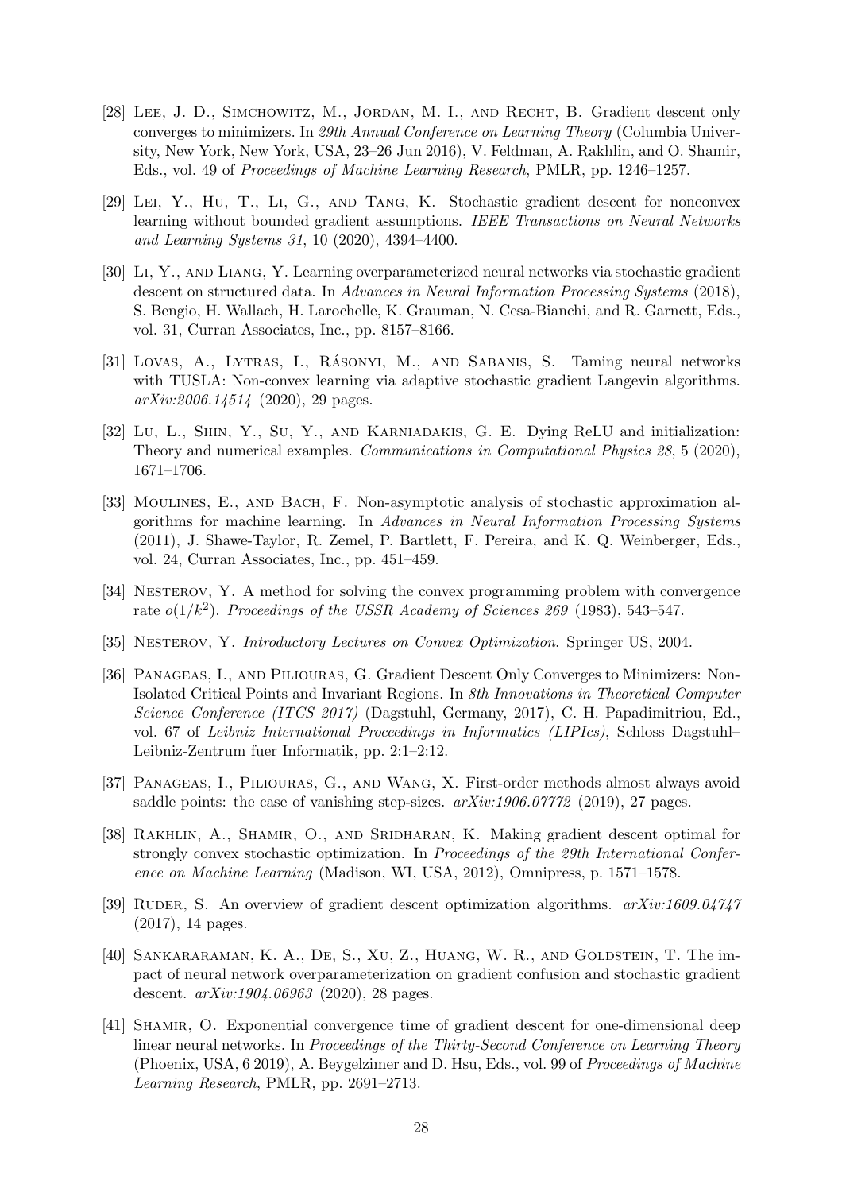[28] Lee, J. D., Simchowitz, M., Jordan, M. I., and Recht, B. Gradient descent only converges to minimizers. In *29th Annual Conference on Learning Theory* (Columbia University, New York, New York, USA, 23–26 Jun 2016), V. Feldman, A. Rakhlin, and O. Shamir, Eds., vol. 49 of *Proceedings of Machine Learning Research*, PMLR, pp. 1246–1257.

[29] Lei, Y., Hu, T., Li, G., and Tang, K. Stochastic gradient descent for nonconvex learning without bounded gradient assumptions. *IEEE Transactions on Neural Networks and Learning Systems 31*, 10 (2020), 4394–4400.

[30] Li, Y., and Liang, Y. Learning overparameterized neural networks via stochastic gradient descent on structured data. In *Advances in Neural Information Processing Systems* (2018), S. Bengio, H. Wallach, H. Larochelle, K. Grauman, N. Cesa-Bianchi, and R. Garnett, Eds., vol. 31, Curran Associates, Inc., pp. 8157–8166.

[31] Lovas, A., Lytras, I., Rásonyi, M., and Sabanis, S. Taming neural networks with TUSLA: Non-convex learning via adaptive stochastic gradient Langevin algorithms. *arXiv:2006.14514* (2020), 29 pages.

[32] Lu, L., Shin, Y., Su, Y., and Karniadakis, G. E. Dying ReLU and initialization: Theory and numerical examples. *Communications in Computational Physics 28*, 5 (2020), 1671–1706.

[33] Moulines, E., and Bach, F. Non-asymptotic analysis of stochastic approximation algorithms for machine learning. In *Advances in Neural Information Processing Systems* (2011), J. Shawe-Taylor, R. Zemel, P. Bartlett, F. Pereira, and K. Q. Weinberger, Eds., vol. 24, Curran Associates, Inc., pp. 451–459.

[34] Nesterov, Y. A method for solving the convex programming problem with convergence rate $o(1/k^2)$. *Proceedings of the USSR Academy of Sciences 269* (1983), 543–547.

[35] Nesterov, Y. *Introductory Lectures on Convex Optimization*. Springer US, 2004.

[36] Panageas, I., and Piliouras, G. Gradient Descent Only Converges to Minimizers: Non-Isolated Critical Points and Invariant Regions. In *8th Innovations in Theoretical Computer Science Conference (ITCS 2017)* (Dagstuhl, Germany, 2017), C. H. Papadimitriou, Ed., vol. 67 of *Leibniz International Proceedings in Informatics (LIPIcs)*, Schloss Dagstuhl–Leibniz-Zentrum fuer Informatik, pp. 2:1–2:12.

[37] Panageas, I., Piliouras, G., and Wang, X. First-order methods almost always avoid saddle points: the case of vanishing step-sizes. *arXiv:1906.07772* (2019), 27 pages.

[38] Rakhlin, A., Shamir, O., and Sridharan, K. Making gradient descent optimal for strongly convex stochastic optimization. In *Proceedings of the 29th International Conference on Machine Learning* (Madison, WI, USA, 2012), Omnipress, p. 1571–1578.

[39] Ruder, S. An overview of gradient descent optimization algorithms. *arXiv:1609.04747* (2017), 14 pages.

[40] Sankararaman, K. A., De, S., Xu, Z., Huang, W. R., and Goldstein, T. The impact of neural network overparameterization on gradient confusion and stochastic gradient descent. *arXiv:1904.06963* (2020), 28 pages.

[41] Shamir, O. Exponential convergence time of gradient descent for one-dimensional deep linear neural networks. In *Proceedings of the Thirty-Second Conference on Learning Theory* (Phoenix, USA, 6 2019), A. Beygelzimer and D. Hsu, Eds., vol. 99 of *Proceedings of Machine Learning Research*, PMLR, pp. 2691–2713.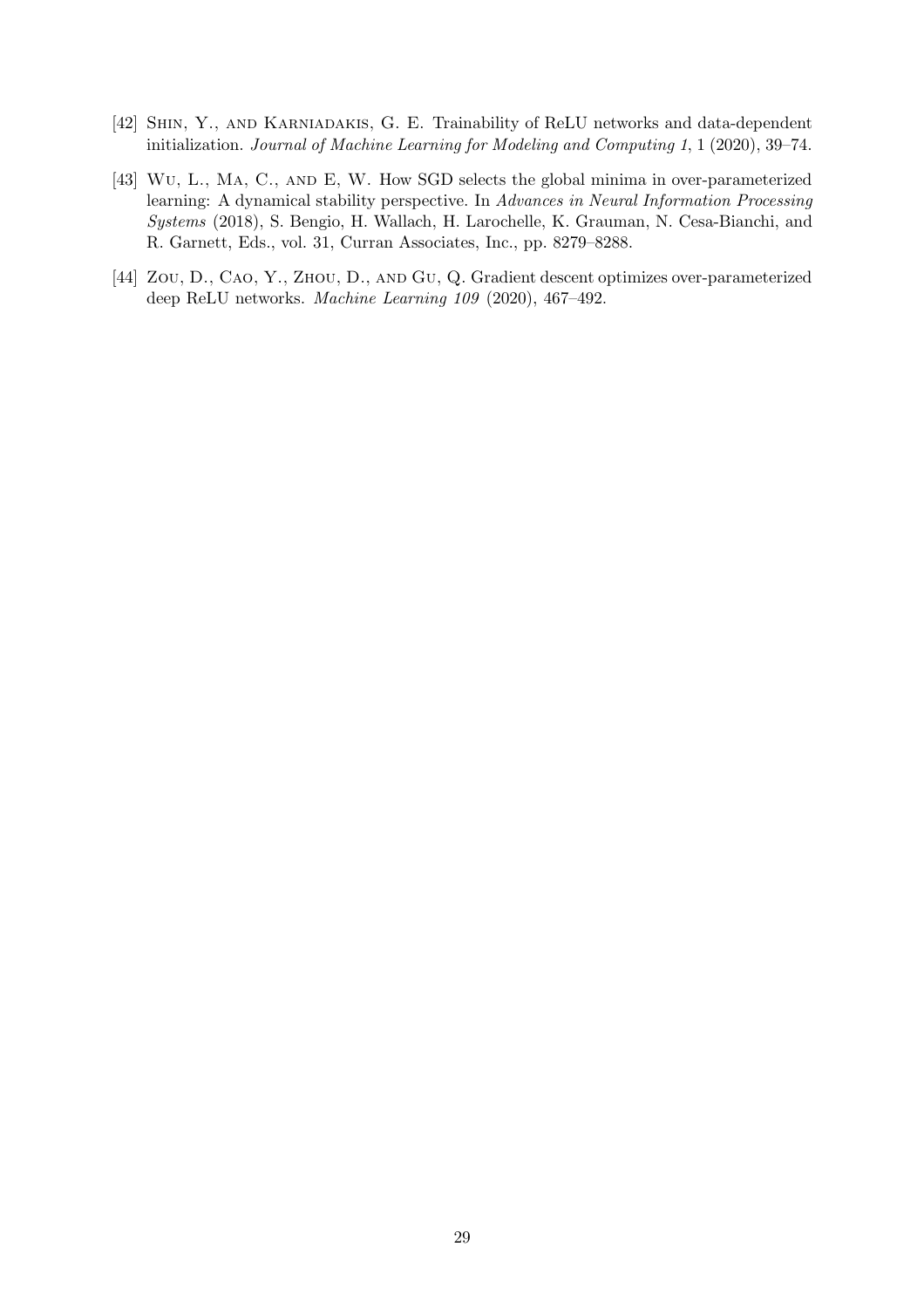[42] Shin, Y., and Karniadakis, G. E. Trainability of ReLU networks and data-dependent initialization. *Journal of Machine Learning for Modeling and Computing 1*, 1 (2020), 39–74.

[43] Wu, L., Ma, C., and E, W. How SGD selects the global minima in over-parameterized learning: A dynamical stability perspective. In *Advances in Neural Information Processing Systems* (2018), S. Bengio, H. Wallach, H. Larochelle, K. Grauman, N. Cesa-Bianchi, and R. Garnett, Eds., vol. 31, Curran Associates, Inc., pp. 8279–8288.

[44] Zou, D., Cao, Y., Zhou, D., and Gu, Q. Gradient descent optimizes over-parameterized deep ReLU networks. *Machine Learning 109* (2020), 467–492.